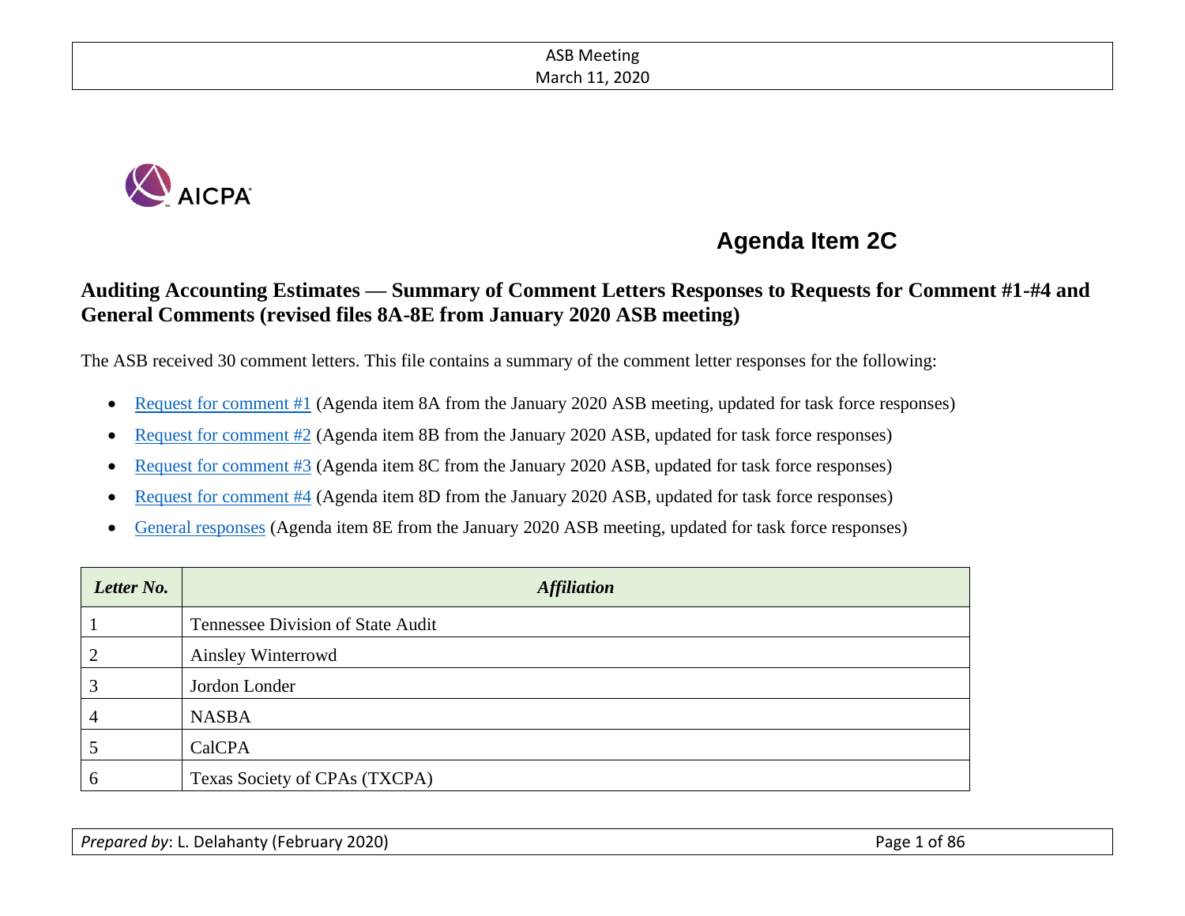# Agenda Item 2C

## Auditing Accounting Estimates — Summary of Comment Letters Responses to Requests for Comment #1-#4 and General Comments (revised files 8A-8E from January 2020 ASB meeting)

The ASB received 30 comment letters. This file contains a summary of the comment letter responses for the following:

- Request for comment #1 (Agenda item 8A from the January 2020 ASB meeting, updated for task force responses)
- Request for comment #2 (Agenda item 8B from the January 2020 ASB, updated for task force responses)
- Request for comment #3 (Agenda item 8C from the January 2020 ASB, updated for task force responses)
- Request for comment #4 (Agenda item 8D from the January 2020 ASB, updated for task force responses)
- General responses (Agenda item 8E from the January 2020 ASB meeting, updated for task force responses)

| *Letter No.* | *Affiliation* |
|---|---|
| 1 | Tennessee Division of State Audit |
| 2 | Ainsley Winterrowd |
| 3 | Jordon Londer |
| 4 | NASBA |
| 5 | CalCPA |
| 6 | Texas Society of CPAs (TXCPA) |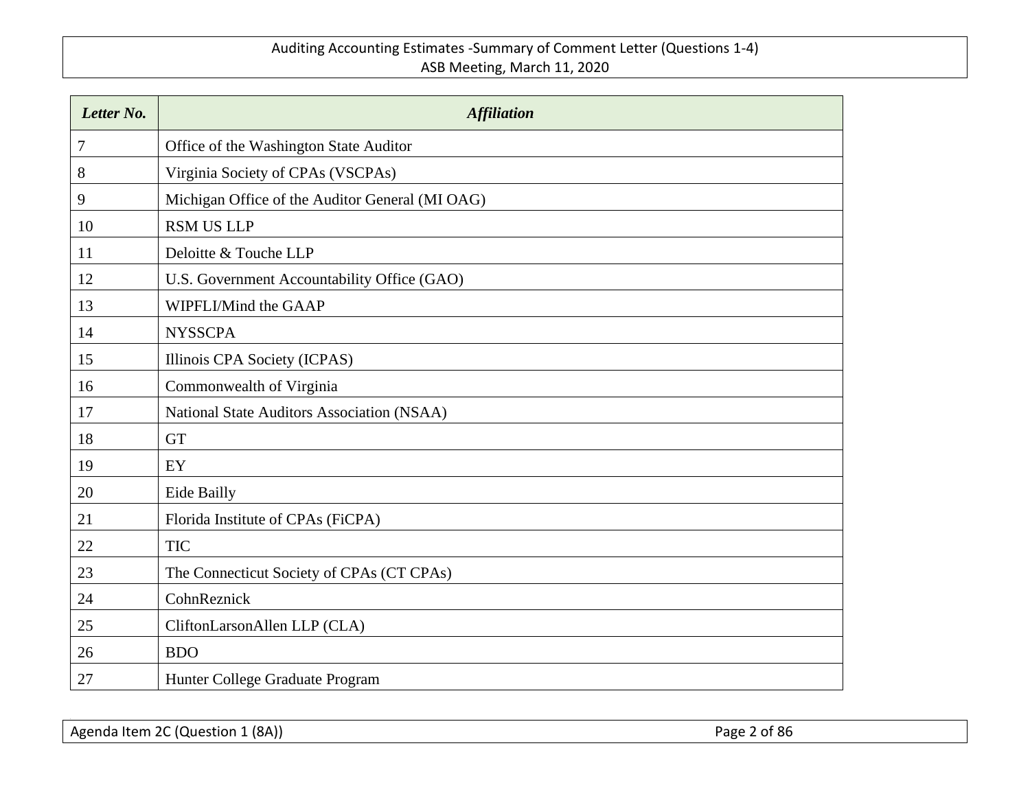| *Letter No.* | *Affiliation* |
|---|---|
| 7 | Office of the Washington State Auditor |
| 8 | Virginia Society of CPAs (VSCPAs) |
| 9 | Michigan Office of the Auditor General (MI OAG) |
| 10 | RSM US LLP |
| 11 | Deloitte & Touche LLP |
| 12 | U.S. Government Accountability Office (GAO) |
| 13 | WIPFLI/Mind the GAAP |
| 14 | NYSSCPA |
| 15 | Illinois CPA Society (ICPAS) |
| 16 | Commonwealth of Virginia |
| 17 | National State Auditors Association (NSAA) |
| 18 | GT |
| 19 | EY |
| 20 | Eide Bailly |
| 21 | Florida Institute of CPAs (FiCPA) |
| 22 | TIC |
| 23 | The Connecticut Society of CPAs (CT CPAs) |
| 24 | CohnReznick |
| 25 | CliftonLarsonAllen LLP (CLA) |
| 26 | BDO |
| 27 | Hunter College Graduate Program |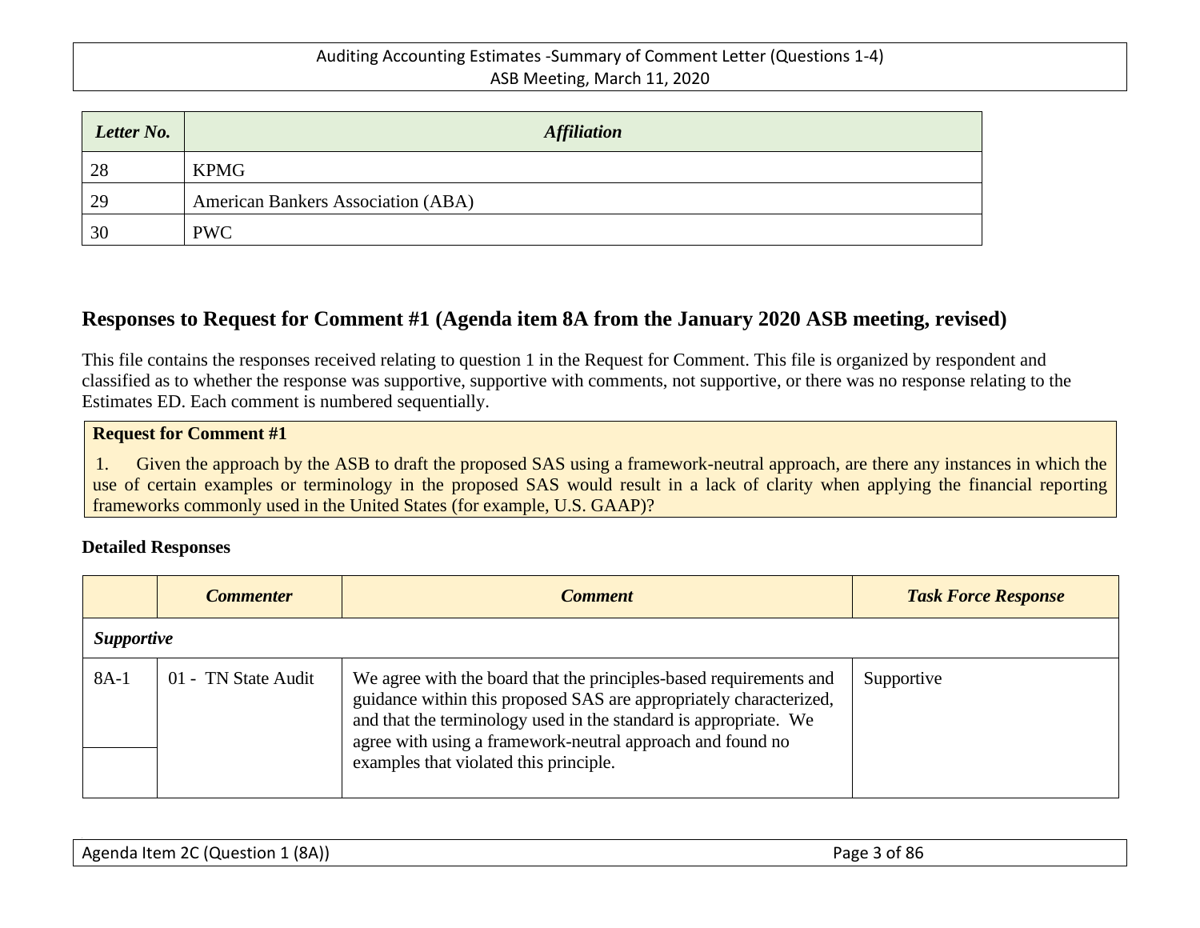| *Letter No.* | *Affiliation* |
|---|---|
| 28 | KPMG |
| 29 | American Bankers Association (ABA) |
| 30 | PWC |

## Responses to Request for Comment #1 (Agenda item 8A from the January 2020 ASB meeting, revised)

This file contains the responses received relating to question 1 in the Request for Comment. This file is organized by respondent and classified as to whether the response was supportive, supportive with comments, not supportive, or there was no response relating to the Estimates ED. Each comment is numbered sequentially.

**Request for Comment #1**

1. Given the approach by the ASB to draft the proposed SAS using a framework-neutral approach, are there any instances in which the use of certain examples or terminology in the proposed SAS would result in a lack of clarity when applying the financial reporting frameworks commonly used in the United States (for example, U.S. GAAP)?

**Detailed Responses**

| | *Commenter* | *Comment* | *Task Force Response* |
|---|---|---|---|
| ***Supportive*** | | | |
| 8A-1 | 01 - TN State Audit | We agree with the board that the principles-based requirements and guidance within this proposed SAS are appropriately characterized, and that the terminology used in the standard is appropriate. We agree with using a framework-neutral approach and found no examples that violated this principle. | Supportive |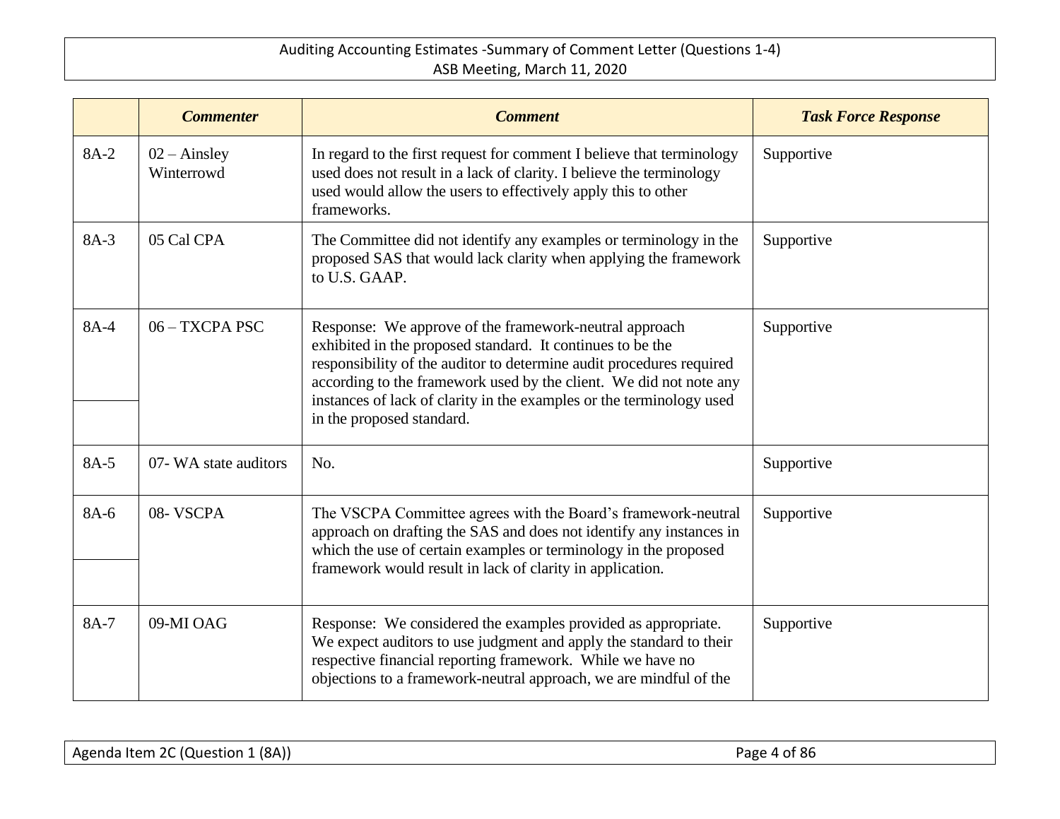| | *Commenter* | *Comment* | *Task Force Response* |
|---|---|---|---|
| 8A-2 | 02 – Ainsley Winterrowd | In regard to the first request for comment I believe that terminology used does not result in a lack of clarity. I believe the terminology used would allow the users to effectively apply this to other frameworks. | Supportive |
| 8A-3 | 05 Cal CPA | The Committee did not identify any examples or terminology in the proposed SAS that would lack clarity when applying the framework to U.S. GAAP. | Supportive |
| 8A-4 | 06 – TXCPA PSC | Response: We approve of the framework-neutral approach exhibited in the proposed standard. It continues to be the responsibility of the auditor to determine audit procedures required according to the framework used by the client. We did not note any instances of lack of clarity in the examples or the terminology used in the proposed standard. | Supportive |
| 8A-5 | 07- WA state auditors | No. | Supportive |
| 8A-6 | 08- VSCPA | The VSCPA Committee agrees with the Board's framework-neutral approach on drafting the SAS and does not identify any instances in which the use of certain examples or terminology in the proposed framework would result in lack of clarity in application. | Supportive |
| 8A-7 | 09-MI OAG | Response: We considered the examples provided as appropriate. We expect auditors to use judgment and apply the standard to their respective financial reporting framework. While we have no objections to a framework-neutral approach, we are mindful of the | Supportive |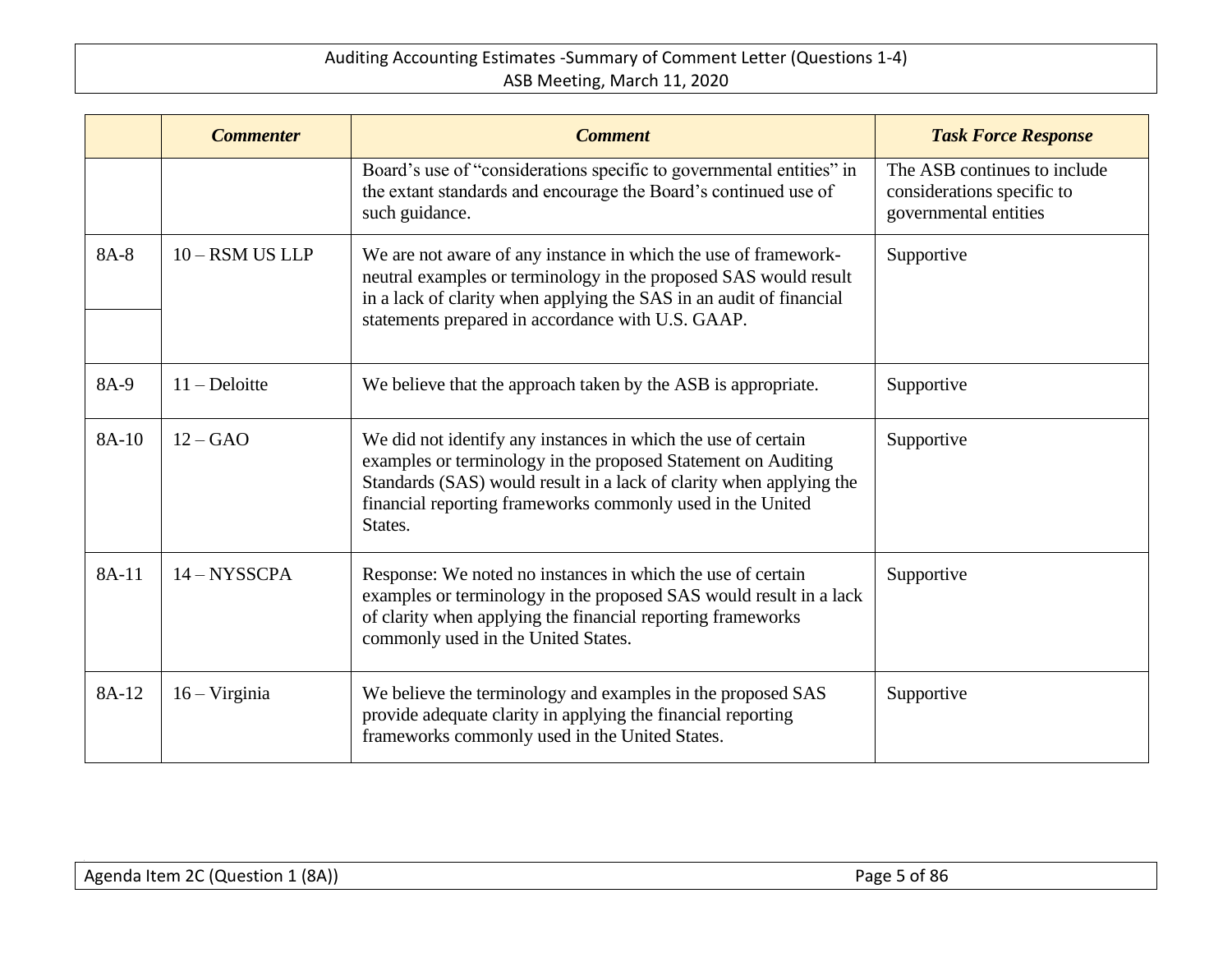| | *Commenter* | *Comment* | *Task Force Response* |
|---|---|---|---|
| | | Board's use of "considerations specific to governmental entities" in the extant standards and encourage the Board's continued use of such guidance. | The ASB continues to include considerations specific to governmental entities |
| 8A-8 | 10 – RSM US LLP | We are not aware of any instance in which the use of framework-neutral examples or terminology in the proposed SAS would result in a lack of clarity when applying the SAS in an audit of financial statements prepared in accordance with U.S. GAAP. | Supportive |
| 8A-9 | 11 – Deloitte | We believe that the approach taken by the ASB is appropriate. | Supportive |
| 8A-10 | 12 – GAO | We did not identify any instances in which the use of certain examples or terminology in the proposed Statement on Auditing Standards (SAS) would result in a lack of clarity when applying the financial reporting frameworks commonly used in the United States. | Supportive |
| 8A-11 | 14 – NYSSCPA | Response: We noted no instances in which the use of certain examples or terminology in the proposed SAS would result in a lack of clarity when applying the financial reporting frameworks commonly used in the United States. | Supportive |
| 8A-12 | 16 – Virginia | We believe the terminology and examples in the proposed SAS provide adequate clarity in applying the financial reporting frameworks commonly used in the United States. | Supportive |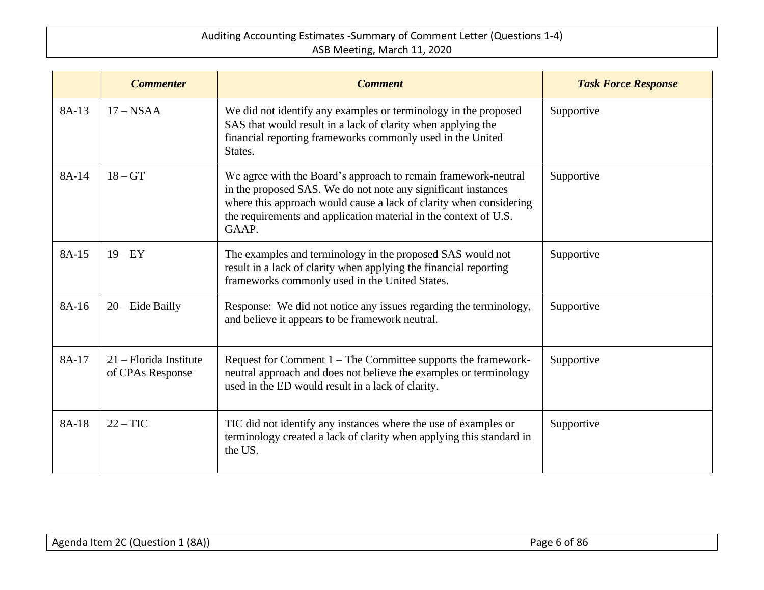| | *Commenter* | *Comment* | *Task Force Response* |
|---|---|---|---|
| 8A-13 | 17 – NSAA | We did not identify any examples or terminology in the proposed SAS that would result in a lack of clarity when applying the financial reporting frameworks commonly used in the United States. | Supportive |
| 8A-14 | 18 – GT | We agree with the Board's approach to remain framework-neutral in the proposed SAS. We do not note any significant instances where this approach would cause a lack of clarity when considering the requirements and application material in the context of U.S. GAAP. | Supportive |
| 8A-15 | 19 – EY | The examples and terminology in the proposed SAS would not result in a lack of clarity when applying the financial reporting frameworks commonly used in the United States. | Supportive |
| 8A-16 | 20 – Eide Bailly | Response: We did not notice any issues regarding the terminology, and believe it appears to be framework neutral. | Supportive |
| 8A-17 | 21 – Florida Institute of CPAs Response | Request for Comment 1 – The Committee supports the framework-neutral approach and does not believe the examples or terminology used in the ED would result in a lack of clarity. | Supportive |
| 8A-18 | 22 – TIC | TIC did not identify any instances where the use of examples or terminology created a lack of clarity when applying this standard in the US. | Supportive |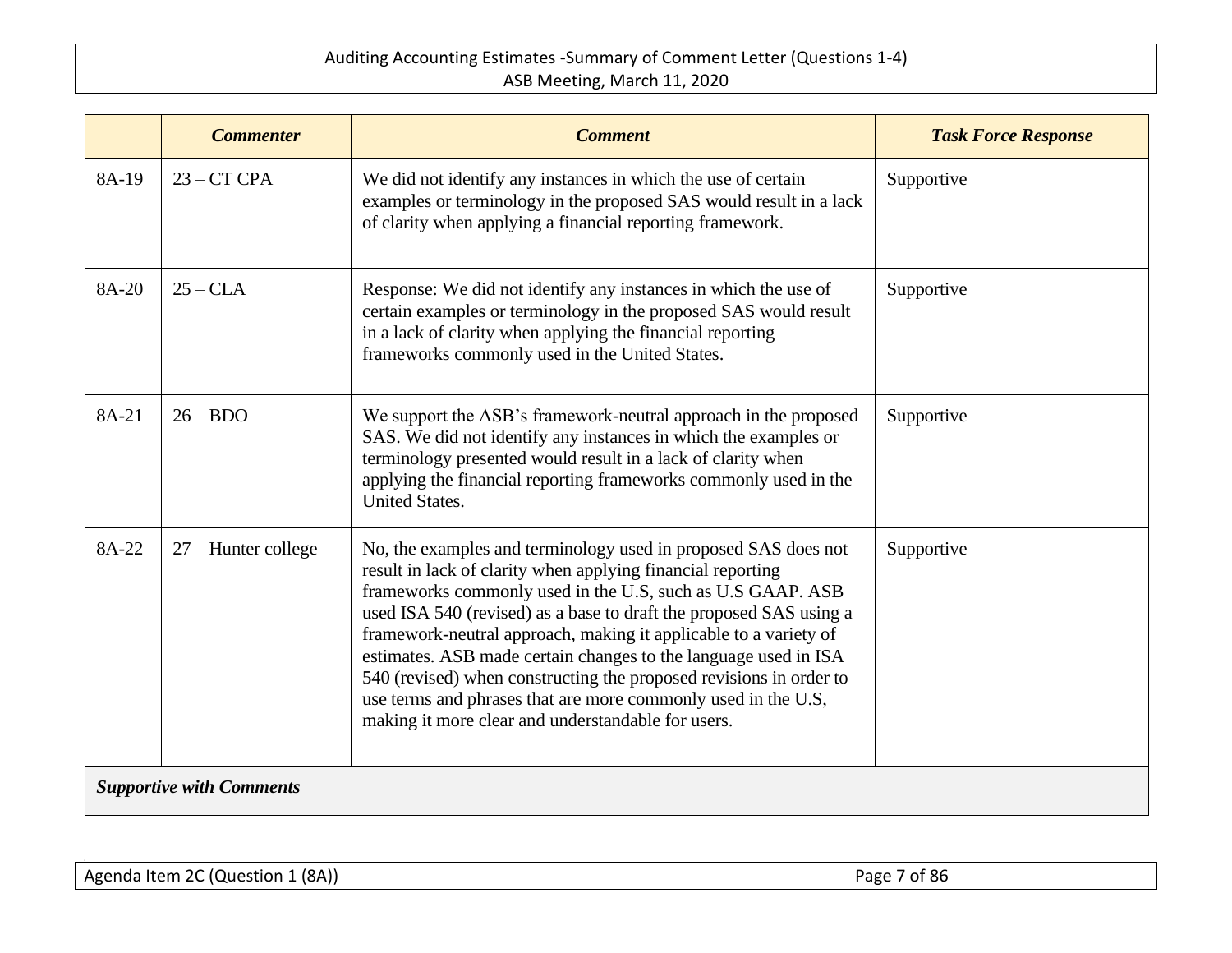| | *Commenter* | *Comment* | *Task Force Response* |
|---|---|---|---|
| 8A-19 | 23 – CT CPA | We did not identify any instances in which the use of certain examples or terminology in the proposed SAS would result in a lack of clarity when applying a financial reporting framework. | Supportive |
| 8A-20 | 25 – CLA | Response: We did not identify any instances in which the use of certain examples or terminology in the proposed SAS would result in a lack of clarity when applying the financial reporting frameworks commonly used in the United States. | Supportive |
| 8A-21 | 26 – BDO | We support the ASB's framework-neutral approach in the proposed SAS. We did not identify any instances in which the examples or terminology presented would result in a lack of clarity when applying the financial reporting frameworks commonly used in the United States. | Supportive |
| 8A-22 | 27 – Hunter college | No, the examples and terminology used in proposed SAS does not result in lack of clarity when applying financial reporting frameworks commonly used in the U.S, such as U.S GAAP. ASB used ISA 540 (revised) as a base to draft the proposed SAS using a framework-neutral approach, making it applicable to a variety of estimates. ASB made certain changes to the language used in ISA 540 (revised) when constructing the proposed revisions in order to use terms and phrases that are more commonly used in the U.S, making it more clear and understandable for users. | Supportive |
| ***Supportive with Comments*** | | | |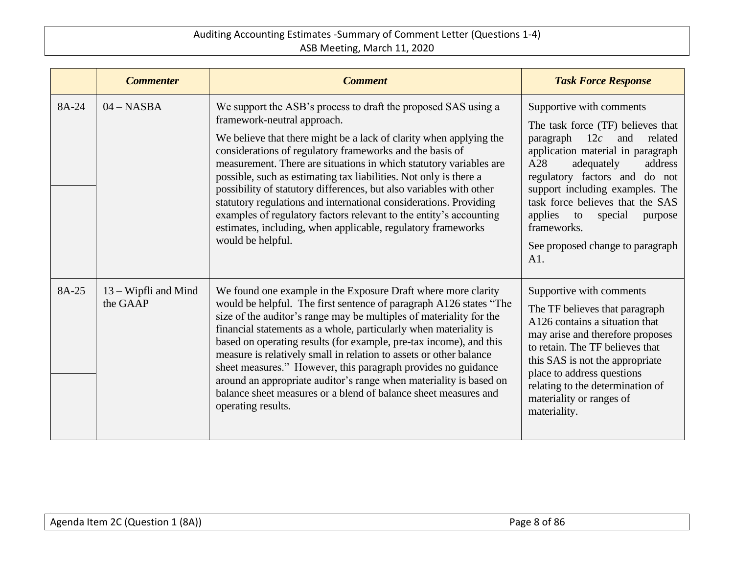| | *Commenter* | *Comment* | *Task Force Response* |
|---|---|---|---|
| 8A-24 | 04 – NASBA | We support the ASB's process to draft the proposed SAS using a framework-neutral approach.<br><br>We believe that there might be a lack of clarity when applying the considerations of regulatory frameworks and the basis of measurement. There are situations in which statutory variables are possible, such as estimating tax liabilities. Not only is there a possibility of statutory differences, but also variables with other statutory regulations and international considerations. Providing examples of regulatory factors relevant to the entity's accounting estimates, including, when applicable, regulatory frameworks would be helpful. | Supportive with comments<br><br>The task force (TF) believes that paragraph 12*c* and related application material in paragraph A28 adequately address regulatory factors and do not support including examples. The task force believes that the SAS applies to special purpose frameworks.<br><br>See proposed change to paragraph A1. |
| 8A-25 | 13 – Wipfli and Mind the GAAP | We found one example in the Exposure Draft where more clarity would be helpful. The first sentence of paragraph A126 states "The size of the auditor's range may be multiples of materiality for the financial statements as a whole, particularly when materiality is based on operating results (for example, pre-tax income), and this measure is relatively small in relation to assets or other balance sheet measures." However, this paragraph provides no guidance around an appropriate auditor's range when materiality is based on balance sheet measures or a blend of balance sheet measures and operating results. | Supportive with comments<br><br>The TF believes that paragraph A126 contains a situation that may arise and therefore proposes to retain. The TF believes that this SAS is not the appropriate place to address questions relating to the determination of materiality or ranges of materiality. |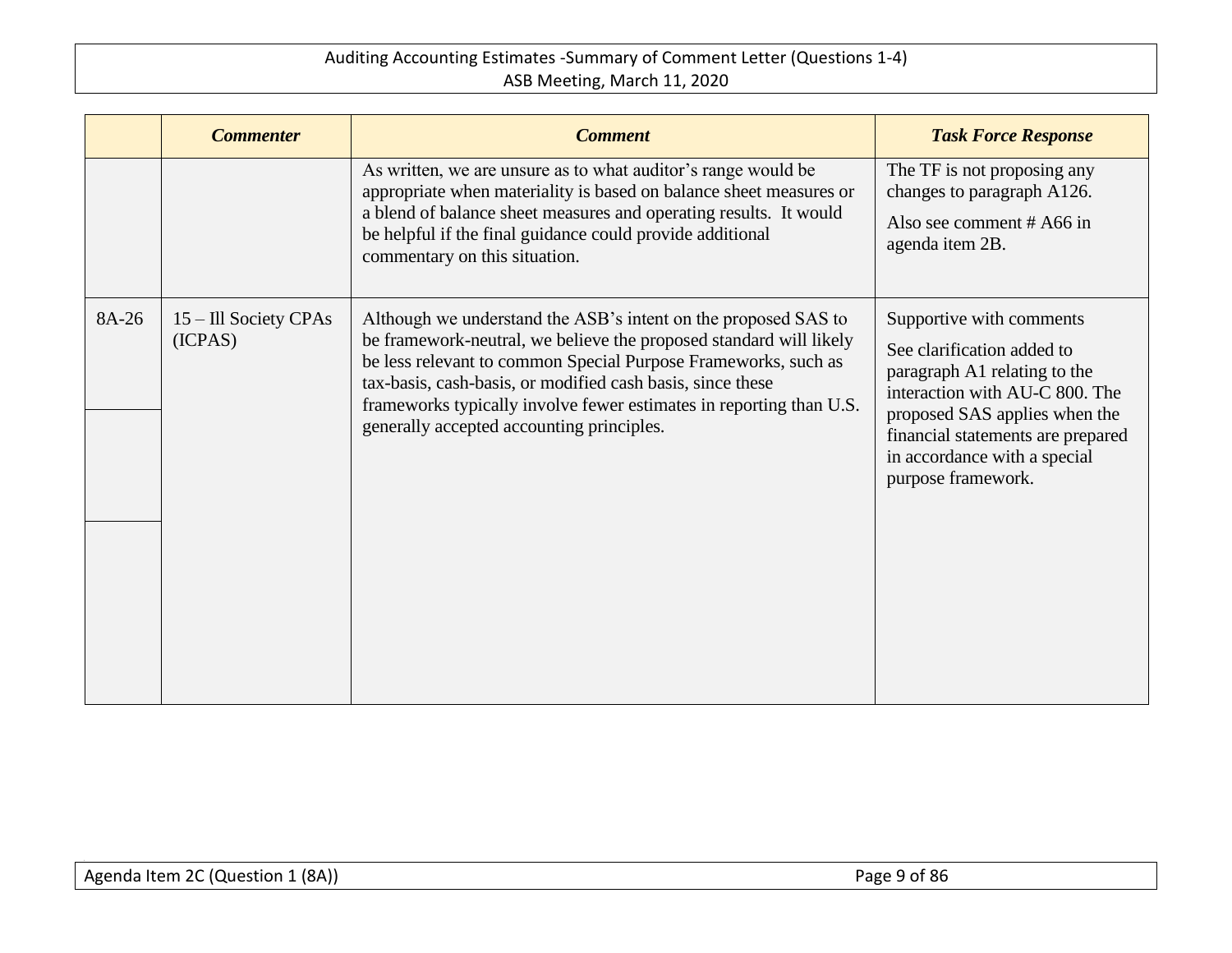|  | *Commenter* | *Comment* | *Task Force Response* |
|---|---|---|---|
|  |  | As written, we are unsure as to what auditor's range would be appropriate when materiality is based on balance sheet measures or a blend of balance sheet measures and operating results. It would be helpful if the final guidance could provide additional commentary on this situation. | The TF is not proposing any changes to paragraph A126. Also see comment # A66 in agenda item 2B. |
| 8A-26 | 15 – Ill Society CPAs (ICPAS) | Although we understand the ASB's intent on the proposed SAS to be framework-neutral, we believe the proposed standard will likely be less relevant to common Special Purpose Frameworks, such as tax-basis, cash-basis, or modified cash basis, since these frameworks typically involve fewer estimates in reporting than U.S. generally accepted accounting principles. | Supportive with comments<br>See clarification added to paragraph A1 relating to the interaction with AU-C 800. The proposed SAS applies when the financial statements are prepared in accordance with a special purpose framework. |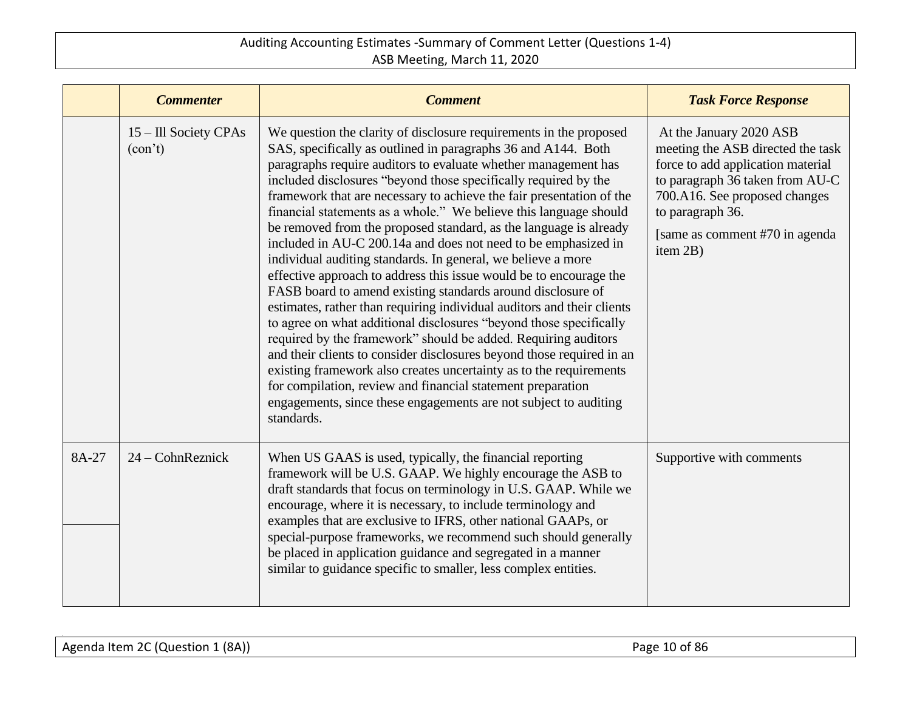| | *Commenter* | *Comment* | *Task Force Response* |
|---|---|---|---|
| | 15 – Ill Society CPAs (con't) | We question the clarity of disclosure requirements in the proposed SAS, specifically as outlined in paragraphs 36 and A144. Both paragraphs require auditors to evaluate whether management has included disclosures "beyond those specifically required by the framework that are necessary to achieve the fair presentation of the financial statements as a whole." We believe this language should be removed from the proposed standard, as the language is already included in AU-C 200.14a and does not need to be emphasized in individual auditing standards. In general, we believe a more effective approach to address this issue would be to encourage the FASB board to amend existing standards around disclosure of estimates, rather than requiring individual auditors and their clients to agree on what additional disclosures "beyond those specifically required by the framework" should be added. Requiring auditors and their clients to consider disclosures beyond those required in an existing framework also creates uncertainty as to the requirements for compilation, review and financial statement preparation engagements, since these engagements are not subject to auditing standards. | At the January 2020 ASB meeting the ASB directed the task force to add application material to paragraph 36 taken from AU-C 700.A16. See proposed changes to paragraph 36.<br><br>[same as comment #70 in agenda item 2B) |
| 8A-27 | 24 – CohnReznick | When US GAAS is used, typically, the financial reporting framework will be U.S. GAAP. We highly encourage the ASB to draft standards that focus on terminology in U.S. GAAP. While we encourage, where it is necessary, to include terminology and examples that are exclusive to IFRS, other national GAAPs, or special-purpose frameworks, we recommend such should generally be placed in application guidance and segregated in a manner similar to guidance specific to smaller, less complex entities. | Supportive with comments |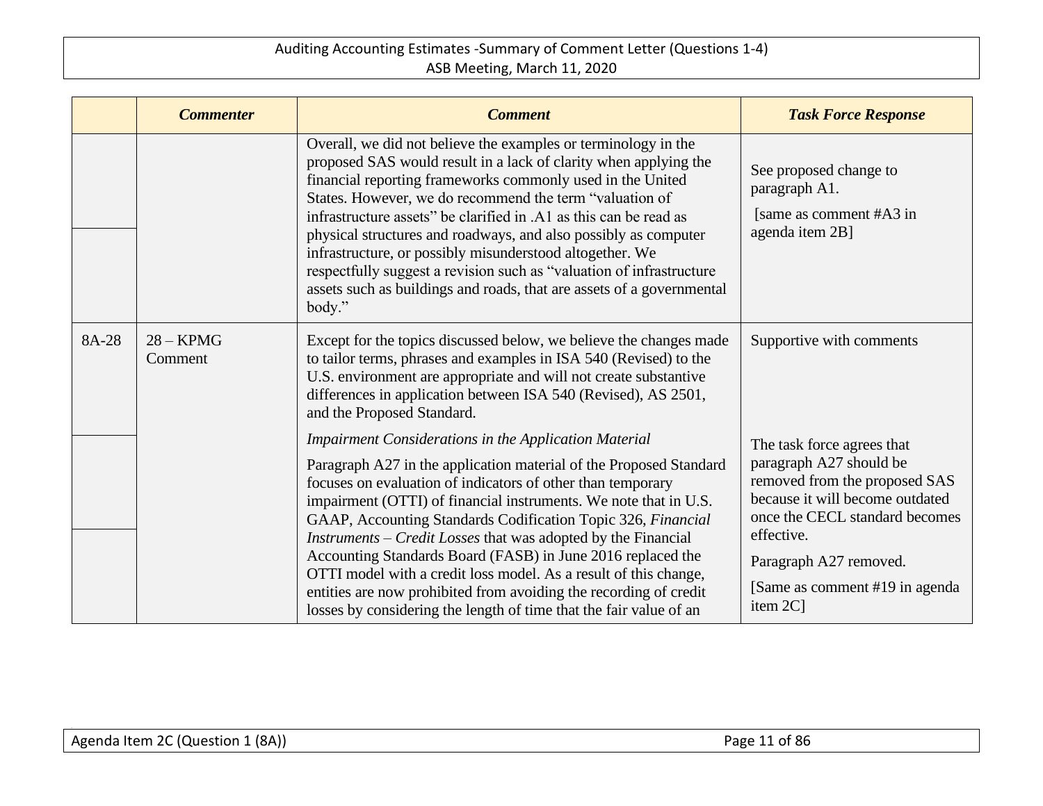|  | *Commenter* | *Comment* | *Task Force Response* |
|---|---|---|---|
|  |  | Overall, we did not believe the examples or terminology in the proposed SAS would result in a lack of clarity when applying the financial reporting frameworks commonly used in the United States. However, we do recommend the term "valuation of infrastructure assets" be clarified in .A1 as this can be read as physical structures and roadways, and also possibly as computer infrastructure, or possibly misunderstood altogether. We respectfully suggest a revision such as "valuation of infrastructure assets such as buildings and roads, that are assets of a governmental body." | See proposed change to paragraph A1. [same as comment #A3 in agenda item 2B] |
| 8A-28 | 28 – KPMG Comment | Except for the topics discussed below, we believe the changes made to tailor terms, phrases and examples in ISA 540 (Revised) to the U.S. environment are appropriate and will not create substantive differences in application between ISA 540 (Revised), AS 2501, and the Proposed Standard. | Supportive with comments |
|  |  | *Impairment Considerations in the Application Material*<br><br>Paragraph A27 in the application material of the Proposed Standard focuses on evaluation of indicators of other than temporary impairment (OTTI) of financial instruments. We note that in U.S. GAAP, Accounting Standards Codification Topic 326, *Financial Instruments – Credit Losses* that was adopted by the Financial Accounting Standards Board (FASB) in June 2016 replaced the OTTI model with a credit loss model. As a result of this change, entities are now prohibited from avoiding the recording of credit losses by considering the length of time that the fair value of an | The task force agrees that paragraph A27 should be removed from the proposed SAS because it will become outdated once the CECL standard becomes effective.<br><br>Paragraph A27 removed.<br><br>[Same as comment #19 in agenda item 2C] |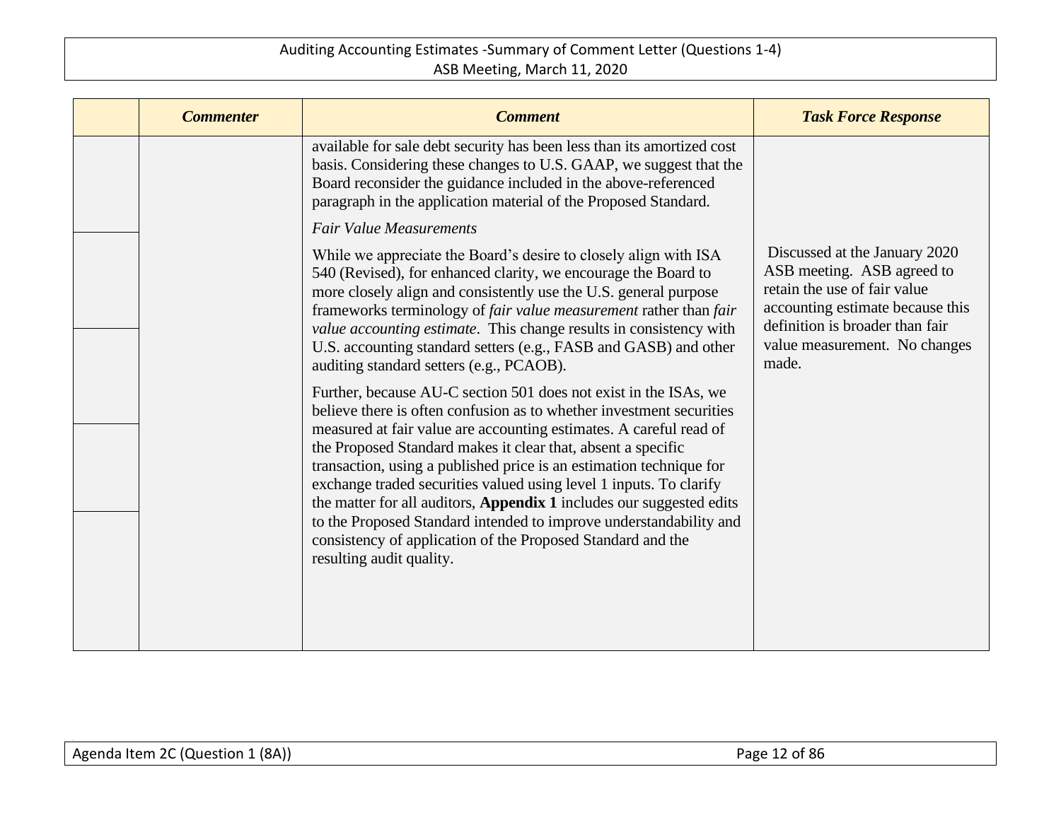| | *Commenter* | *Comment* | *Task Force Response* |
|---|---|---|---|
| | | available for sale debt security has been less than its amortized cost basis. Considering these changes to U.S. GAAP, we suggest that the Board reconsider the guidance included in the above-referenced paragraph in the application material of the Proposed Standard. | |
| | | *Fair Value Measurements*<br><br>While we appreciate the Board's desire to closely align with ISA 540 (Revised), for enhanced clarity, we encourage the Board to more closely align and consistently use the U.S. general purpose frameworks terminology of *fair value measurement* rather than *fair value accounting estimate*. This change results in consistency with U.S. accounting standard setters (e.g., FASB and GASB) and other auditing standard setters (e.g., PCAOB).<br><br>Further, because AU-C section 501 does not exist in the ISAs, we believe there is often confusion as to whether investment securities measured at fair value are accounting estimates. A careful read of the Proposed Standard makes it clear that, absent a specific transaction, using a published price is an estimation technique for exchange traded securities valued using level 1 inputs. To clarify the matter for all auditors, **Appendix 1** includes our suggested edits to the Proposed Standard intended to improve understandability and consistency of application of the Proposed Standard and the resulting audit quality. | Discussed at the January 2020 ASB meeting. ASB agreed to retain the use of fair value accounting estimate because this definition is broader than fair value measurement. No changes made. |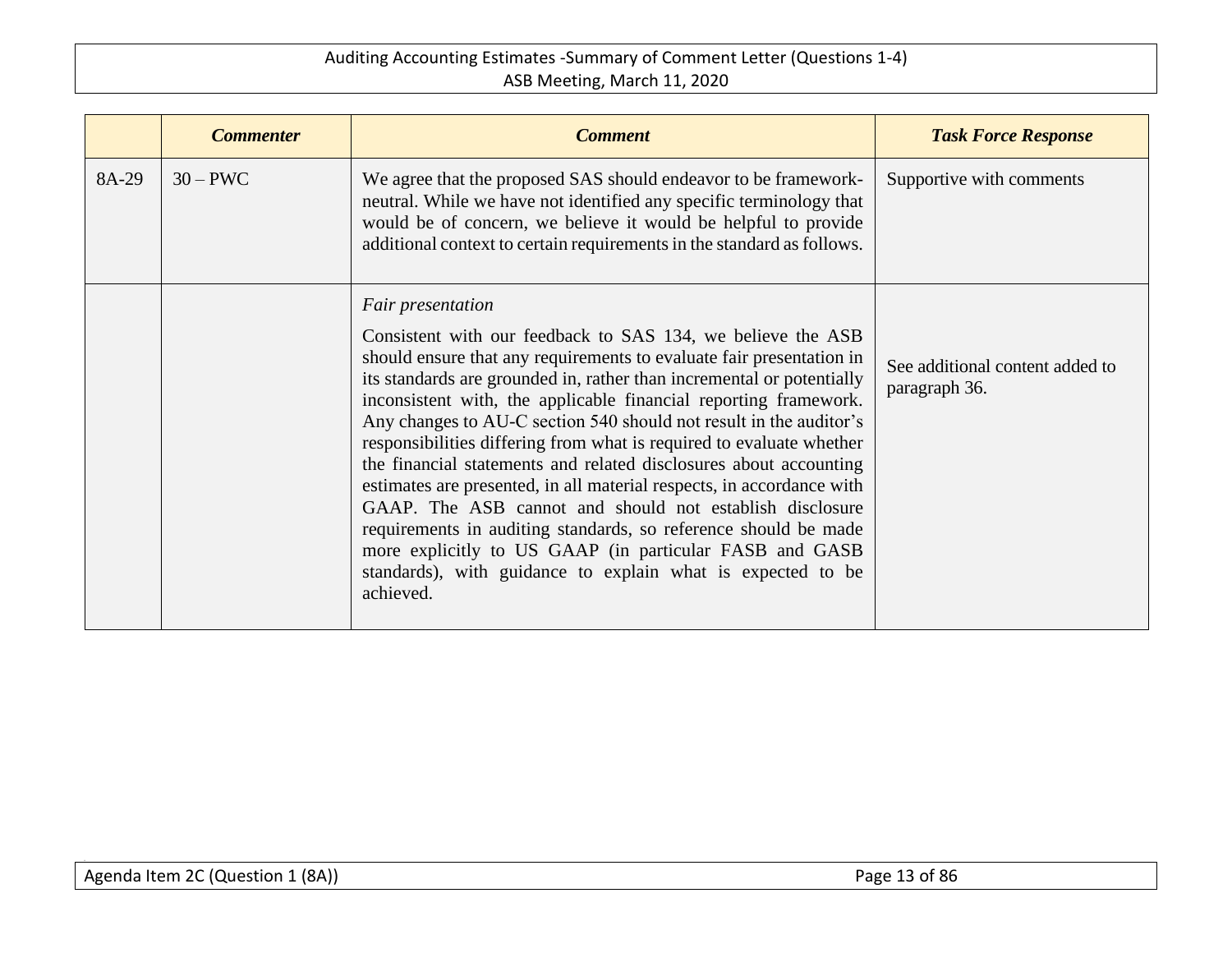| | *Commenter* | *Comment* | *Task Force Response* |
|---|---|---|---|
| 8A-29 | 30 – PWC | We agree that the proposed SAS should endeavor to be framework-neutral. While we have not identified any specific terminology that would be of concern, we believe it would be helpful to provide additional context to certain requirements in the standard as follows. | Supportive with comments |
| | | *Fair presentation*<br><br>Consistent with our feedback to SAS 134, we believe the ASB should ensure that any requirements to evaluate fair presentation in its standards are grounded in, rather than incremental or potentially inconsistent with, the applicable financial reporting framework. Any changes to AU-C section 540 should not result in the auditor's responsibilities differing from what is required to evaluate whether the financial statements and related disclosures about accounting estimates are presented, in all material respects, in accordance with GAAP. The ASB cannot and should not establish disclosure requirements in auditing standards, so reference should be made more explicitly to US GAAP (in particular FASB and GASB standards), with guidance to explain what is expected to be achieved. | See additional content added to paragraph 36. |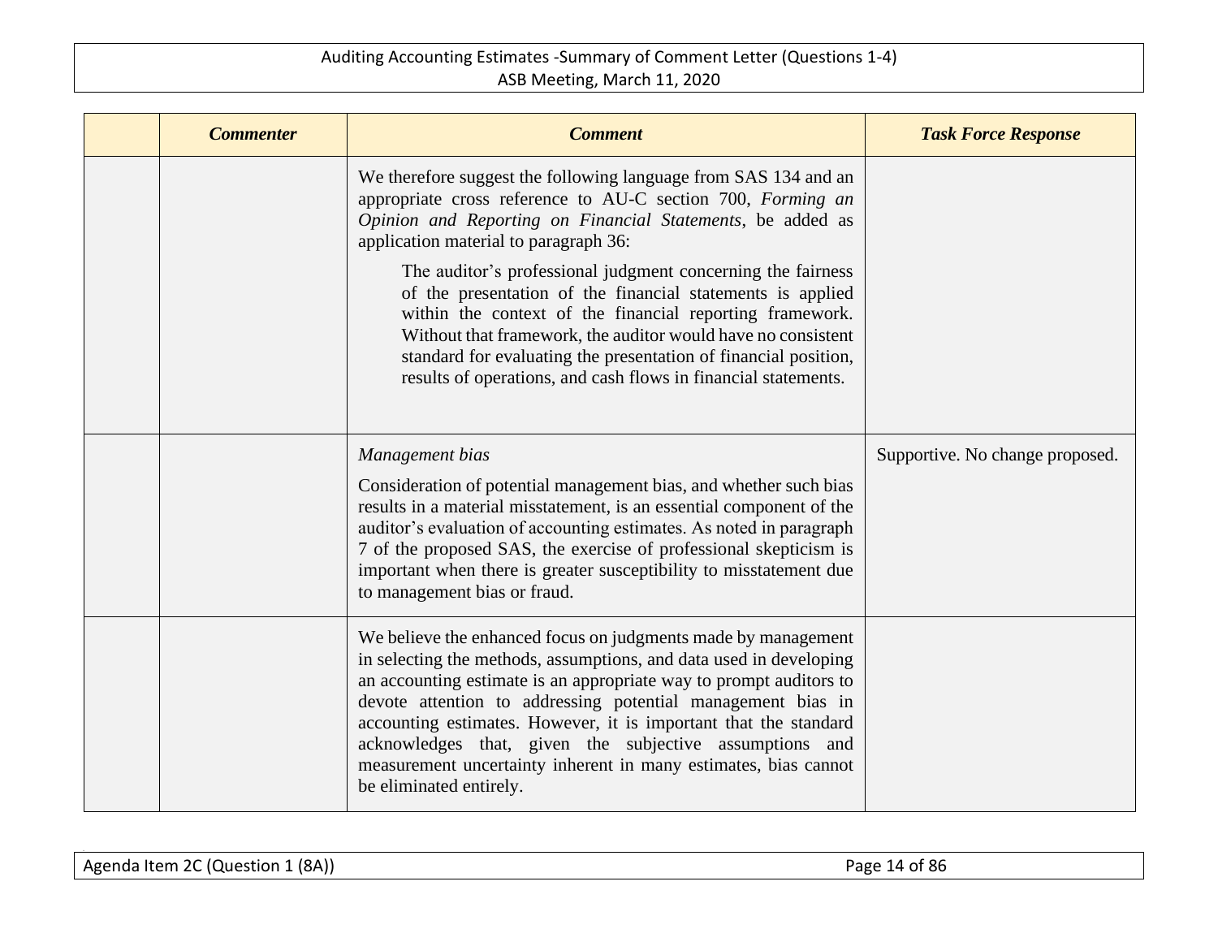| | *Commenter* | *Comment* | *Task Force Response* |
|---|---|---|---|
| | | We therefore suggest the following language from SAS 134 and an appropriate cross reference to AU-C section 700, *Forming an Opinion and Reporting on Financial Statements*, be added as application material to paragraph 36:<br><br>The auditor's professional judgment concerning the fairness of the presentation of the financial statements is applied within the context of the financial reporting framework. Without that framework, the auditor would have no consistent standard for evaluating the presentation of financial position, results of operations, and cash flows in financial statements. | |
| | | *Management bias*<br><br>Consideration of potential management bias, and whether such bias results in a material misstatement, is an essential component of the auditor's evaluation of accounting estimates. As noted in paragraph 7 of the proposed SAS, the exercise of professional skepticism is important when there is greater susceptibility to misstatement due to management bias or fraud. | Supportive. No change proposed. |
| | | We believe the enhanced focus on judgments made by management in selecting the methods, assumptions, and data used in developing an accounting estimate is an appropriate way to prompt auditors to devote attention to addressing potential management bias in accounting estimates. However, it is important that the standard acknowledges that, given the subjective assumptions and measurement uncertainty inherent in many estimates, bias cannot be eliminated entirely. | |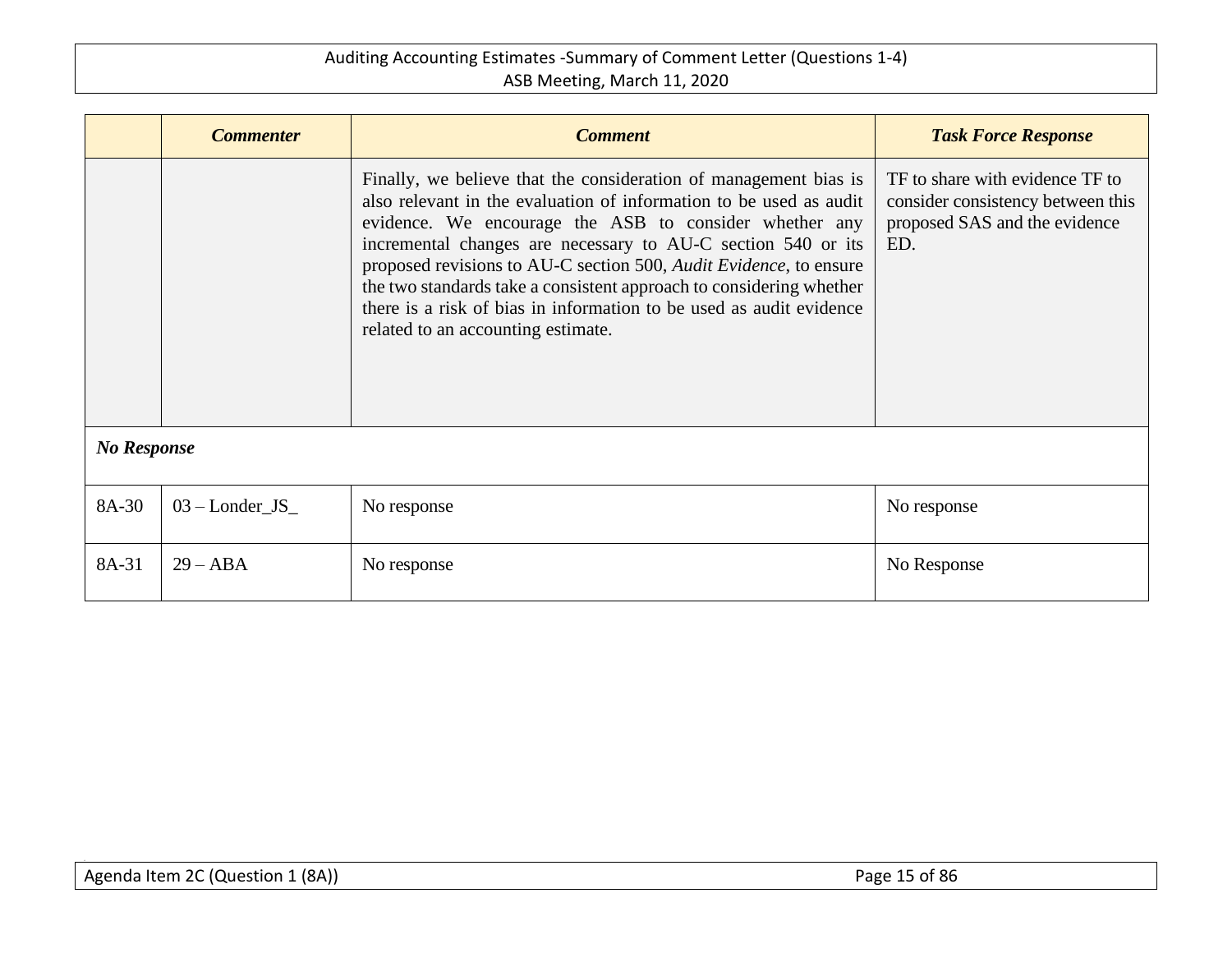| | *Commenter* | *Comment* | *Task Force Response* |
|---|---|---|---|
| | | Finally, we believe that the consideration of management bias is also relevant in the evaluation of information to be used as audit evidence. We encourage the ASB to consider whether any incremental changes are necessary to AU-C section 540 or its proposed revisions to AU-C section 500, *Audit Evidence*, to ensure the two standards take a consistent approach to considering whether there is a risk of bias in information to be used as audit evidence related to an accounting estimate. | TF to share with evidence TF to consider consistency between this proposed SAS and the evidence ED. |
| ***No Response*** | | | |
| 8A-30 | 03 – Londer_JS_ | No response | No response |
| 8A-31 | 29 – ABA | No response | No Response |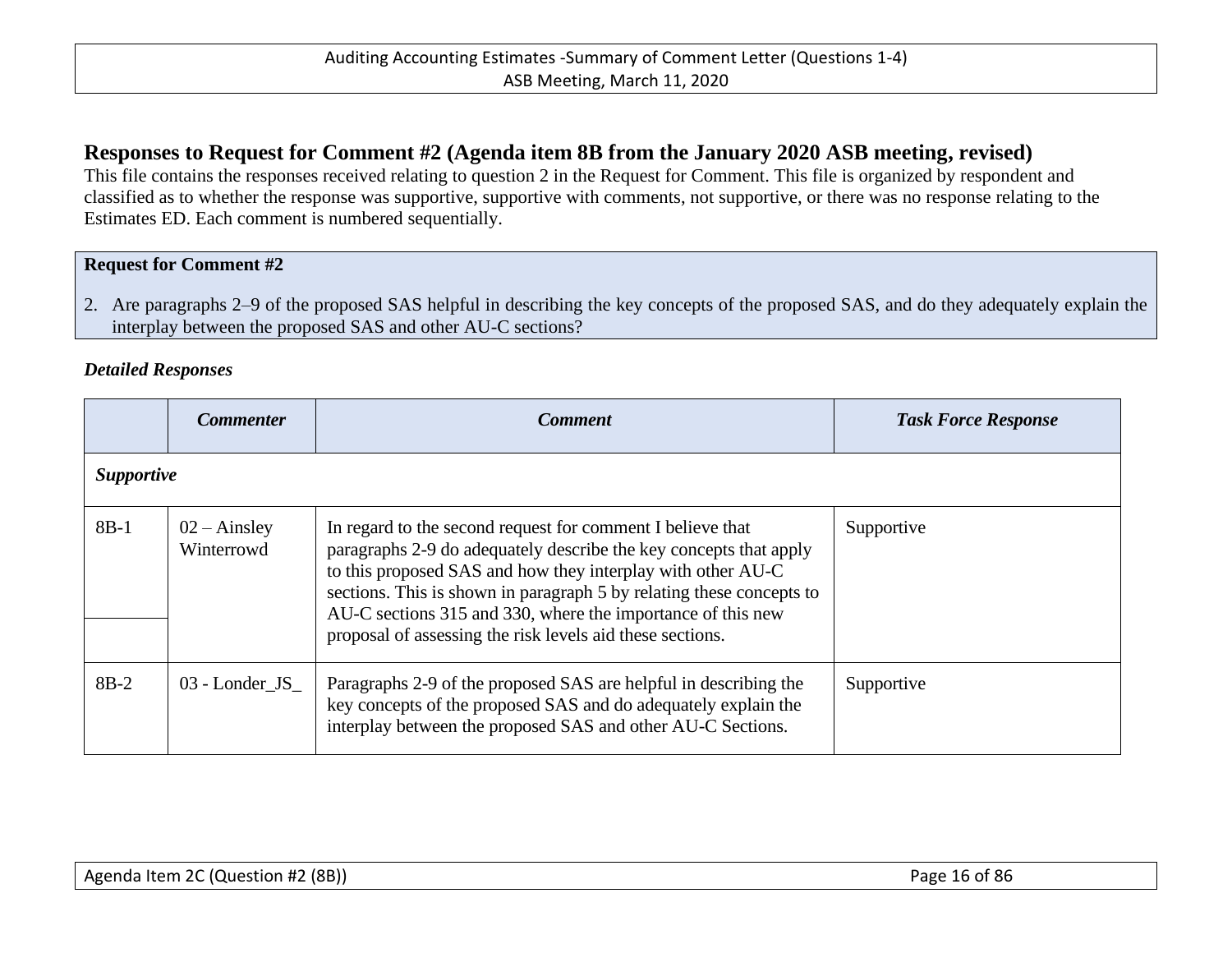## Responses to Request for Comment #2 (Agenda item 8B from the January 2020 ASB meeting, revised)

This file contains the responses received relating to question 2 in the Request for Comment. This file is organized by respondent and classified as to whether the response was supportive, supportive with comments, not supportive, or there was no response relating to the Estimates ED. Each comment is numbered sequentially.

**Request for Comment #2**

2. Are paragraphs 2–9 of the proposed SAS helpful in describing the key concepts of the proposed SAS, and do they adequately explain the interplay between the proposed SAS and other AU-C sections?

***Detailed Responses***

| | *Commenter* | *Comment* | *Task Force Response* |
|---|---|---|---|
| ***Supportive*** | | | |
| 8B-1 | 02 – Ainsley Winterrowd | In regard to the second request for comment I believe that paragraphs 2-9 do adequately describe the key concepts that apply to this proposed SAS and how they interplay with other AU-C sections. This is shown in paragraph 5 by relating these concepts to AU-C sections 315 and 330, where the importance of this new proposal of assessing the risk levels aid these sections. | Supportive |
| 8B-2 | 03 - Londer_JS_ | Paragraphs 2-9 of the proposed SAS are helpful in describing the key concepts of the proposed SAS and do adequately explain the interplay between the proposed SAS and other AU-C Sections. | Supportive |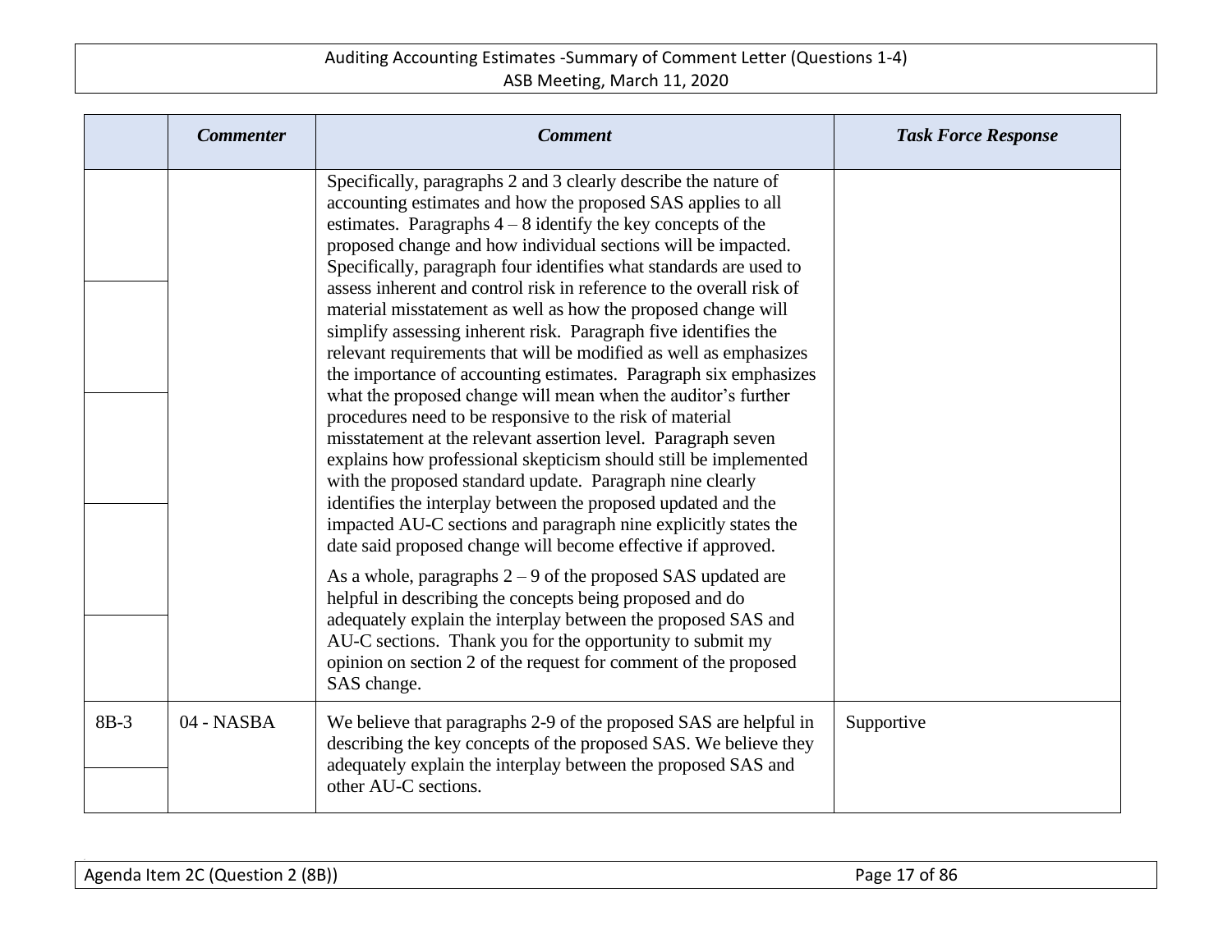| | *Commenter* | *Comment* | *Task Force Response* |
|---|---|---|---|
| | | Specifically, paragraphs 2 and 3 clearly describe the nature of accounting estimates and how the proposed SAS applies to all estimates. Paragraphs 4 – 8 identify the key concepts of the proposed change and how individual sections will be impacted. Specifically, paragraph four identifies what standards are used to assess inherent and control risk in reference to the overall risk of material misstatement as well as how the proposed change will simplify assessing inherent risk. Paragraph five identifies the relevant requirements that will be modified as well as emphasizes the importance of accounting estimates. Paragraph six emphasizes what the proposed change will mean when the auditor's further procedures need to be responsive to the risk of material misstatement at the relevant assertion level. Paragraph seven explains how professional skepticism should still be implemented with the proposed standard update. Paragraph nine clearly identifies the interplay between the proposed updated and the impacted AU-C sections and paragraph nine explicitly states the date said proposed change will become effective if approved.<br><br>As a whole, paragraphs 2 – 9 of the proposed SAS updated are helpful in describing the concepts being proposed and do adequately explain the interplay between the proposed SAS and AU-C sections. Thank you for the opportunity to submit my opinion on section 2 of the request for comment of the proposed SAS change. | |
| 8B-3 | 04 - NASBA | We believe that paragraphs 2-9 of the proposed SAS are helpful in describing the key concepts of the proposed SAS. We believe they adequately explain the interplay between the proposed SAS and other AU-C sections. | Supportive |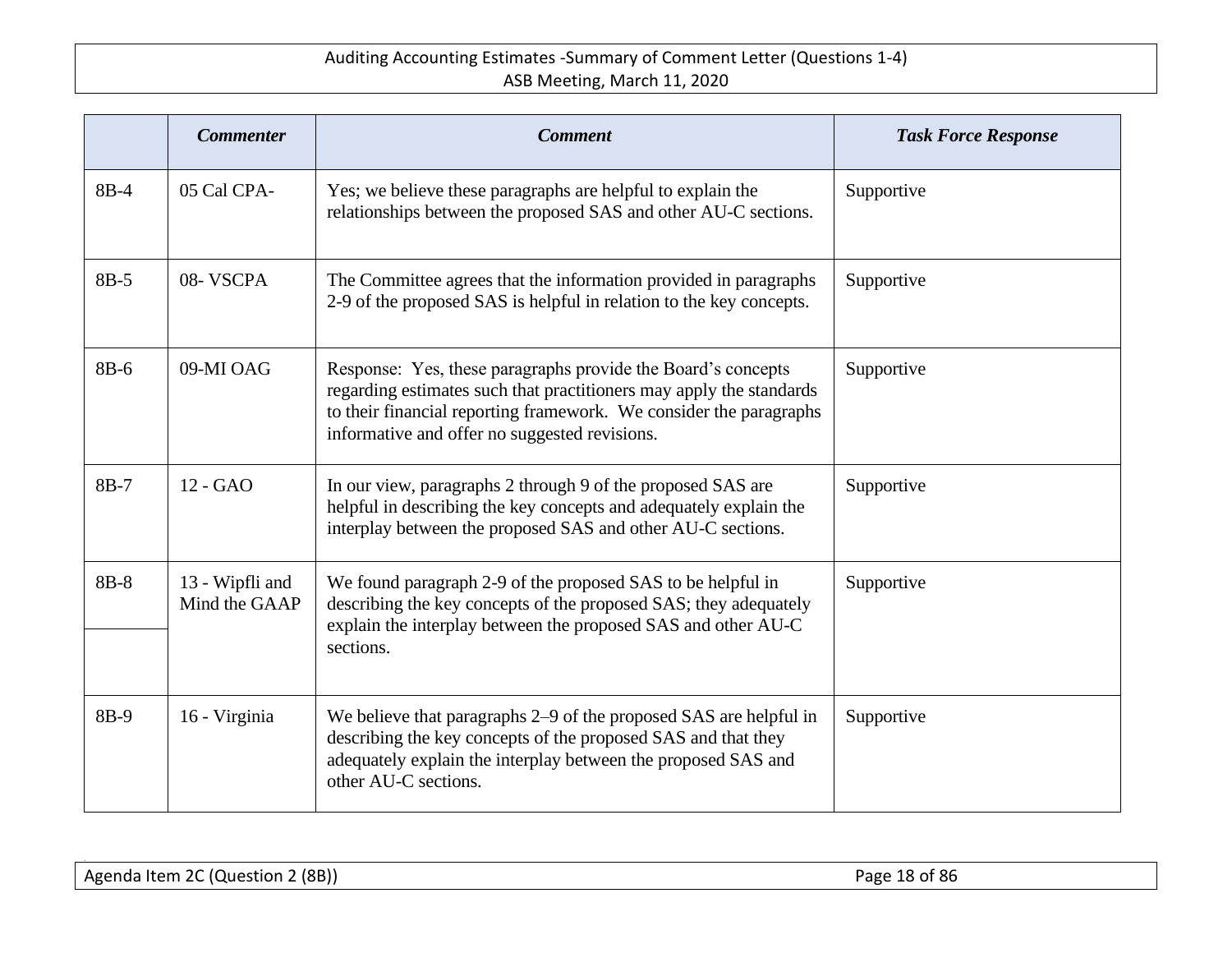| | *Commenter* | *Comment* | *Task Force Response* |
|---|---|---|---|
| 8B-4 | 05 Cal CPA- | Yes; we believe these paragraphs are helpful to explain the relationships between the proposed SAS and other AU-C sections. | Supportive |
| 8B-5 | 08- VSCPA | The Committee agrees that the information provided in paragraphs 2-9 of the proposed SAS is helpful in relation to the key concepts. | Supportive |
| 8B-6 | 09-MI OAG | Response: Yes, these paragraphs provide the Board's concepts regarding estimates such that practitioners may apply the standards to their financial reporting framework. We consider the paragraphs informative and offer no suggested revisions. | Supportive |
| 8B-7 | 12 - GAO | In our view, paragraphs 2 through 9 of the proposed SAS are helpful in describing the key concepts and adequately explain the interplay between the proposed SAS and other AU-C sections. | Supportive |
| 8B-8 | 13 - Wipfli and Mind the GAAP | We found paragraph 2-9 of the proposed SAS to be helpful in describing the key concepts of the proposed SAS; they adequately explain the interplay between the proposed SAS and other AU-C sections. | Supportive |
| 8B-9 | 16 - Virginia | We believe that paragraphs 2–9 of the proposed SAS are helpful in describing the key concepts of the proposed SAS and that they adequately explain the interplay between the proposed SAS and other AU-C sections. | Supportive |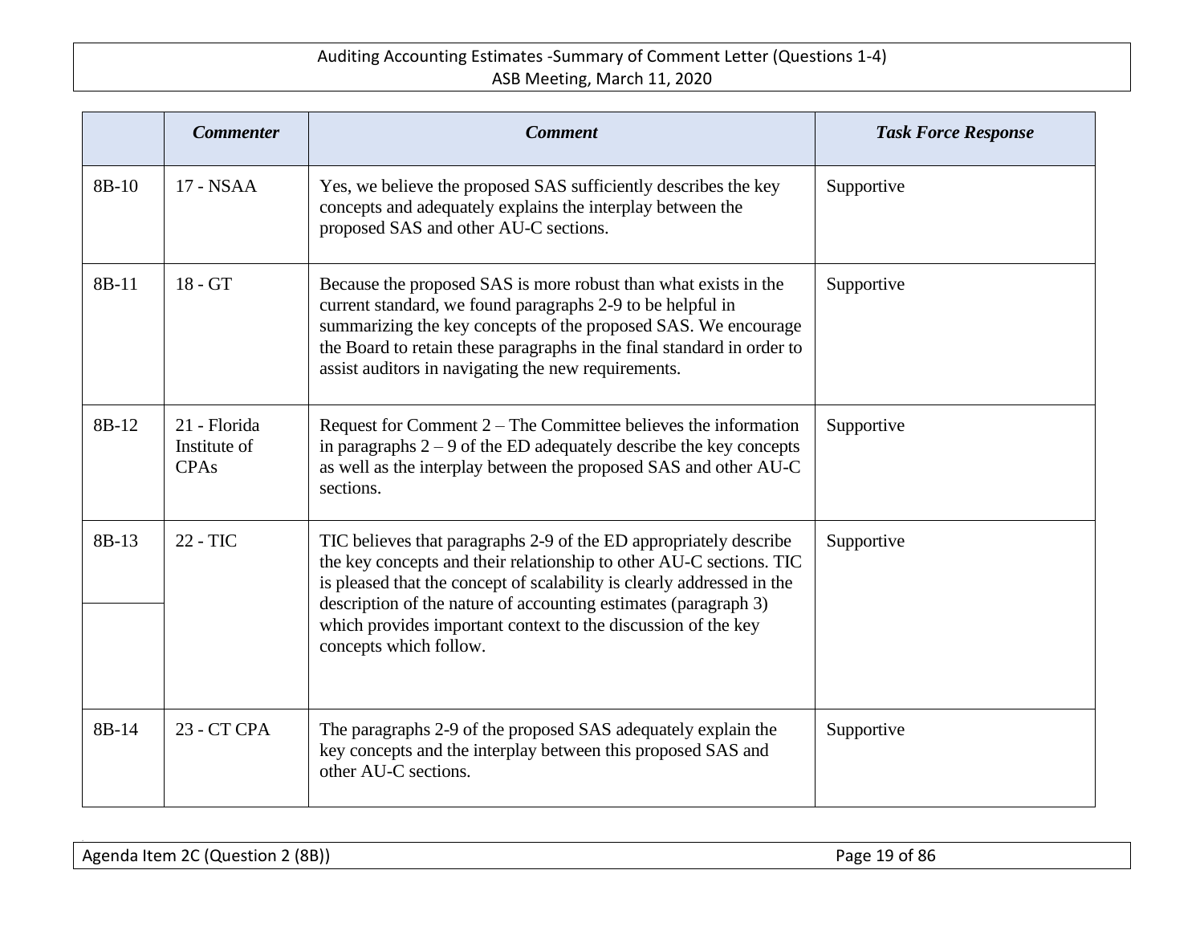| | *Commenter* | *Comment* | *Task Force Response* |
|---|---|---|---|
| 8B-10 | 17 - NSAA | Yes, we believe the proposed SAS sufficiently describes the key concepts and adequately explains the interplay between the proposed SAS and other AU-C sections. | Supportive |
| 8B-11 | 18 - GT | Because the proposed SAS is more robust than what exists in the current standard, we found paragraphs 2-9 to be helpful in summarizing the key concepts of the proposed SAS. We encourage the Board to retain these paragraphs in the final standard in order to assist auditors in navigating the new requirements. | Supportive |
| 8B-12 | 21 - Florida Institute of CPAs | Request for Comment 2 – The Committee believes the information in paragraphs 2 – 9 of the ED adequately describe the key concepts as well as the interplay between the proposed SAS and other AU-C sections. | Supportive |
| 8B-13 | 22 - TIC | TIC believes that paragraphs 2-9 of the ED appropriately describe the key concepts and their relationship to other AU-C sections. TIC is pleased that the concept of scalability is clearly addressed in the description of the nature of accounting estimates (paragraph 3) which provides important context to the discussion of the key concepts which follow. | Supportive |
| 8B-14 | 23 - CT CPA | The paragraphs 2-9 of the proposed SAS adequately explain the key concepts and the interplay between this proposed SAS and other AU-C sections. | Supportive |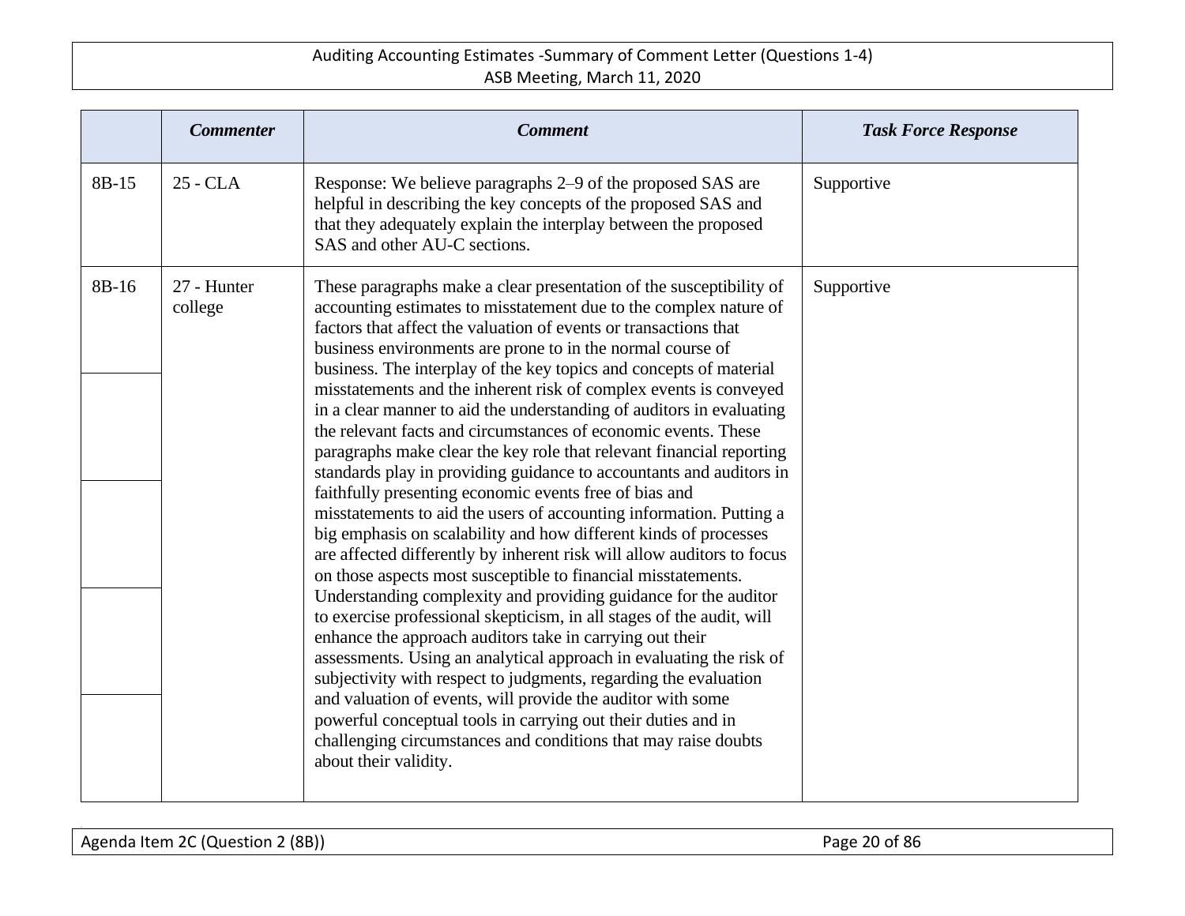| | *Commenter* | *Comment* | *Task Force Response* |
|---|---|---|---|
| 8B-15 | 25 - CLA | Response: We believe paragraphs 2–9 of the proposed SAS are helpful in describing the key concepts of the proposed SAS and that they adequately explain the interplay between the proposed SAS and other AU-C sections. | Supportive |
| 8B-16 | 27 - Hunter college | These paragraphs make a clear presentation of the susceptibility of accounting estimates to misstatement due to the complex nature of factors that affect the valuation of events or transactions that business environments are prone to in the normal course of business. The interplay of the key topics and concepts of material misstatements and the inherent risk of complex events is conveyed in a clear manner to aid the understanding of auditors in evaluating the relevant facts and circumstances of economic events. These paragraphs make clear the key role that relevant financial reporting standards play in providing guidance to accountants and auditors in faithfully presenting economic events free of bias and misstatements to aid the users of accounting information. Putting a big emphasis on scalability and how different kinds of processes are affected differently by inherent risk will allow auditors to focus on those aspects most susceptible to financial misstatements. Understanding complexity and providing guidance for the auditor to exercise professional skepticism, in all stages of the audit, will enhance the approach auditors take in carrying out their assessments. Using an analytical approach in evaluating the risk of subjectivity with respect to judgments, regarding the evaluation and valuation of events, will provide the auditor with some powerful conceptual tools in carrying out their duties and in challenging circumstances and conditions that may raise doubts about their validity. | Supportive |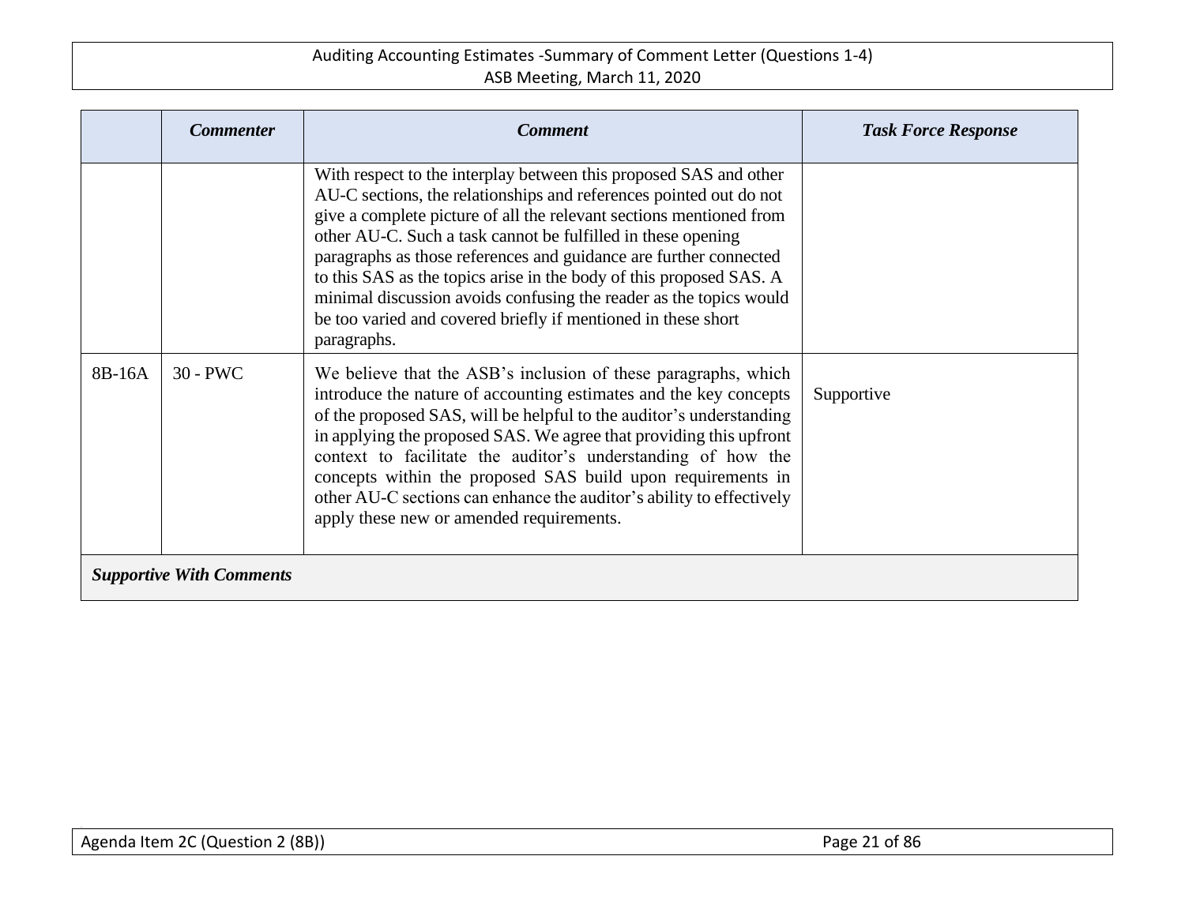| | *Commenter* | *Comment* | *Task Force Response* |
|---|---|---|---|
| | | With respect to the interplay between this proposed SAS and other AU-C sections, the relationships and references pointed out do not give a complete picture of all the relevant sections mentioned from other AU-C. Such a task cannot be fulfilled in these opening paragraphs as those references and guidance are further connected to this SAS as the topics arise in the body of this proposed SAS. A minimal discussion avoids confusing the reader as the topics would be too varied and covered briefly if mentioned in these short paragraphs. | |
| 8B-16A | 30 - PWC | We believe that the ASB's inclusion of these paragraphs, which introduce the nature of accounting estimates and the key concepts of the proposed SAS, will be helpful to the auditor's understanding in applying the proposed SAS. We agree that providing this upfront context to facilitate the auditor's understanding of how the concepts within the proposed SAS build upon requirements in other AU-C sections can enhance the auditor's ability to effectively apply these new or amended requirements. | Supportive |
| ***Supportive With Comments*** | | | |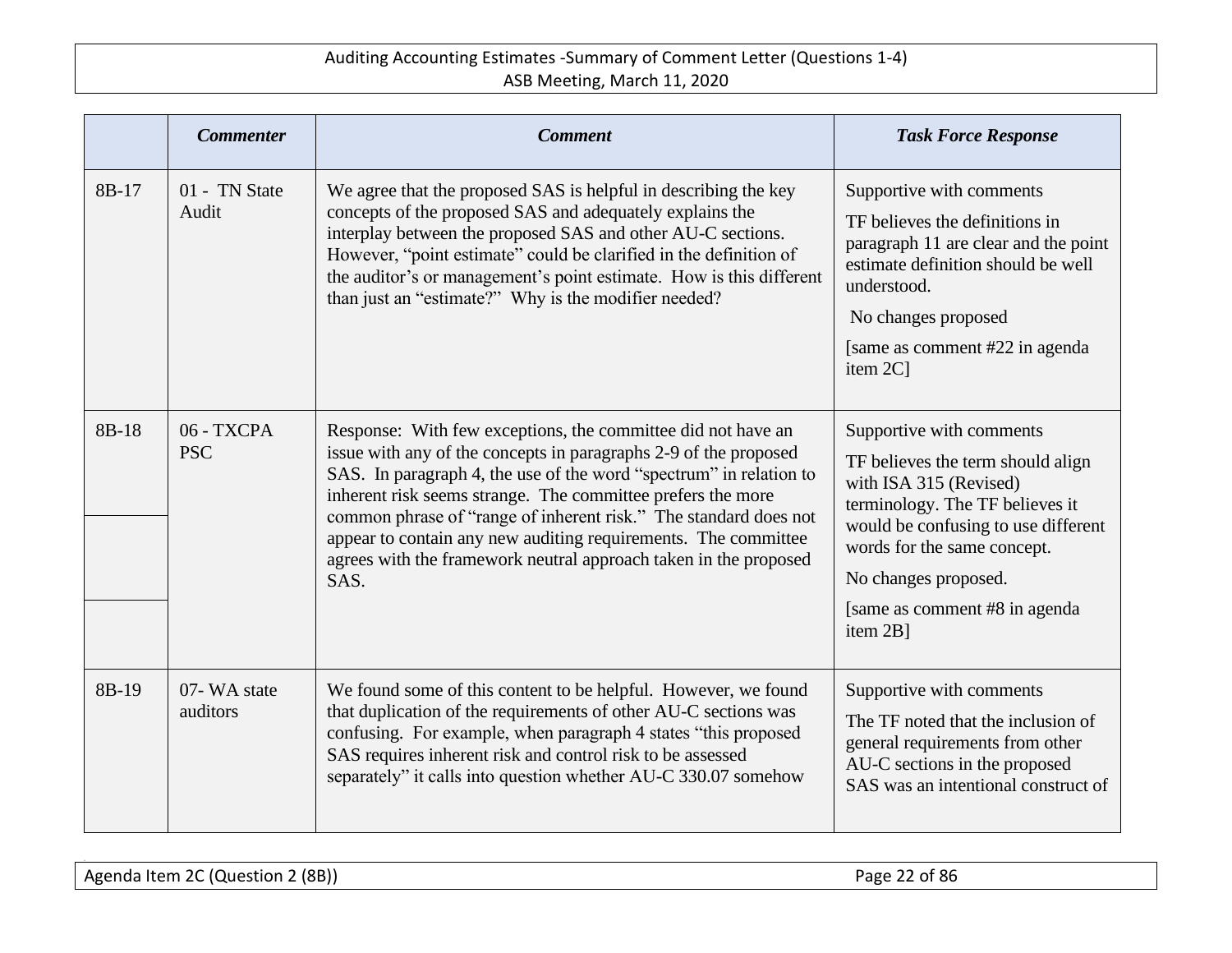| | *Commenter* | *Comment* | *Task Force Response* |
|---|---|---|---|
| 8B-17 | 01 - TN State Audit | We agree that the proposed SAS is helpful in describing the key concepts of the proposed SAS and adequately explains the interplay between the proposed SAS and other AU-C sections. However, "point estimate" could be clarified in the definition of the auditor's or management's point estimate. How is this different than just an "estimate?" Why is the modifier needed? | Supportive with comments<br><br>TF believes the definitions in paragraph 11 are clear and the point estimate definition should be well understood.<br><br>No changes proposed<br><br>[same as comment #22 in agenda item 2C] |
| 8B-18 | 06 - TXCPA PSC | Response: With few exceptions, the committee did not have an issue with any of the concepts in paragraphs 2-9 of the proposed SAS. In paragraph 4, the use of the word "spectrum" in relation to inherent risk seems strange. The committee prefers the more common phrase of "range of inherent risk." The standard does not appear to contain any new auditing requirements. The committee agrees with the framework neutral approach taken in the proposed SAS. | Supportive with comments<br><br>TF believes the term should align with ISA 315 (Revised) terminology. The TF believes it would be confusing to use different words for the same concept.<br><br>No changes proposed.<br><br>[same as comment #8 in agenda item 2B] |
| 8B-19 | 07- WA state auditors | We found some of this content to be helpful. However, we found that duplication of the requirements of other AU-C sections was confusing. For example, when paragraph 4 states "this proposed SAS requires inherent risk and control risk to be assessed separately" it calls into question whether AU-C 330.07 somehow | Supportive with comments<br><br>The TF noted that the inclusion of general requirements from other AU-C sections in the proposed SAS was an intentional construct of |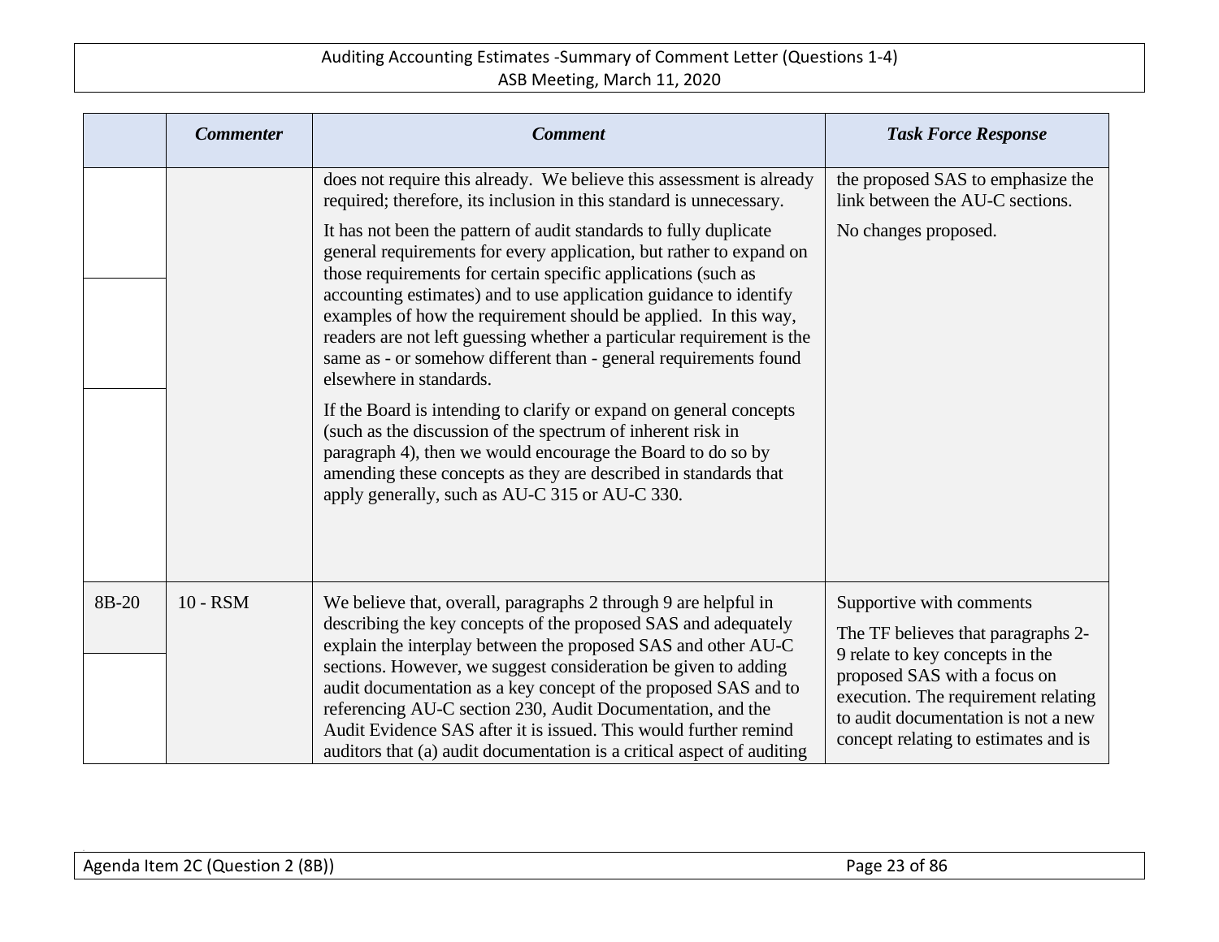| | *Commenter* | *Comment* | *Task Force Response* |
|---|---|---|---|
| | | does not require this already. We believe this assessment is already required; therefore, its inclusion in this standard is unnecessary. It has not been the pattern of audit standards to fully duplicate general requirements for every application, but rather to expand on those requirements for certain specific applications (such as accounting estimates) and to use application guidance to identify examples of how the requirement should be applied. In this way, readers are not left guessing whether a particular requirement is the same as - or somehow different than - general requirements found elsewhere in standards. If the Board is intending to clarify or expand on general concepts (such as the discussion of the spectrum of inherent risk in paragraph 4), then we would encourage the Board to do so by amending these concepts as they are described in standards that apply generally, such as AU-C 315 or AU-C 330. | the proposed SAS to emphasize the link between the AU-C sections. No changes proposed. |
| 8B-20 | 10 - RSM | We believe that, overall, paragraphs 2 through 9 are helpful in describing the key concepts of the proposed SAS and adequately explain the interplay between the proposed SAS and other AU-C sections. However, we suggest consideration be given to adding audit documentation as a key concept of the proposed SAS and to referencing AU-C section 230, Audit Documentation, and the Audit Evidence SAS after it is issued. This would further remind auditors that (a) audit documentation is a critical aspect of auditing | Supportive with comments The TF believes that paragraphs 2-9 relate to key concepts in the proposed SAS with a focus on execution. The requirement relating to audit documentation is not a new concept relating to estimates and is |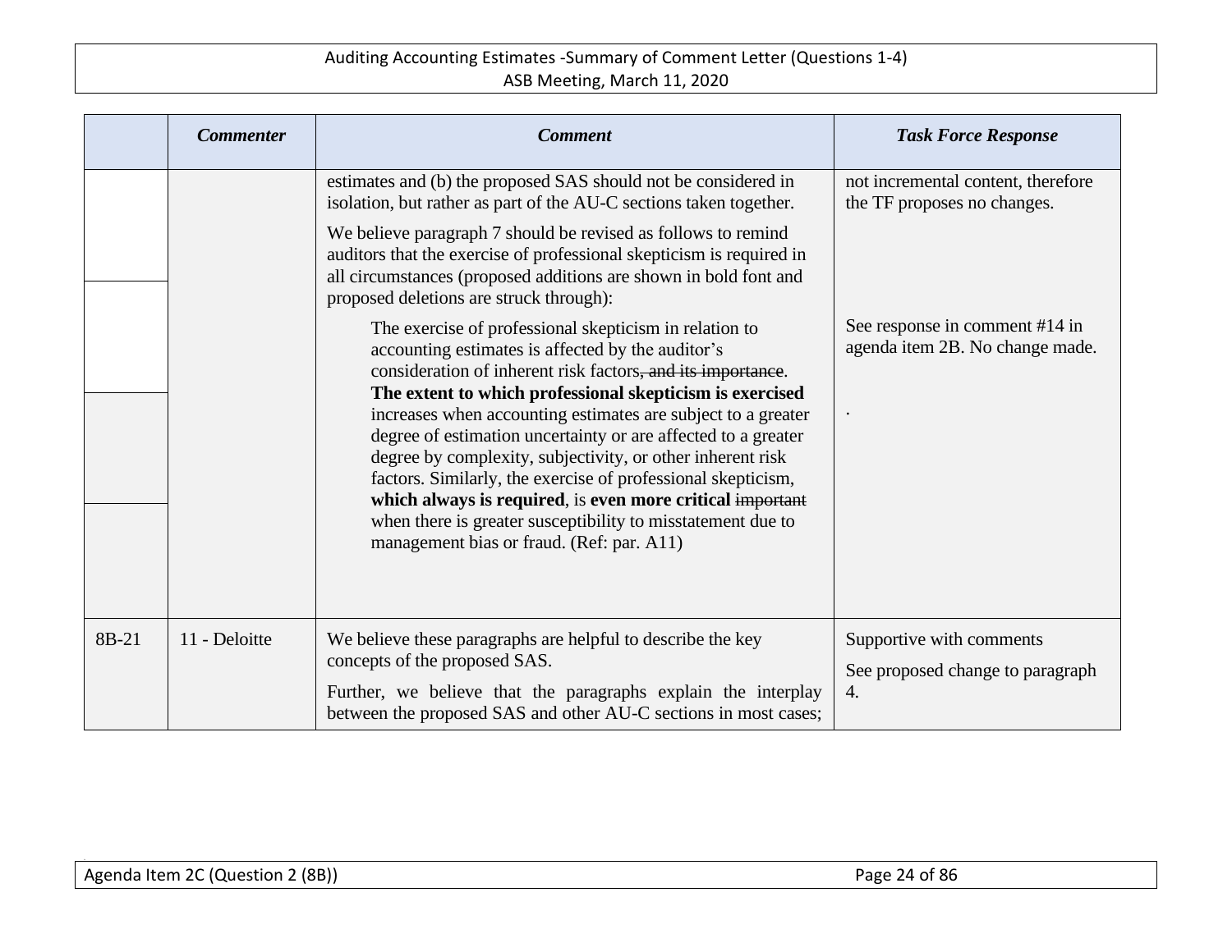| | *Commenter* | *Comment* | *Task Force Response* |
|---|---|---|---|
| | | estimates and (b) the proposed SAS should not be considered in isolation, but rather as part of the AU-C sections taken together.<br><br>We believe paragraph 7 should be revised as follows to remind auditors that the exercise of professional skepticism is required in all circumstances (proposed additions are shown in bold font and proposed deletions are struck through):<br><br>The exercise of professional skepticism in relation to accounting estimates is affected by the auditor's consideration of inherent risk factors~~, and its importance~~. **The extent to which professional skepticism is exercised** increases when accounting estimates are subject to a greater degree of estimation uncertainty or are affected to a greater degree by complexity, subjectivity, or other inherent risk factors. Similarly, the exercise of professional skepticism, **which always is required**, is **even more critical** ~~important~~ when there is greater susceptibility to misstatement due to management bias or fraud. (Ref: par. A11) | not incremental content, therefore the TF proposes no changes.<br><br>See response in comment #14 in agenda item 2B. No change made.<br><br>. |
| 8B-21 | 11 - Deloitte | We believe these paragraphs are helpful to describe the key concepts of the proposed SAS.<br><br>Further, we believe that the paragraphs explain the interplay between the proposed SAS and other AU-C sections in most cases; | Supportive with comments<br><br>See proposed change to paragraph 4. |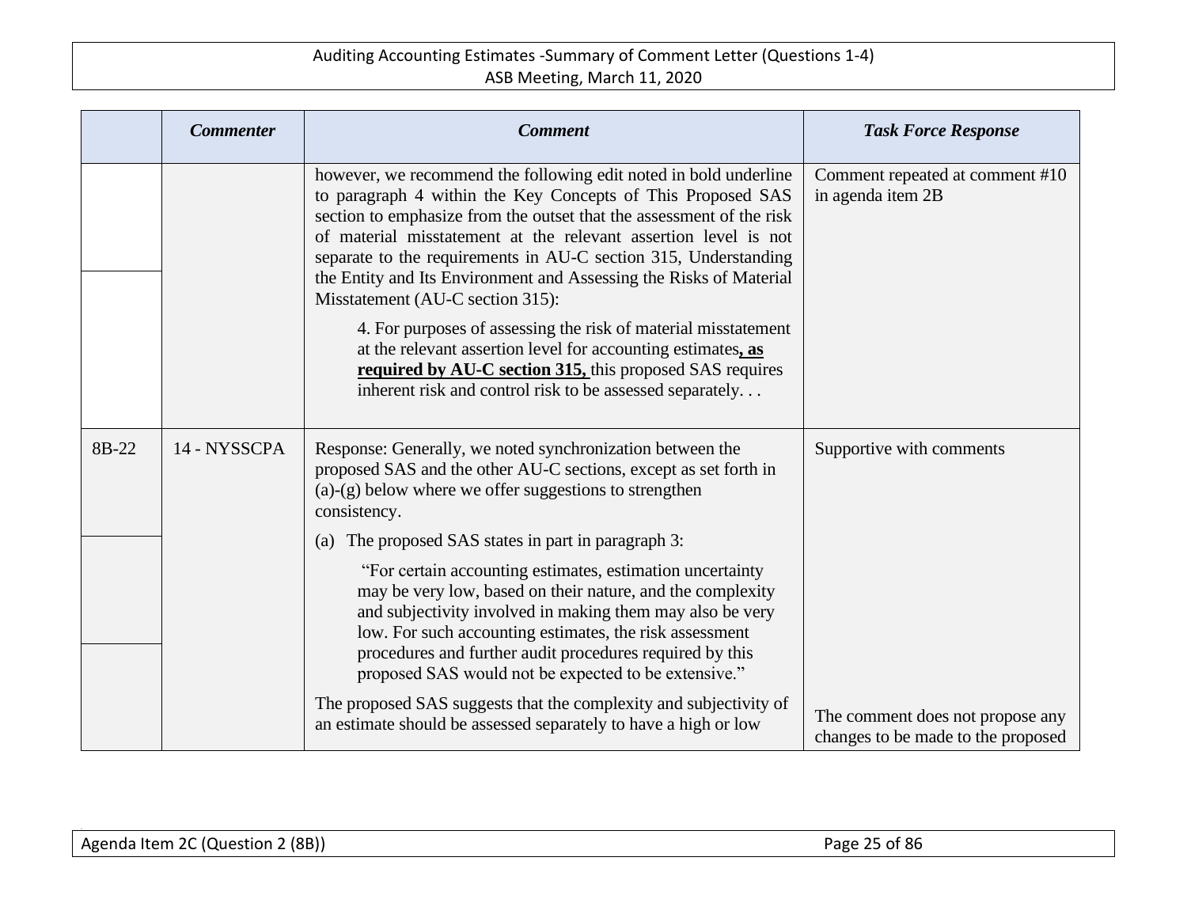| | *Commenter* | *Comment* | *Task Force Response* |
|---|---|---|---|
| | | however, we recommend the following edit noted in bold underline to paragraph 4 within the Key Concepts of This Proposed SAS section to emphasize from the outset that the assessment of the risk of material misstatement at the relevant assertion level is not separate to the requirements in AU-C section 315, Understanding the Entity and Its Environment and Assessing the Risks of Material Misstatement (AU-C section 315):<br><br>4. For purposes of assessing the risk of material misstatement at the relevant assertion level for accounting estimates**<u>, as required by AU-C section 315,</u>** this proposed SAS requires inherent risk and control risk to be assessed separately. . . | Comment repeated at comment #10 in agenda item 2B |
| 8B-22 | 14 - NYSSCPA | Response: Generally, we noted synchronization between the proposed SAS and the other AU-C sections, except as set forth in (a)-(g) below where we offer suggestions to strengthen consistency.<br><br>(a) The proposed SAS states in part in paragraph 3:<br><br>"For certain accounting estimates, estimation uncertainty may be very low, based on their nature, and the complexity and subjectivity involved in making them may also be very low. For such accounting estimates, the risk assessment procedures and further audit procedures required by this proposed SAS would not be expected to be extensive."<br><br>The proposed SAS suggests that the complexity and subjectivity of an estimate should be assessed separately to have a high or low | Supportive with comments<br><br>The comment does not propose any changes to be made to the proposed |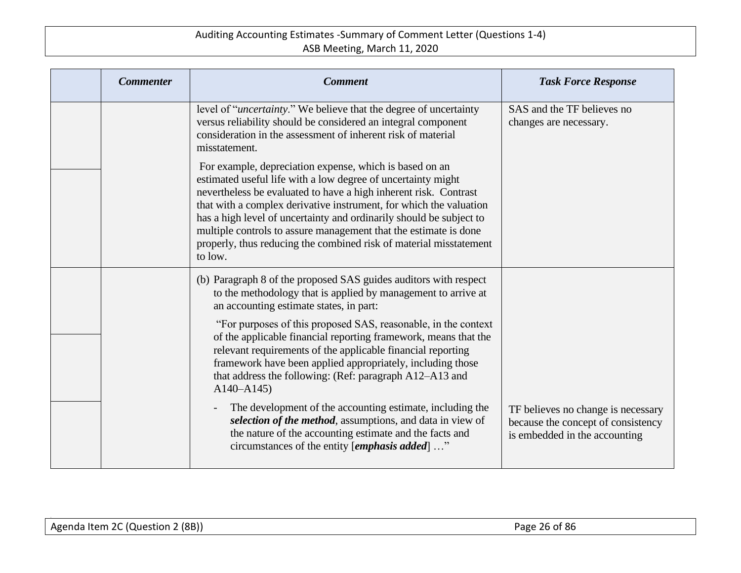| | *Commenter* | *Comment* | *Task Force Response* |
|---|---|---|---|
| | | level of "*uncertainty*." We believe that the degree of uncertainty versus reliability should be considered an integral component consideration in the assessment of inherent risk of material misstatement. | SAS and the TF believes no changes are necessary. |
| | | For example, depreciation expense, which is based on an estimated useful life with a low degree of uncertainty might nevertheless be evaluated to have a high inherent risk. Contrast that with a complex derivative instrument, for which the valuation has a high level of uncertainty and ordinarily should be subject to multiple controls to assure management that the estimate is done properly, thus reducing the combined risk of material misstatement to low. | |
| | | (b) Paragraph 8 of the proposed SAS guides auditors with respect to the methodology that is applied by management to arrive at an accounting estimate states, in part: | |
| | | "For purposes of this proposed SAS, reasonable, in the context of the applicable financial reporting framework, means that the relevant requirements of the applicable financial reporting framework have been applied appropriately, including those that address the following: (Ref: paragraph A12–A13 and A140–A145) | |
| | | - The development of the accounting estimate, including the ***selection of the method***, assumptions, and data in view of the nature of the accounting estimate and the facts and circumstances of the entity [***emphasis added***] …" | TF believes no change is necessary because the concept of consistency is embedded in the accounting |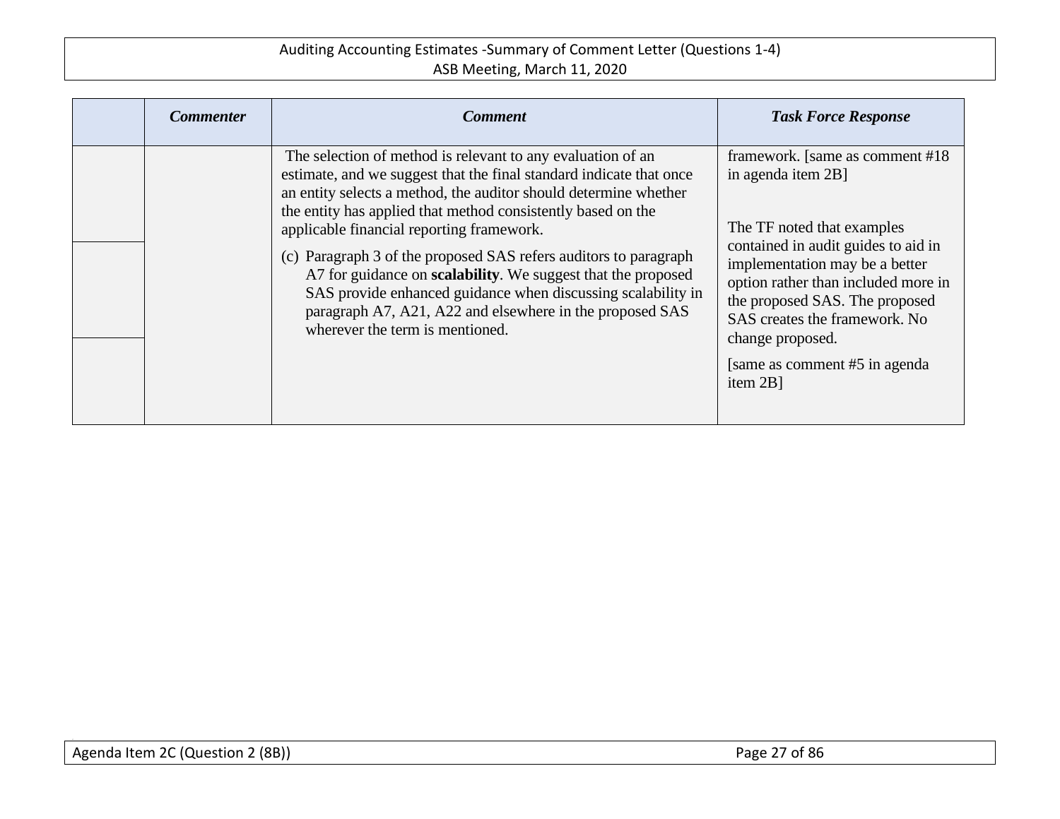| | *Commenter* | *Comment* | *Task Force Response* |
|---|---|---|---|
| | | The selection of method is relevant to any evaluation of an estimate, and we suggest that the final standard indicate that once an entity selects a method, the auditor should determine whether the entity has applied that method consistently based on the applicable financial reporting framework. | framework. [same as comment #18 in agenda item 2B] |
| | | (c) Paragraph 3 of the proposed SAS refers auditors to paragraph A7 for guidance on **scalability**. We suggest that the proposed SAS provide enhanced guidance when discussing scalability in paragraph A7, A21, A22 and elsewhere in the proposed SAS wherever the term is mentioned. | The TF noted that examples contained in audit guides to aid in implementation may be a better option rather than included more in the proposed SAS. The proposed SAS creates the framework. No change proposed. [same as comment #5 in agenda item 2B] |
| | | | |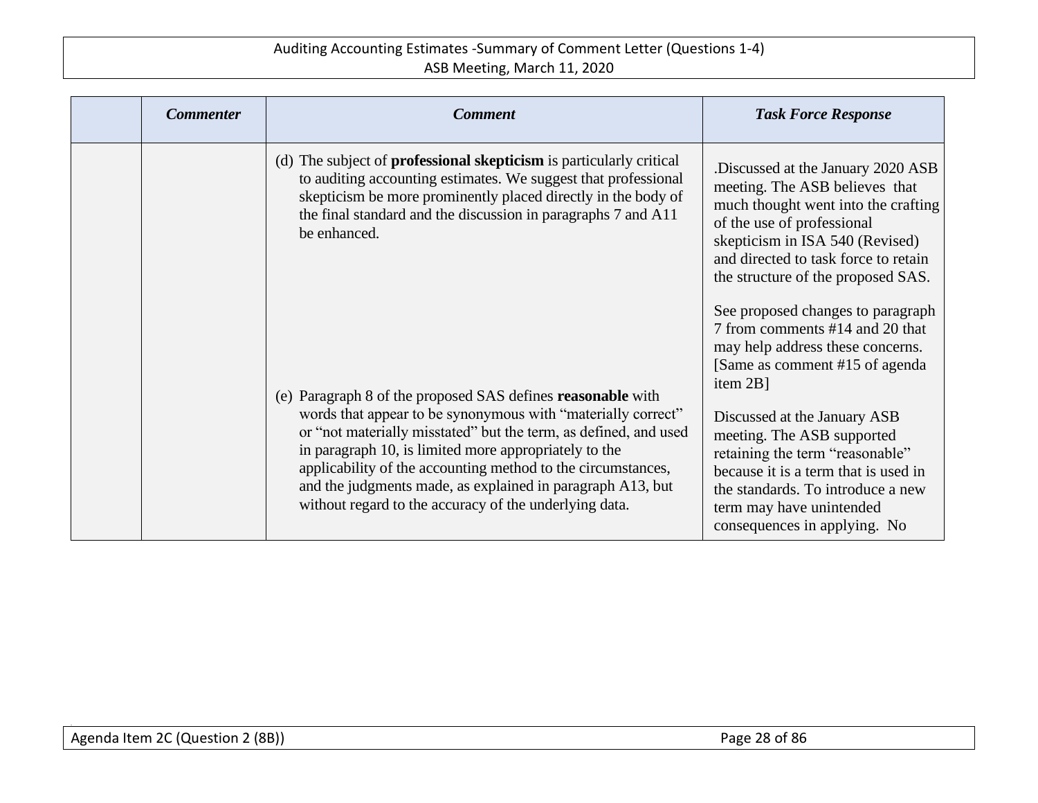| | *Commenter* | *Comment* | *Task Force Response* |
|---|---|---|---|
| | | (d) The subject of **professional skepticism** is particularly critical to auditing accounting estimates. We suggest that professional skepticism be more prominently placed directly in the body of the final standard and the discussion in paragraphs 7 and A11 be enhanced. | .Discussed at the January 2020 ASB meeting. The ASB believes that much thought went into the crafting of the use of professional skepticism in ISA 540 (Revised) and directed to task force to retain the structure of the proposed SAS.<br><br>See proposed changes to paragraph 7 from comments #14 and 20 that may help address these concerns. [Same as comment #15 of agenda item 2B] |
| | | (e) Paragraph 8 of the proposed SAS defines **reasonable** with words that appear to be synonymous with "materially correct" or "not materially misstated" but the term, as defined, and used in paragraph 10, is limited more appropriately to the applicability of the accounting method to the circumstances, and the judgments made, as explained in paragraph A13, but without regard to the accuracy of the underlying data. | Discussed at the January ASB meeting. The ASB supported retaining the term "reasonable" because it is a term that is used in the standards. To introduce a new term may have unintended consequences in applying. No |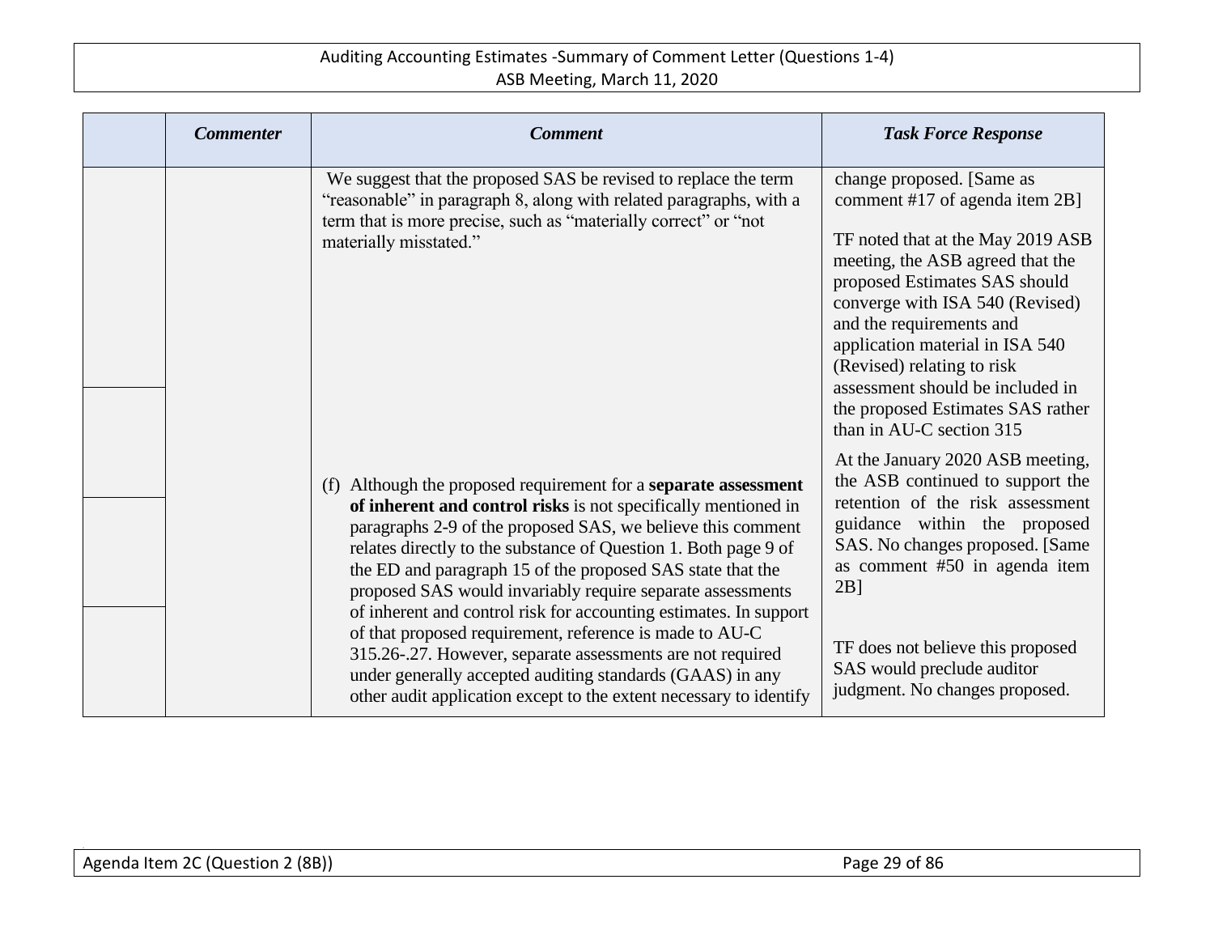| | *Commenter* | *Comment* | *Task Force Response* |
|---|---|---|---|
| | | We suggest that the proposed SAS be revised to replace the term "reasonable" in paragraph 8, along with related paragraphs, with a term that is more precise, such as "materially correct" or "not materially misstated." | change proposed. [Same as comment #17 of agenda item 2B] |
| | | | TF noted that at the May 2019 ASB meeting, the ASB agreed that the proposed Estimates SAS should converge with ISA 540 (Revised) and the requirements and application material in ISA 540 (Revised) relating to risk assessment should be included in the proposed Estimates SAS rather than in AU-C section 315 |
| | | (f) Although the proposed requirement for a **separate assessment of inherent and control risks** is not specifically mentioned in paragraphs 2-9 of the proposed SAS, we believe this comment relates directly to the substance of Question 1. Both page 9 of the ED and paragraph 15 of the proposed SAS state that the proposed SAS would invariably require separate assessments of inherent and control risk for accounting estimates. In support of that proposed requirement, reference is made to AU-C 315.26-.27. However, separate assessments are not required under generally accepted auditing standards (GAAS) in any other audit application except to the extent necessary to identify | At the January 2020 ASB meeting, the ASB continued to support the retention of the risk assessment guidance within the proposed SAS. No changes proposed. [Same as comment #50 in agenda item 2B] |
| | | | TF does not believe this proposed SAS would preclude auditor judgment. No changes proposed. |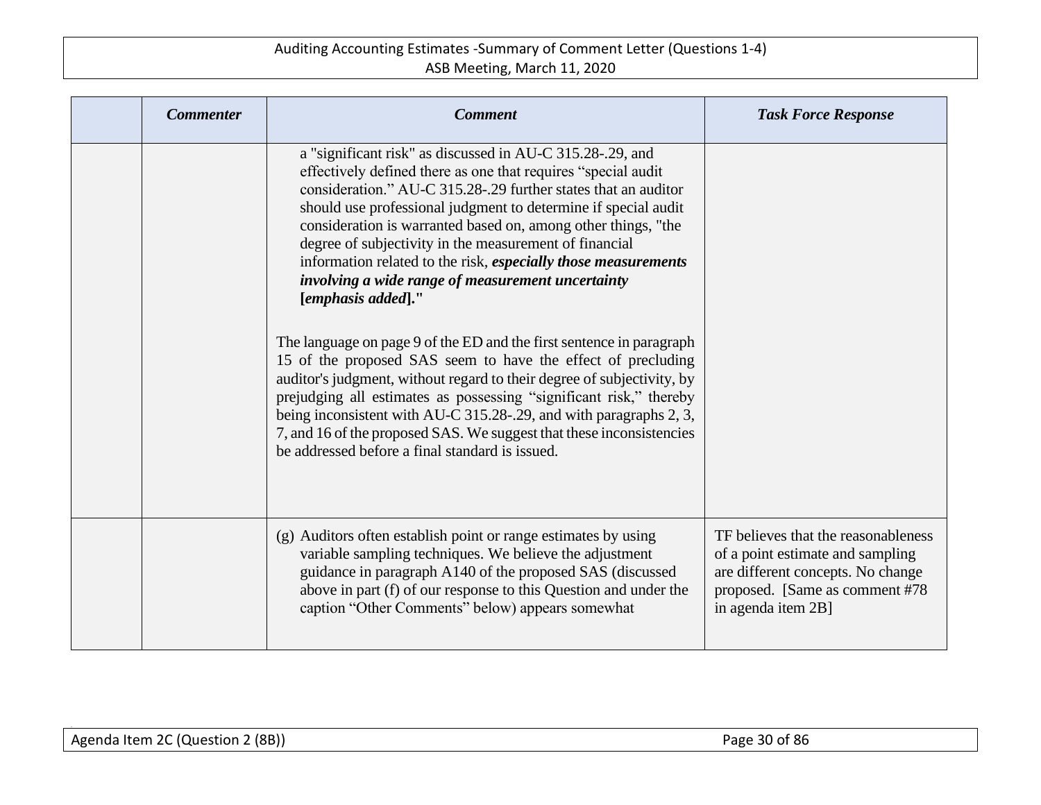| | *Commenter* | *Comment* | *Task Force Response* |
|---|---|---|---|
| | | a "significant risk" as discussed in AU-C 315.28-.29, and effectively defined there as one that requires "special audit consideration." AU-C 315.28-.29 further states that an auditor should use professional judgment to determine if special audit consideration is warranted based on, among other things, "the degree of subjectivity in the measurement of financial information related to the risk, ***especially those measurements involving a wide range of measurement uncertainty*** **[*emphasis added*]."**<br><br>The language on page 9 of the ED and the first sentence in paragraph 15 of the proposed SAS seem to have the effect of precluding auditor's judgment, without regard to their degree of subjectivity, by prejudging all estimates as possessing "significant risk," thereby being inconsistent with AU-C 315.28-.29, and with paragraphs 2, 3, 7, and 16 of the proposed SAS. We suggest that these inconsistencies be addressed before a final standard is issued. | |
| | | (g) Auditors often establish point or range estimates by using variable sampling techniques. We believe the adjustment guidance in paragraph A140 of the proposed SAS (discussed above in part (f) of our response to this Question and under the caption "Other Comments" below) appears somewhat | TF believes that the reasonableness of a point estimate and sampling are different concepts. No change proposed. [Same as comment #78 in agenda item 2B] |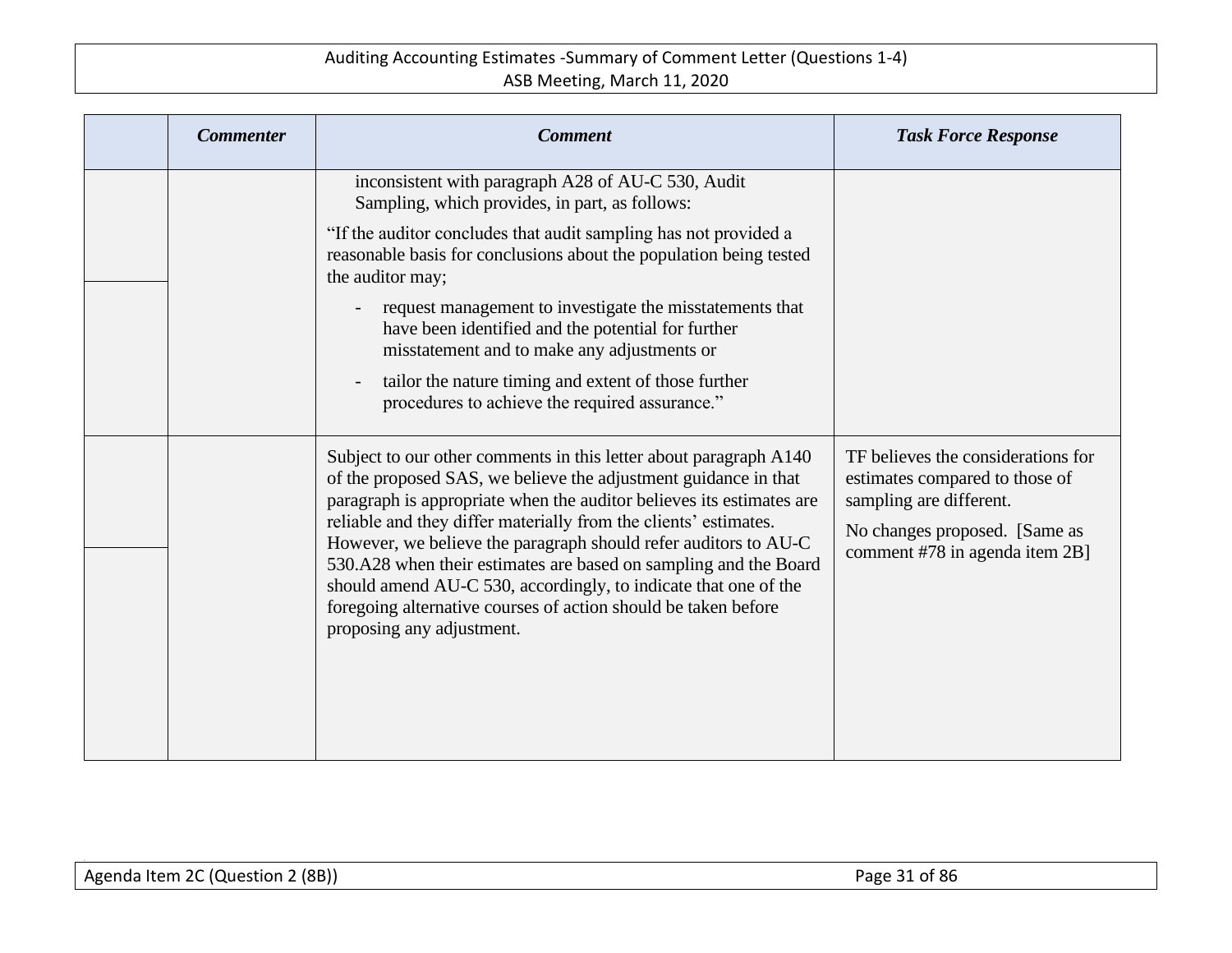| | *Commenter* | *Comment* | *Task Force Response* |
|---|---|---|---|
| | | inconsistent with paragraph A28 of AU-C 530, Audit Sampling, which provides, in part, as follows:<br><br>"If the auditor concludes that audit sampling has not provided a reasonable basis for conclusions about the population being tested the auditor may;<br><br>- request management to investigate the misstatements that have been identified and the potential for further misstatement and to make any adjustments or<br>- tailor the nature timing and extent of those further procedures to achieve the required assurance." | |
| | | Subject to our other comments in this letter about paragraph A140 of the proposed SAS, we believe the adjustment guidance in that paragraph is appropriate when the auditor believes its estimates are reliable and they differ materially from the clients' estimates. However, we believe the paragraph should refer auditors to AU-C 530.A28 when their estimates are based on sampling and the Board should amend AU-C 530, accordingly, to indicate that one of the foregoing alternative courses of action should be taken before proposing any adjustment. | TF believes the considerations for estimates compared to those of sampling are different.<br><br>No changes proposed. [Same as comment #78 in agenda item 2B] |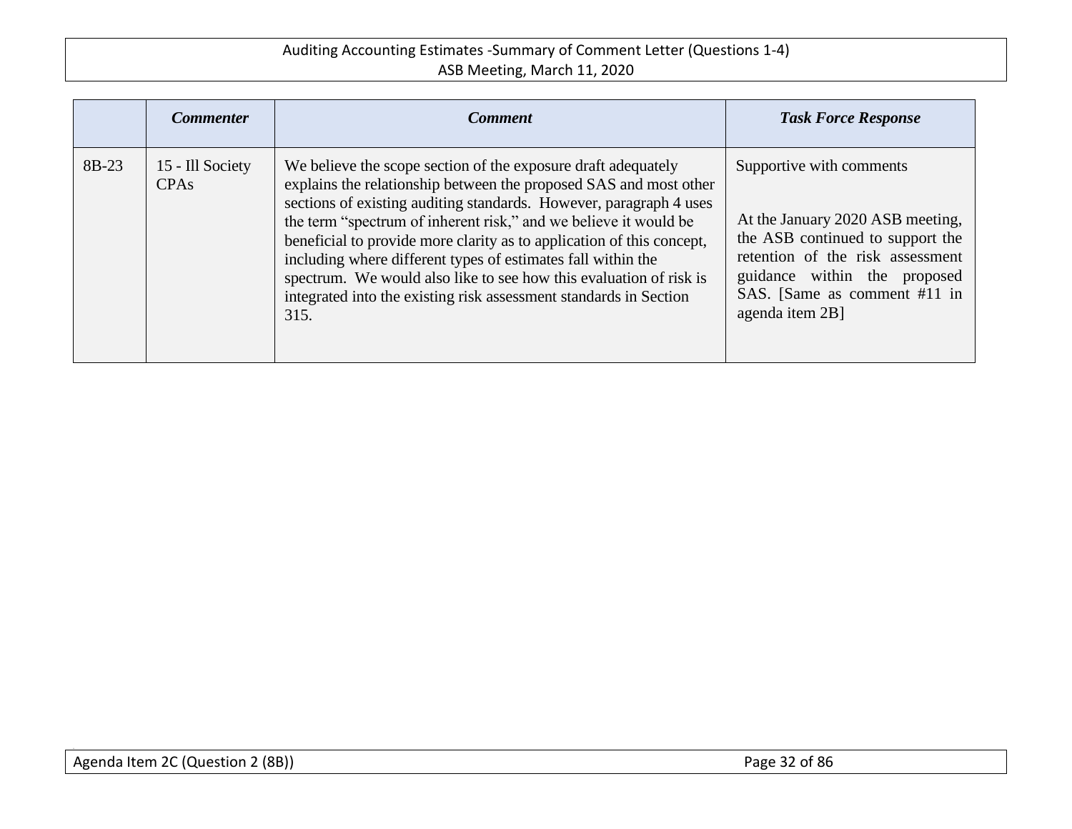| | *Commenter* | *Comment* | *Task Force Response* |
|---|---|---|---|
| 8B-23 | 15 - Ill Society CPAs | We believe the scope section of the exposure draft adequately explains the relationship between the proposed SAS and most other sections of existing auditing standards. However, paragraph 4 uses the term "spectrum of inherent risk," and we believe it would be beneficial to provide more clarity as to application of this concept, including where different types of estimates fall within the spectrum. We would also like to see how this evaluation of risk is integrated into the existing risk assessment standards in Section 315. | Supportive with comments<br><br>At the January 2020 ASB meeting, the ASB continued to support the retention of the risk assessment guidance within the proposed SAS. [Same as comment #11 in agenda item 2B] |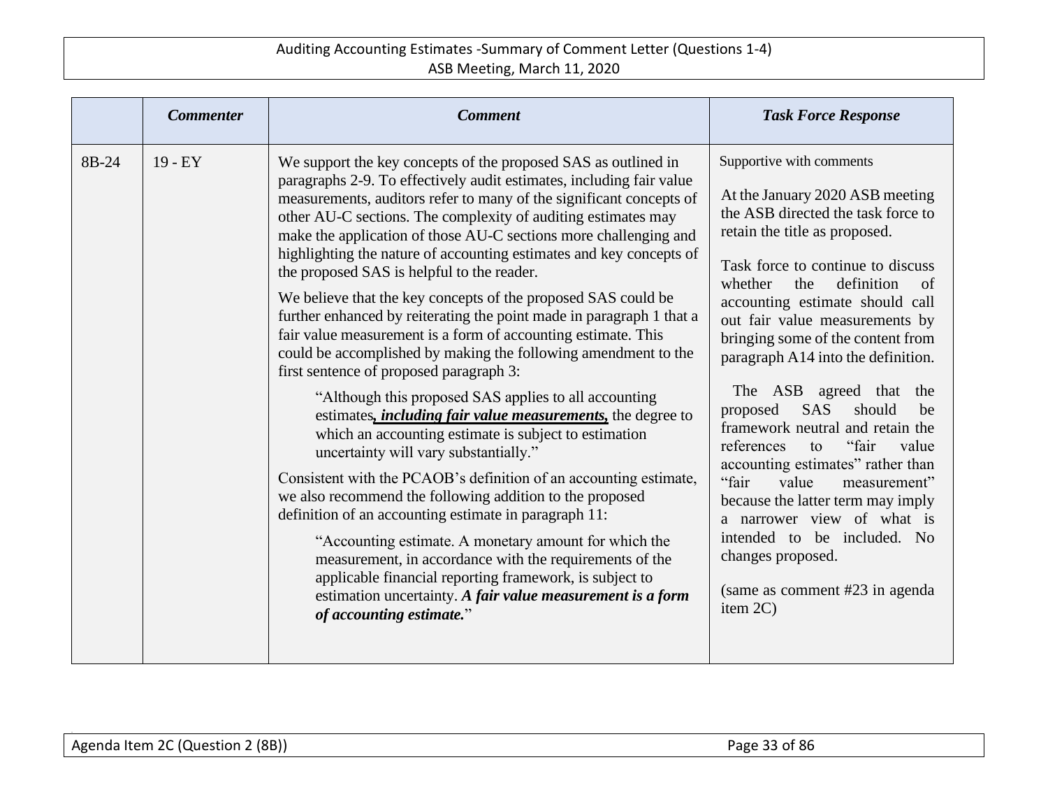| | *Commenter* | *Comment* | *Task Force Response* |
|---|---|---|---|
| 8B-24 | 19 - EY | We support the key concepts of the proposed SAS as outlined in paragraphs 2-9. To effectively audit estimates, including fair value measurements, auditors refer to many of the significant concepts of other AU-C sections. The complexity of auditing estimates may make the application of those AU-C sections more challenging and highlighting the nature of accounting estimates and key concepts of the proposed SAS is helpful to the reader.<br><br>We believe that the key concepts of the proposed SAS could be further enhanced by reiterating the point made in paragraph 1 that a fair value measurement is a form of accounting estimate. This could be accomplished by making the following amendment to the first sentence of proposed paragraph 3:<br><br>"Although this proposed SAS applies to all accounting estimates***, including fair value measurements,*** the degree to which an accounting estimate is subject to estimation uncertainty will vary substantially."<br><br>Consistent with the PCAOB's definition of an accounting estimate, we also recommend the following addition to the proposed definition of an accounting estimate in paragraph 11:<br><br>"Accounting estimate. A monetary amount for which the measurement, in accordance with the requirements of the applicable financial reporting framework, is subject to estimation uncertainty. ***A fair value measurement is a form of accounting estimate.***" | Supportive with comments<br><br>At the January 2020 ASB meeting the ASB directed the task force to retain the title as proposed.<br><br>Task force to continue to discuss whether the definition of accounting estimate should call out fair value measurements by bringing some of the content from paragraph A14 into the definition.<br><br>The ASB agreed that the proposed SAS should be framework neutral and retain the references to "fair value accounting estimates" rather than "fair value measurement" because the latter term may imply a narrower view of what is intended to be included. No changes proposed.<br><br>(same as comment #23 in agenda item 2C) |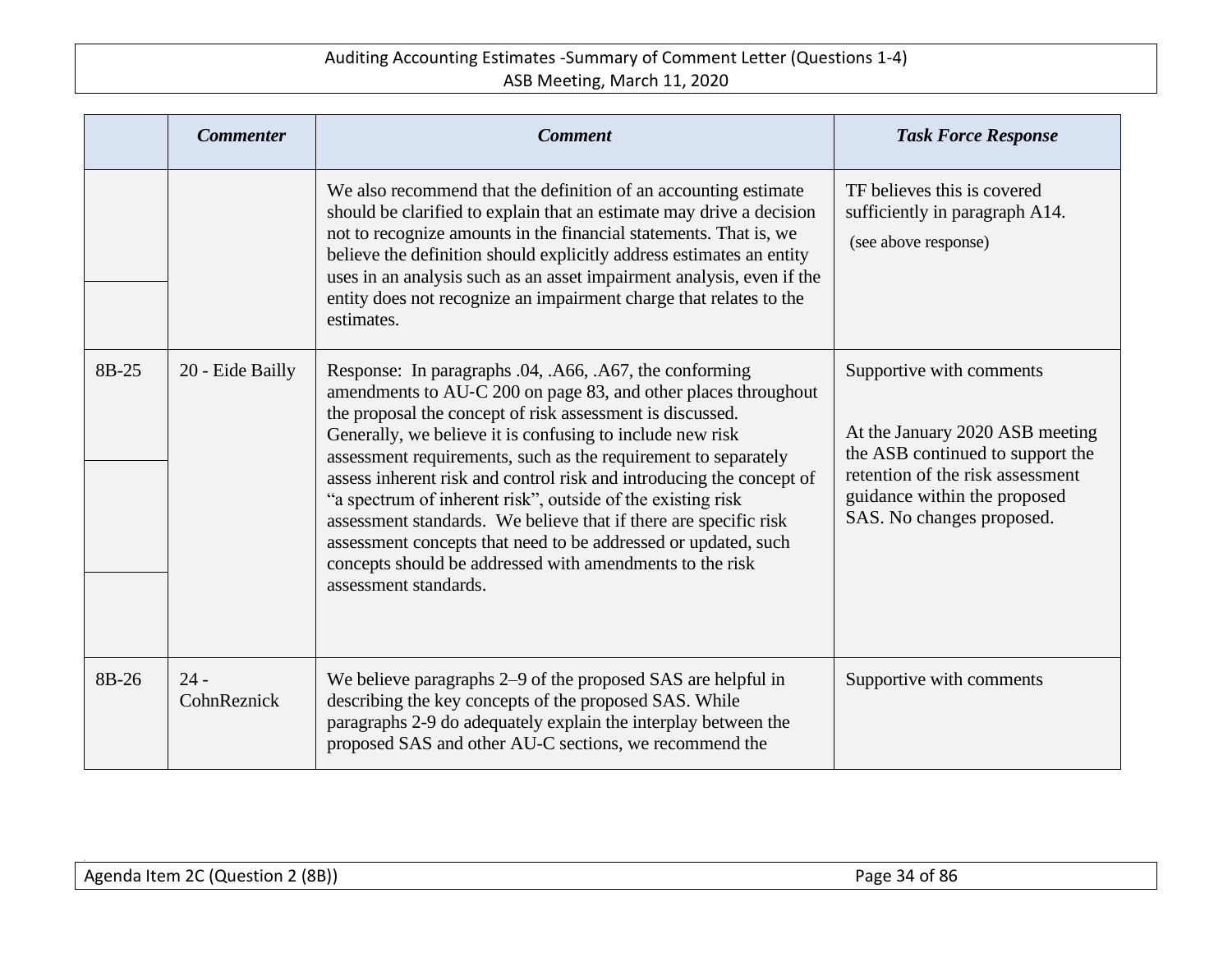| | *Commenter* | *Comment* | *Task Force Response* |
|---|---|---|---|
| | | We also recommend that the definition of an accounting estimate should be clarified to explain that an estimate may drive a decision not to recognize amounts in the financial statements. That is, we believe the definition should explicitly address estimates an entity uses in an analysis such as an asset impairment analysis, even if the entity does not recognize an impairment charge that relates to the estimates. | TF believes this is covered sufficiently in paragraph A14. (see above response) |
| 8B-25 | 20 - Eide Bailly | Response: In paragraphs .04, .A66, .A67, the conforming amendments to AU-C 200 on page 83, and other places throughout the proposal the concept of risk assessment is discussed. Generally, we believe it is confusing to include new risk assessment requirements, such as the requirement to separately assess inherent risk and control risk and introducing the concept of "a spectrum of inherent risk", outside of the existing risk assessment standards. We believe that if there are specific risk assessment concepts that need to be addressed or updated, such concepts should be addressed with amendments to the risk assessment standards. | Supportive with comments<br><br>At the January 2020 ASB meeting the ASB continued to support the retention of the risk assessment guidance within the proposed SAS. No changes proposed. |
| 8B-26 | 24 - CohnReznick | We believe paragraphs 2–9 of the proposed SAS are helpful in describing the key concepts of the proposed SAS. While paragraphs 2-9 do adequately explain the interplay between the proposed SAS and other AU-C sections, we recommend the | Supportive with comments |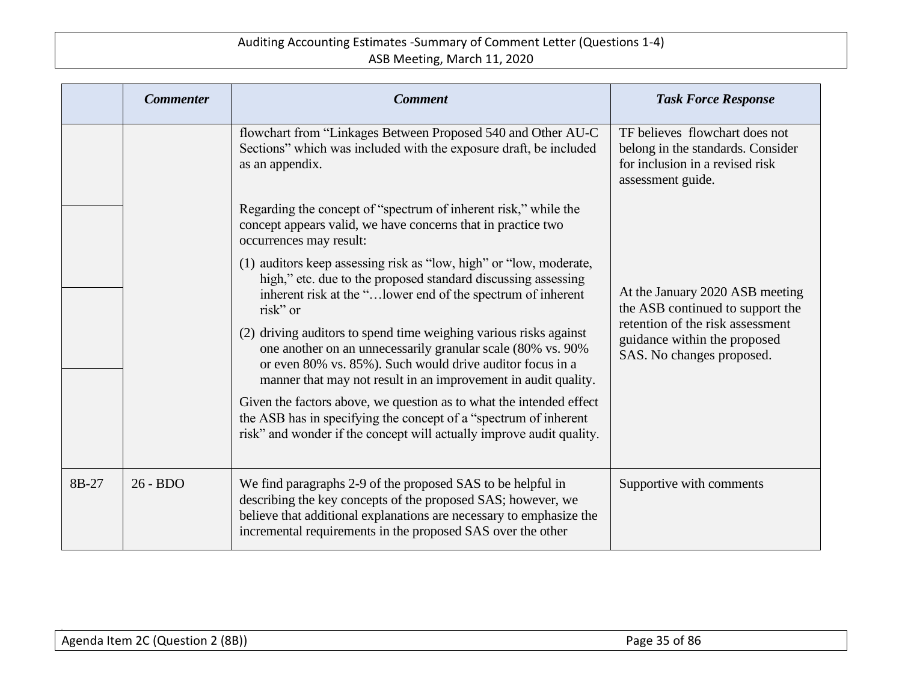| | *Commenter* | *Comment* | *Task Force Response* |
|---|---|---|---|
| | | flowchart from "Linkages Between Proposed 540 and Other AU-C Sections" which was included with the exposure draft, be included as an appendix. | TF believes flowchart does not belong in the standards. Consider for inclusion in a revised risk assessment guide. |
| | | Regarding the concept of "spectrum of inherent risk," while the concept appears valid, we have concerns that in practice two occurrences may result:<br>(1) auditors keep assessing risk as "low, high" or "low, moderate, high," etc. due to the proposed standard discussing assessing inherent risk at the "…lower end of the spectrum of inherent risk" or<br>(2) driving auditors to spend time weighing various risks against one another on an unnecessarily granular scale (80% vs. 90% or even 80% vs. 85%). Such would drive auditor focus in a manner that may not result in an improvement in audit quality.<br>Given the factors above, we question as to what the intended effect the ASB has in specifying the concept of a "spectrum of inherent risk" and wonder if the concept will actually improve audit quality. | At the January 2020 ASB meeting the ASB continued to support the retention of the risk assessment guidance within the proposed SAS. No changes proposed. |
| 8B-27 | 26 - BDO | We find paragraphs 2-9 of the proposed SAS to be helpful in describing the key concepts of the proposed SAS; however, we believe that additional explanations are necessary to emphasize the incremental requirements in the proposed SAS over the other | Supportive with comments |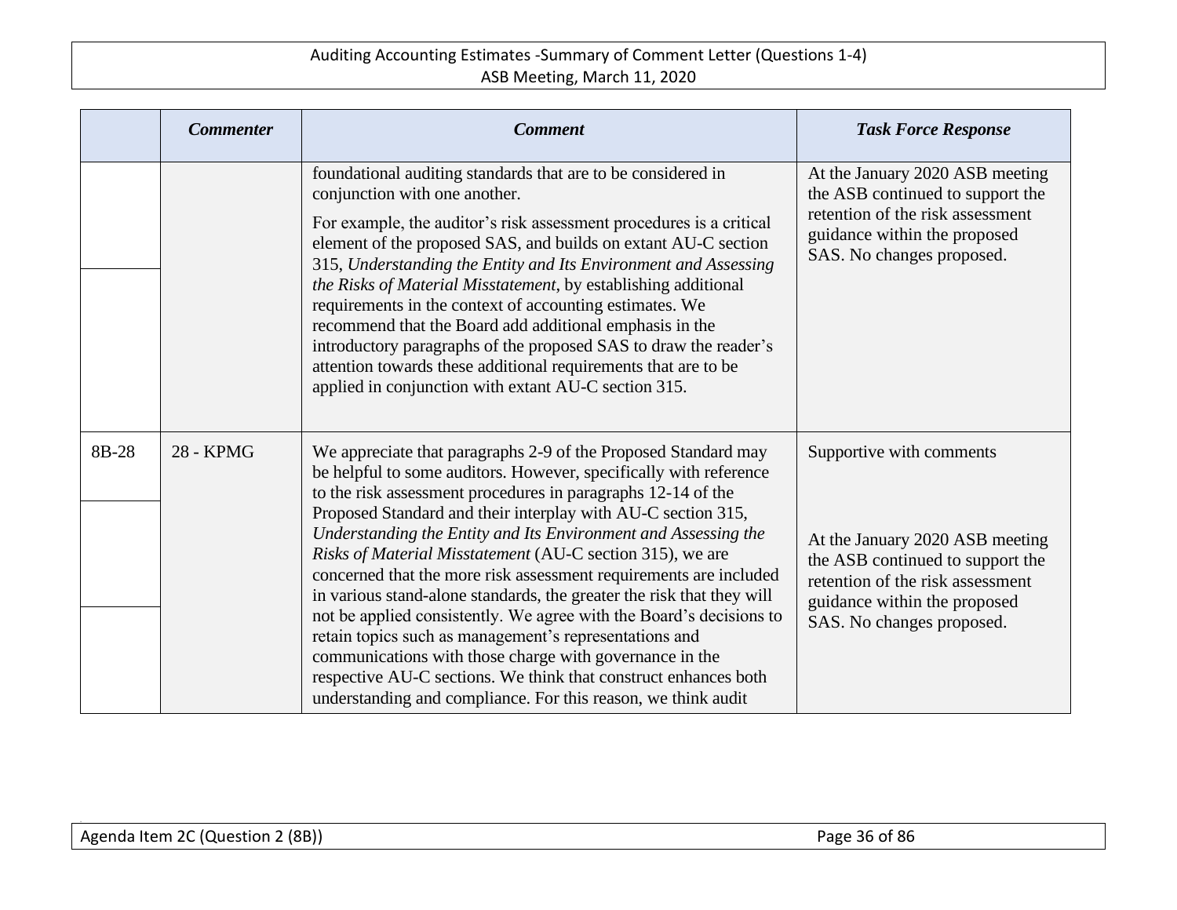| | *Commenter* | *Comment* | *Task Force Response* |
|---|---|---|---|
| | | foundational auditing standards that are to be considered in conjunction with one another.<br><br>For example, the auditor's risk assessment procedures is a critical element of the proposed SAS, and builds on extant AU-C section 315, *Understanding the Entity and Its Environment and Assessing the Risks of Material Misstatement*, by establishing additional requirements in the context of accounting estimates. We recommend that the Board add additional emphasis in the introductory paragraphs of the proposed SAS to draw the reader's attention towards these additional requirements that are to be applied in conjunction with extant AU-C section 315. | At the January 2020 ASB meeting the ASB continued to support the retention of the risk assessment guidance within the proposed SAS. No changes proposed. |
| 8B-28 | 28 - KPMG | We appreciate that paragraphs 2-9 of the Proposed Standard may be helpful to some auditors. However, specifically with reference to the risk assessment procedures in paragraphs 12-14 of the Proposed Standard and their interplay with AU-C section 315, *Understanding the Entity and Its Environment and Assessing the Risks of Material Misstatement* (AU-C section 315), we are concerned that the more risk assessment requirements are included in various stand-alone standards, the greater the risk that they will not be applied consistently. We agree with the Board's decisions to retain topics such as management's representations and communications with those charge with governance in the respective AU-C sections. We think that construct enhances both understanding and compliance. For this reason, we think audit | Supportive with comments<br><br>At the January 2020 ASB meeting the ASB continued to support the retention of the risk assessment guidance within the proposed SAS. No changes proposed. |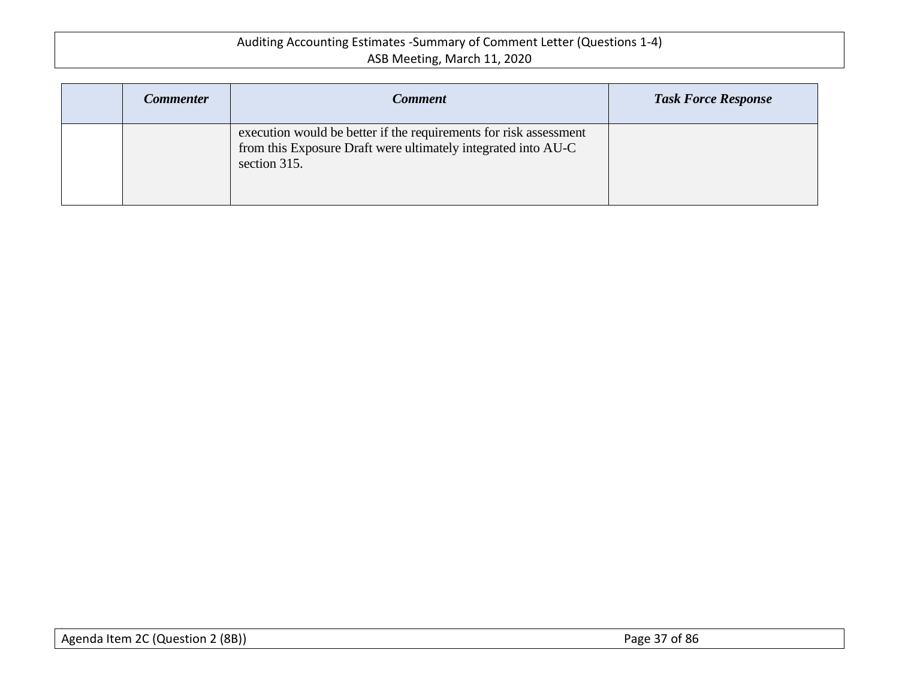| | *Commenter* | *Comment* | *Task Force Response* |
|---|---|---|---|
| | | execution would be better if the requirements for risk assessment from this Exposure Draft were ultimately integrated into AU-C section 315. | |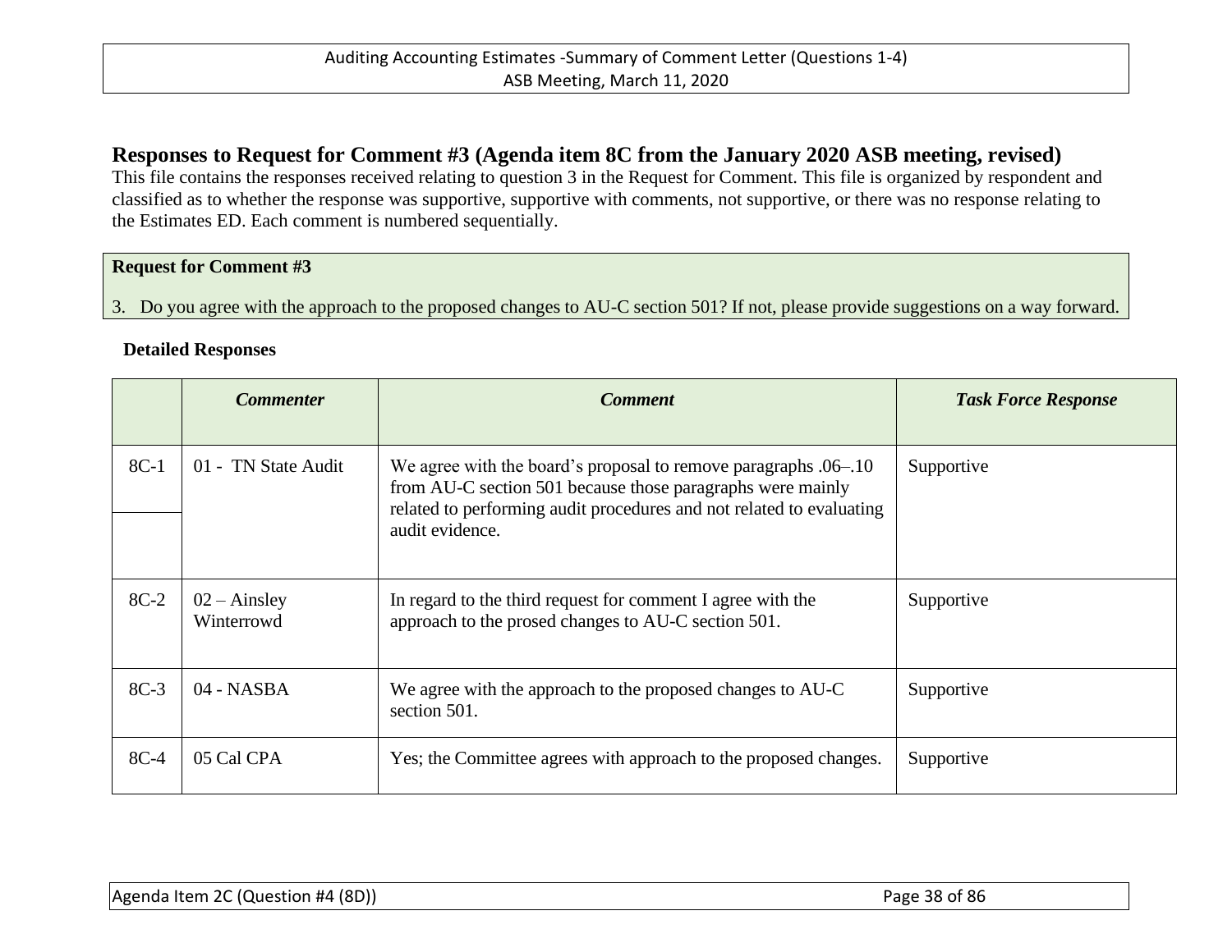## Responses to Request for Comment #3 (Agenda item 8C from the January 2020 ASB meeting, revised)

This file contains the responses received relating to question 3 in the Request for Comment. This file is organized by respondent and classified as to whether the response was supportive, supportive with comments, not supportive, or there was no response relating to the Estimates ED. Each comment is numbered sequentially.

**Request for Comment #3**

3. Do you agree with the approach to the proposed changes to AU-C section 501? If not, please provide suggestions on a way forward.

**Detailed Responses**

| | *Commenter* | *Comment* | *Task Force Response* |
|---|---|---|---|
| 8C-1 | 01 - TN State Audit | We agree with the board's proposal to remove paragraphs .06–.10 from AU-C section 501 because those paragraphs were mainly related to performing audit procedures and not related to evaluating audit evidence. | Supportive |
| 8C-2 | 02 – Ainsley Winterrowd | In regard to the third request for comment I agree with the approach to the prosed changes to AU-C section 501. | Supportive |
| 8C-3 | 04 - NASBA | We agree with the approach to the proposed changes to AU-C section 501. | Supportive |
| 8C-4 | 05 Cal CPA | Yes; the Committee agrees with approach to the proposed changes. | Supportive |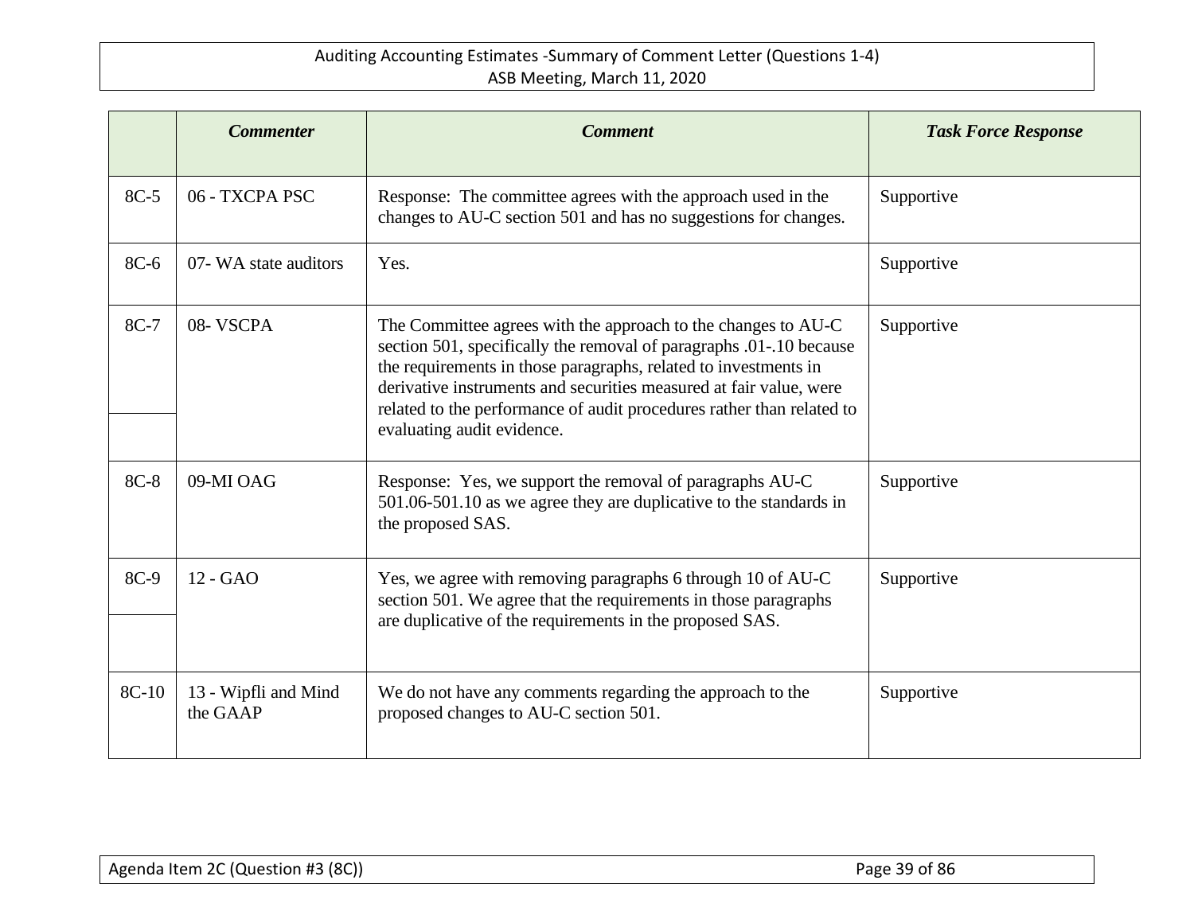| | *Commenter* | *Comment* | *Task Force Response* |
|---|---|---|---|
| 8C-5 | 06 - TXCPA PSC | Response: The committee agrees with the approach used in the changes to AU-C section 501 and has no suggestions for changes. | Supportive |
| 8C-6 | 07- WA state auditors | Yes. | Supportive |
| 8C-7 | 08- VSCPA | The Committee agrees with the approach to the changes to AU-C section 501, specifically the removal of paragraphs .01-.10 because the requirements in those paragraphs, related to investments in derivative instruments and securities measured at fair value, were related to the performance of audit procedures rather than related to evaluating audit evidence. | Supportive |
| 8C-8 | 09-MI OAG | Response: Yes, we support the removal of paragraphs AU-C 501.06-501.10 as we agree they are duplicative to the standards in the proposed SAS. | Supportive |
| 8C-9 | 12 - GAO | Yes, we agree with removing paragraphs 6 through 10 of AU-C section 501. We agree that the requirements in those paragraphs are duplicative of the requirements in the proposed SAS. | Supportive |
| 8C-10 | 13 - Wipfli and Mind the GAAP | We do not have any comments regarding the approach to the proposed changes to AU-C section 501. | Supportive |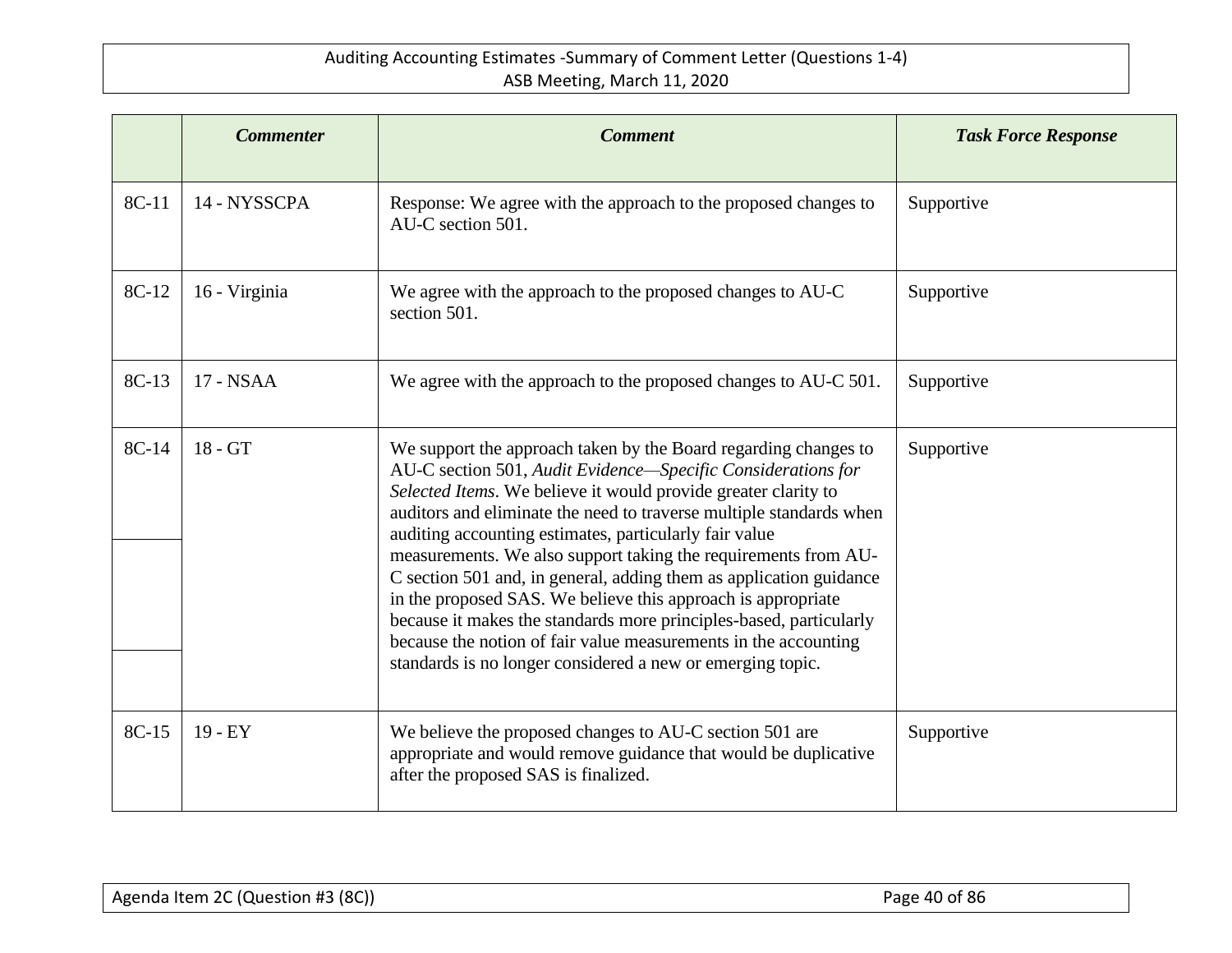| | *Commenter* | *Comment* | *Task Force Response* |
|---|---|---|---|
| 8C-11 | 14 - NYSSCPA | Response: We agree with the approach to the proposed changes to AU-C section 501. | Supportive |
| 8C-12 | 16 - Virginia | We agree with the approach to the proposed changes to AU-C section 501. | Supportive |
| 8C-13 | 17 - NSAA | We agree with the approach to the proposed changes to AU-C 501. | Supportive |
| 8C-14 | 18 - GT | We support the approach taken by the Board regarding changes to AU-C section 501, *Audit Evidence—Specific Considerations for Selected Items*. We believe it would provide greater clarity to auditors and eliminate the need to traverse multiple standards when auditing accounting estimates, particularly fair value measurements. We also support taking the requirements from AU-C section 501 and, in general, adding them as application guidance in the proposed SAS. We believe this approach is appropriate because it makes the standards more principles-based, particularly because the notion of fair value measurements in the accounting standards is no longer considered a new or emerging topic. | Supportive |
| 8C-15 | 19 - EY | We believe the proposed changes to AU-C section 501 are appropriate and would remove guidance that would be duplicative after the proposed SAS is finalized. | Supportive |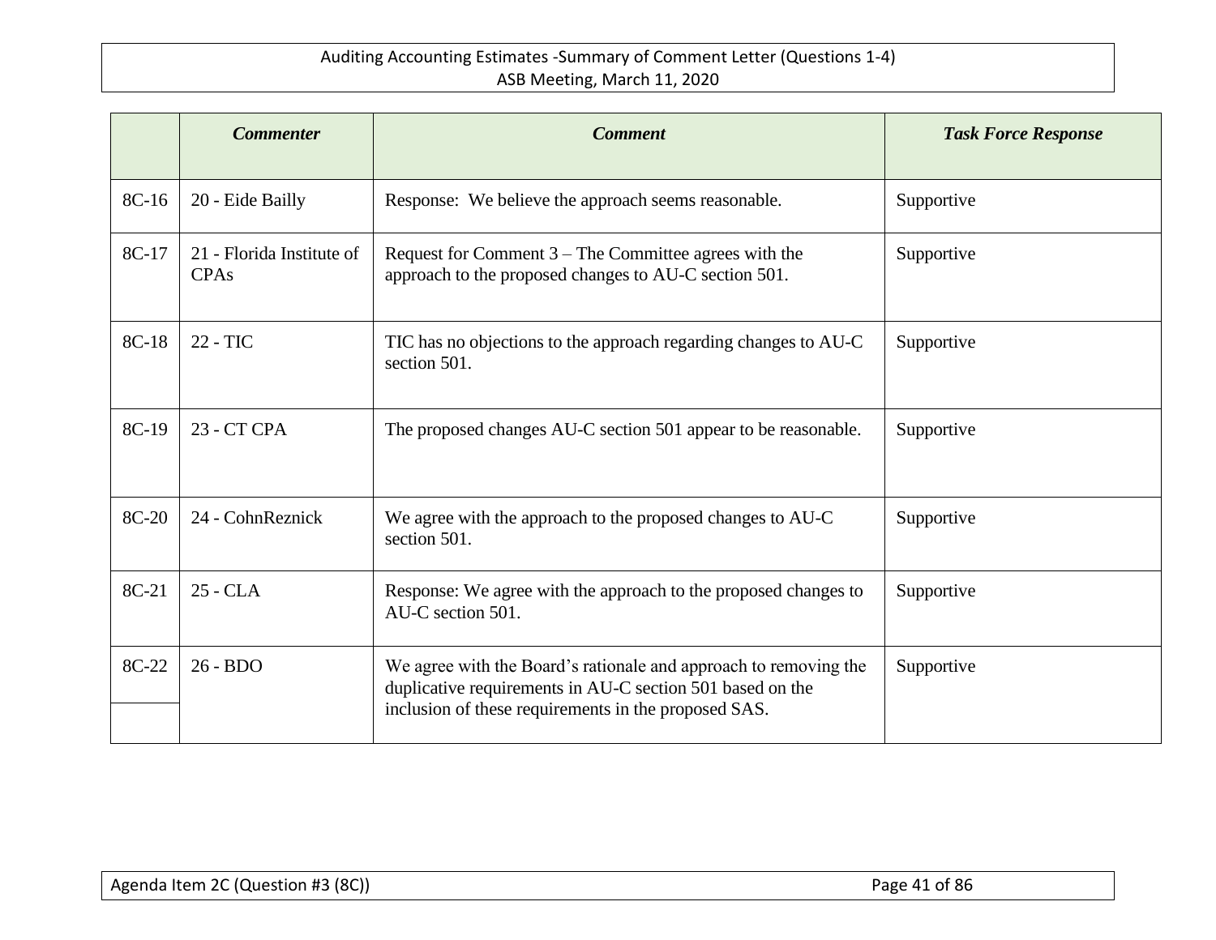| | *Commenter* | *Comment* | *Task Force Response* |
|---|---|---|---|
| 8C-16 | 20 - Eide Bailly | Response: We believe the approach seems reasonable. | Supportive |
| 8C-17 | 21 - Florida Institute of CPAs | Request for Comment 3 – The Committee agrees with the approach to the proposed changes to AU-C section 501. | Supportive |
| 8C-18 | 22 - TIC | TIC has no objections to the approach regarding changes to AU-C section 501. | Supportive |
| 8C-19 | 23 - CT CPA | The proposed changes AU-C section 501 appear to be reasonable. | Supportive |
| 8C-20 | 24 - CohnReznick | We agree with the approach to the proposed changes to AU-C section 501. | Supportive |
| 8C-21 | 25 - CLA | Response: We agree with the approach to the proposed changes to AU-C section 501. | Supportive |
| 8C-22 | 26 - BDO | We agree with the Board's rationale and approach to removing the duplicative requirements in AU-C section 501 based on the inclusion of these requirements in the proposed SAS. | Supportive |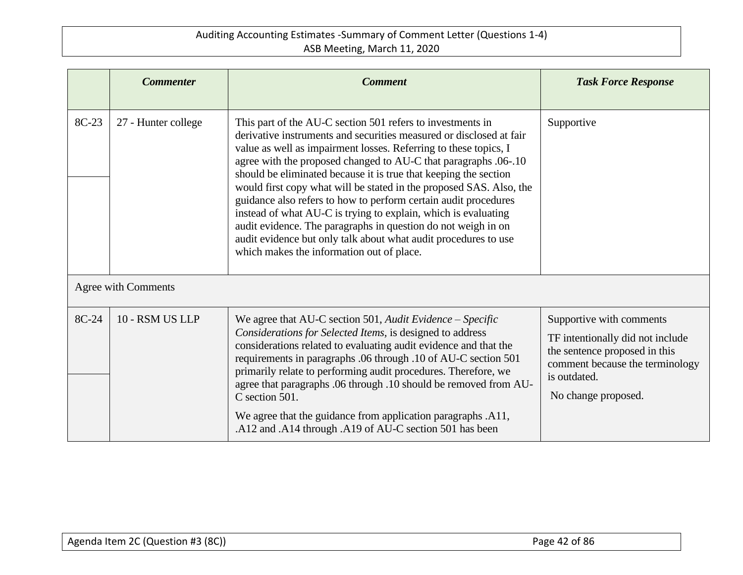| | *Commenter* | *Comment* | *Task Force Response* |
|---|---|---|---|
| 8C-23 | 27 - Hunter college | This part of the AU-C section 501 refers to investments in derivative instruments and securities measured or disclosed at fair value as well as impairment losses. Referring to these topics, I agree with the proposed changed to AU-C that paragraphs .06-.10 should be eliminated because it is true that keeping the section would first copy what will be stated in the proposed SAS. Also, the guidance also refers to how to perform certain audit procedures instead of what AU-C is trying to explain, which is evaluating audit evidence. The paragraphs in question do not weigh in on audit evidence but only talk about what audit procedures to use which makes the information out of place. | Supportive |
| Agree with Comments | | | |
| 8C-24 | 10 - RSM US LLP | We agree that AU-C section 501, *Audit Evidence – Specific Considerations for Selected Items*, is designed to address considerations related to evaluating audit evidence and that the requirements in paragraphs .06 through .10 of AU-C section 501 primarily relate to performing audit procedures. Therefore, we agree that paragraphs .06 through .10 should be removed from AU-C section 501.<br><br>We agree that the guidance from application paragraphs .A11, .A12 and .A14 through .A19 of AU-C section 501 has been | Supportive with comments<br><br>TF intentionally did not include the sentence proposed in this comment because the terminology is outdated.<br><br>No change proposed. |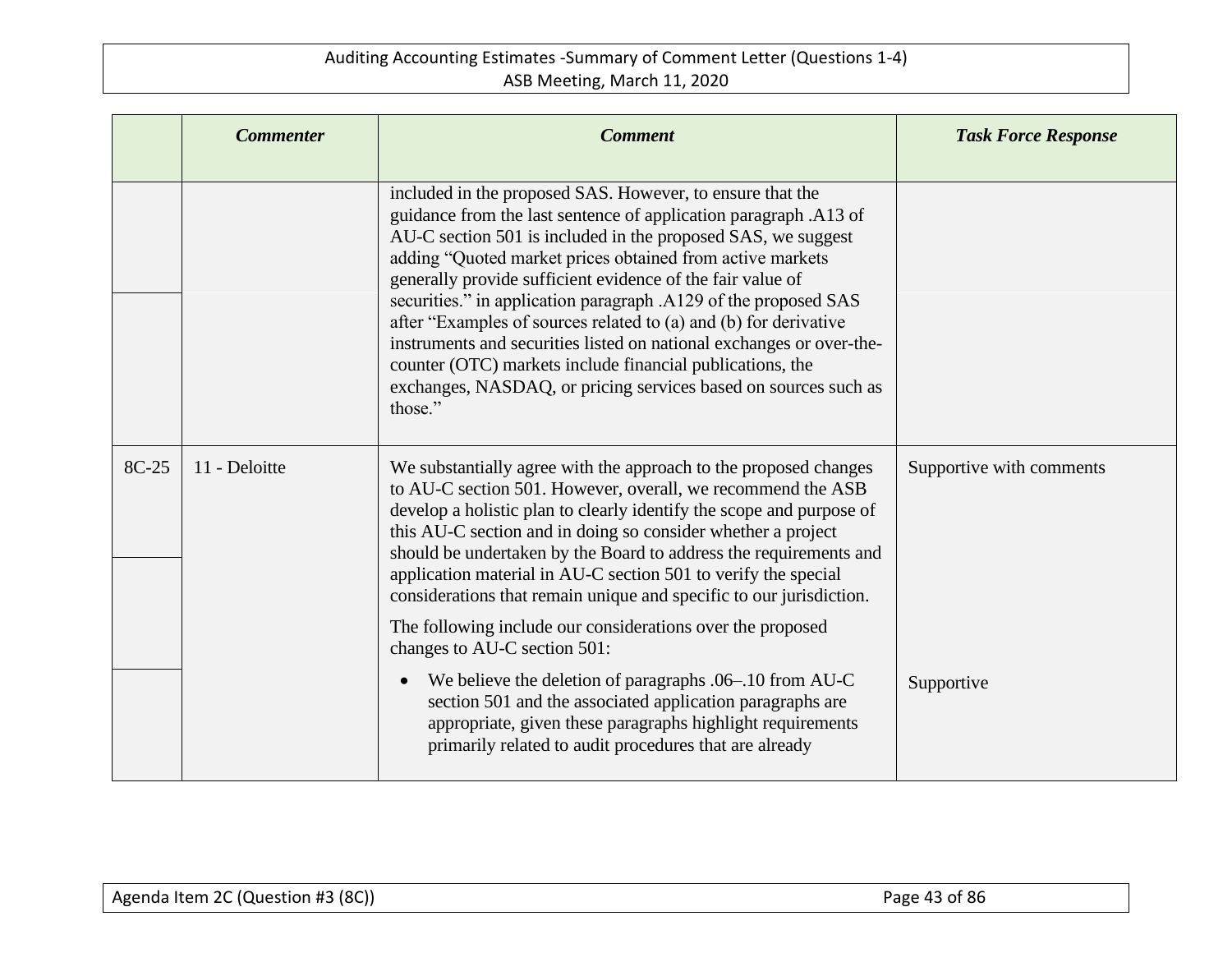| | *Commenter* | *Comment* | *Task Force Response* |
|---|---|---|---|
| | | included in the proposed SAS. However, to ensure that the guidance from the last sentence of application paragraph .A13 of AU-C section 501 is included in the proposed SAS, we suggest adding "Quoted market prices obtained from active markets generally provide sufficient evidence of the fair value of securities." in application paragraph .A129 of the proposed SAS after "Examples of sources related to (a) and (b) for derivative instruments and securities listed on national exchanges or over-the-counter (OTC) markets include financial publications, the exchanges, NASDAQ, or pricing services based on sources such as those." | |
| 8C-25 | 11 - Deloitte | We substantially agree with the approach to the proposed changes to AU-C section 501. However, overall, we recommend the ASB develop a holistic plan to clearly identify the scope and purpose of this AU-C section and in doing so consider whether a project should be undertaken by the Board to address the requirements and application material in AU-C section 501 to verify the special considerations that remain unique and specific to our jurisdiction. | Supportive with comments |
| | | The following include our considerations over the proposed changes to AU-C section 501: | |
| | | • We believe the deletion of paragraphs .06–.10 from AU-C section 501 and the associated application paragraphs are appropriate, given these paragraphs highlight requirements primarily related to audit procedures that are already | Supportive |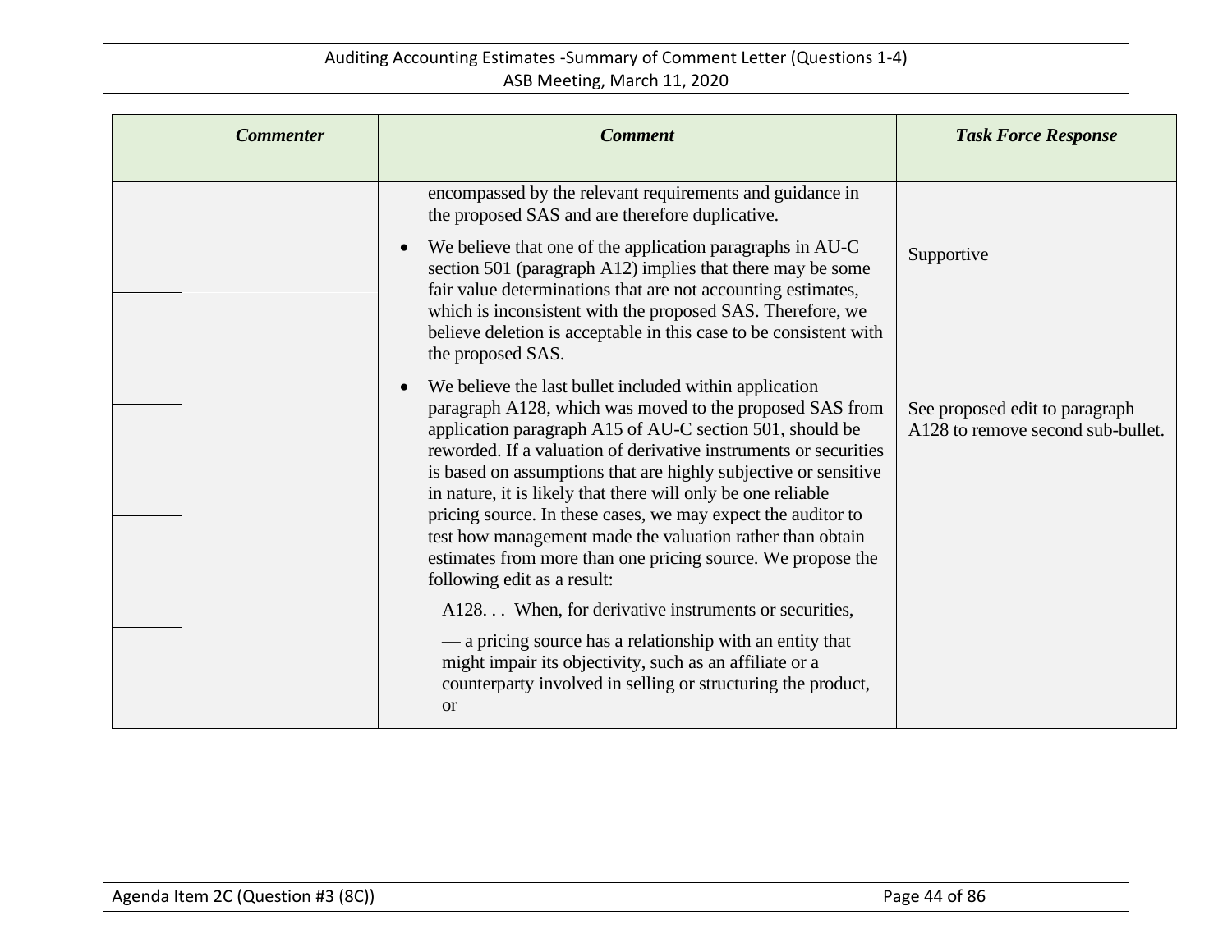| | Commenter | Comment | Task Force Response |
|---|---|---|---|
| | | encompassed by the relevant requirements and guidance in the proposed SAS and are therefore duplicative. | |
| | | • We believe that one of the application paragraphs in AU-C section 501 (paragraph A12) implies that there may be some fair value determinations that are not accounting estimates, which is inconsistent with the proposed SAS. Therefore, we believe deletion is acceptable in this case to be consistent with the proposed SAS. | Supportive |
| | | • We believe the last bullet included within application paragraph A128, which was moved to the proposed SAS from application paragraph A15 of AU-C section 501, should be reworded. If a valuation of derivative instruments or securities is based on assumptions that are highly subjective or sensitive in nature, it is likely that there will only be one reliable pricing source. In these cases, we may expect the auditor to test how management made the valuation rather than obtain estimates from more than one pricing source. We propose the following edit as a result: <br><br> A128. . . When, for derivative instruments or securities, <br><br> — a pricing source has a relationship with an entity that might impair its objectivity, such as an affiliate or a counterparty involved in selling or structuring the product, ~~or~~ | See proposed edit to paragraph A128 to remove second sub-bullet. |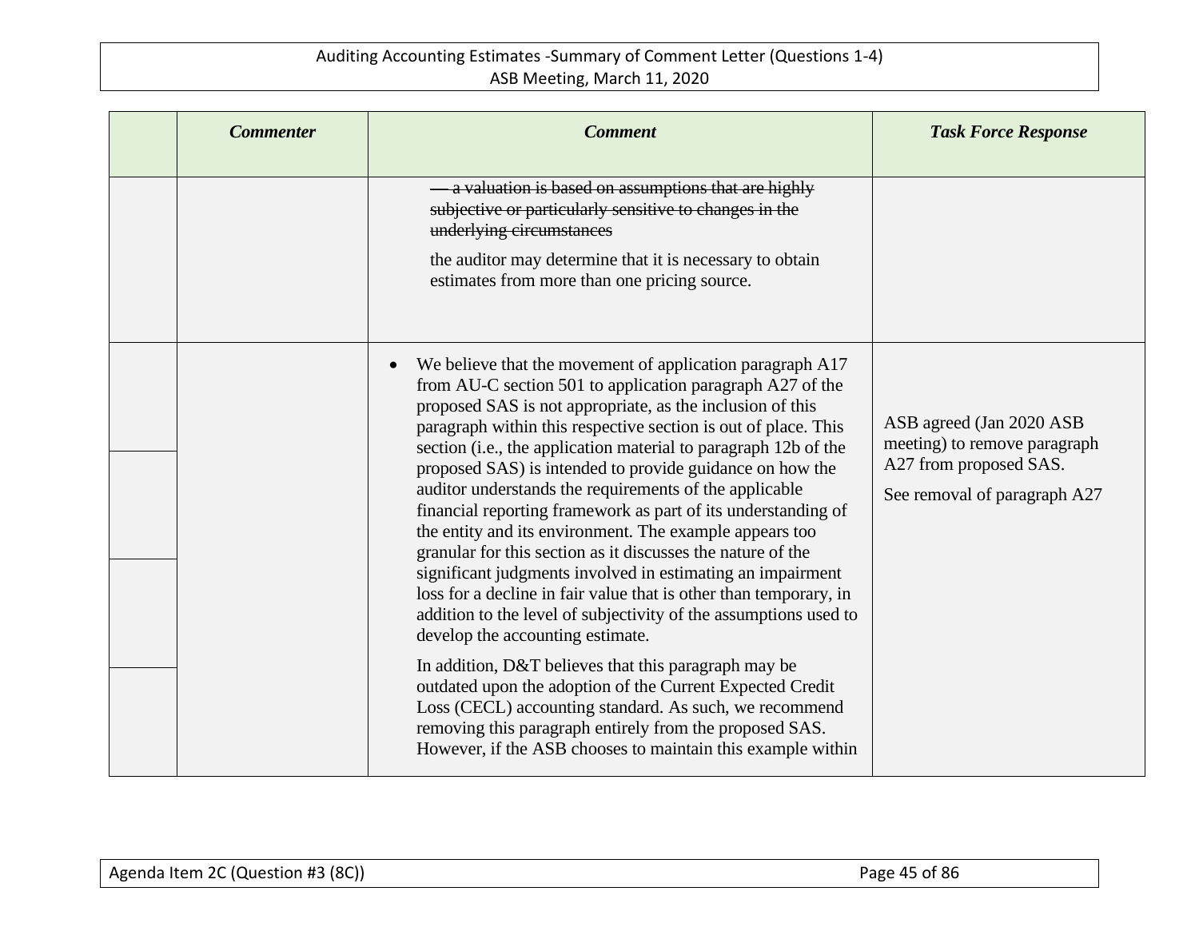| | Commenter | Comment | Task Force Response |
|---|---|---|---|
| | | ~~— a valuation is based on assumptions that are highly subjective or particularly sensitive to changes in the underlying circumstances~~<br><br>the auditor may determine that it is necessary to obtain estimates from more than one pricing source. | |
| | | • We believe that the movement of application paragraph A17 from AU-C section 501 to application paragraph A27 of the proposed SAS is not appropriate, as the inclusion of this paragraph within this respective section is out of place. This section (i.e., the application material to paragraph 12b of the proposed SAS) is intended to provide guidance on how the auditor understands the requirements of the applicable financial reporting framework as part of its understanding of the entity and its environment. The example appears too granular for this section as it discusses the nature of the significant judgments involved in estimating an impairment loss for a decline in fair value that is other than temporary, in addition to the level of subjectivity of the assumptions used to develop the accounting estimate.<br><br>In addition, D&T believes that this paragraph may be outdated upon the adoption of the Current Expected Credit Loss (CECL) accounting standard. As such, we recommend removing this paragraph entirely from the proposed SAS. However, if the ASB chooses to maintain this example within | ASB agreed (Jan 2020 ASB meeting) to remove paragraph A27 from proposed SAS.<br><br>See removal of paragraph A27 |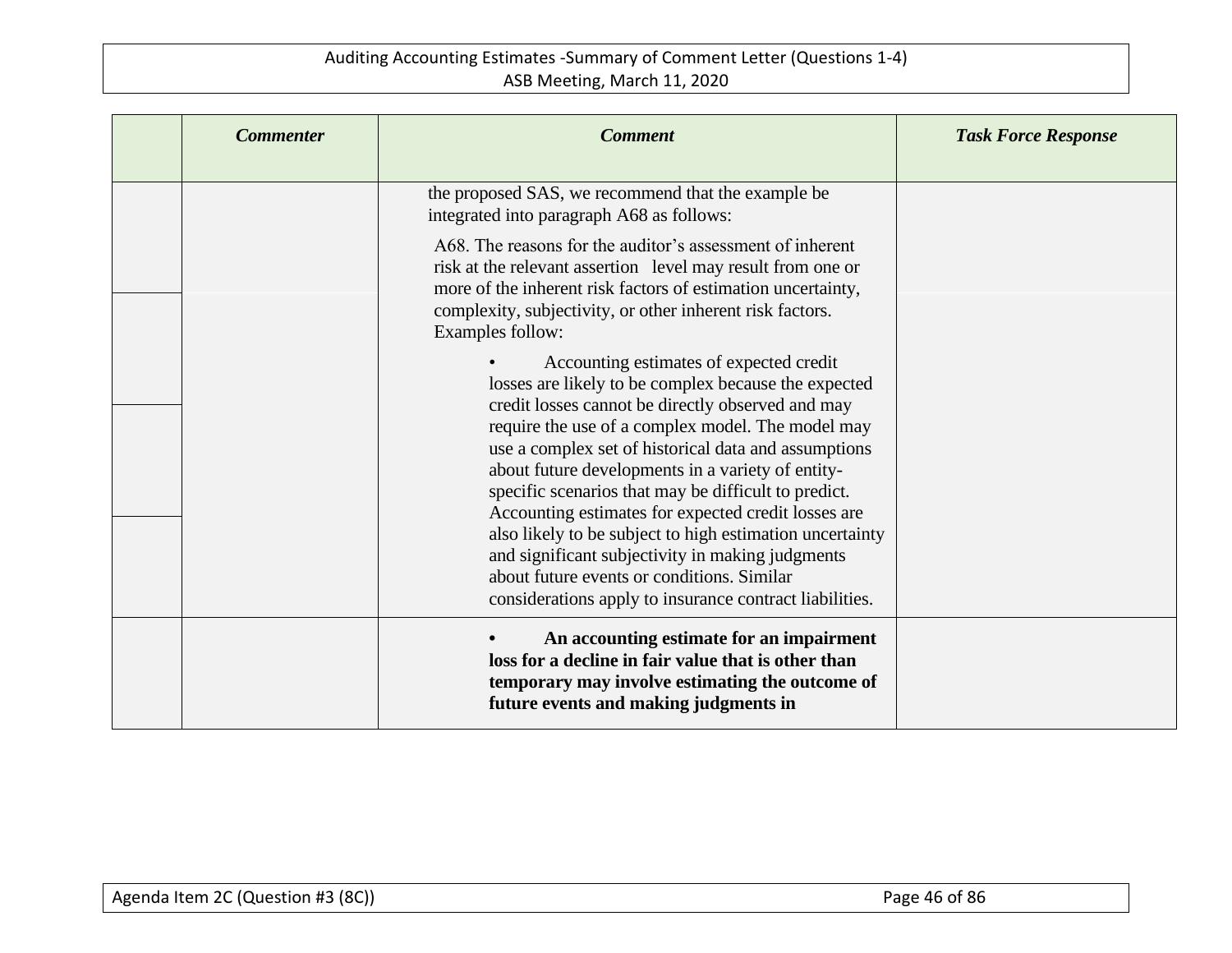| | *Commenter* | *Comment* | *Task Force Response* |
|---|---|---|---|
| | | the proposed SAS, we recommend that the example be integrated into paragraph A68 as follows:<br><br>A68. The reasons for the auditor's assessment of inherent risk at the relevant assertion level may result from one or more of the inherent risk factors of estimation uncertainty, complexity, subjectivity, or other inherent risk factors. Examples follow:<br><br>• Accounting estimates of expected credit losses are likely to be complex because the expected credit losses cannot be directly observed and may require the use of a complex model. The model may use a complex set of historical data and assumptions about future developments in a variety of entity-specific scenarios that may be difficult to predict. Accounting estimates for expected credit losses are also likely to be subject to high estimation uncertainty and significant subjectivity in making judgments about future events or conditions. Similar considerations apply to insurance contract liabilities. | |
| | | **• An accounting estimate for an impairment loss for a decline in fair value that is other than temporary may involve estimating the outcome of future events and making judgments in** | |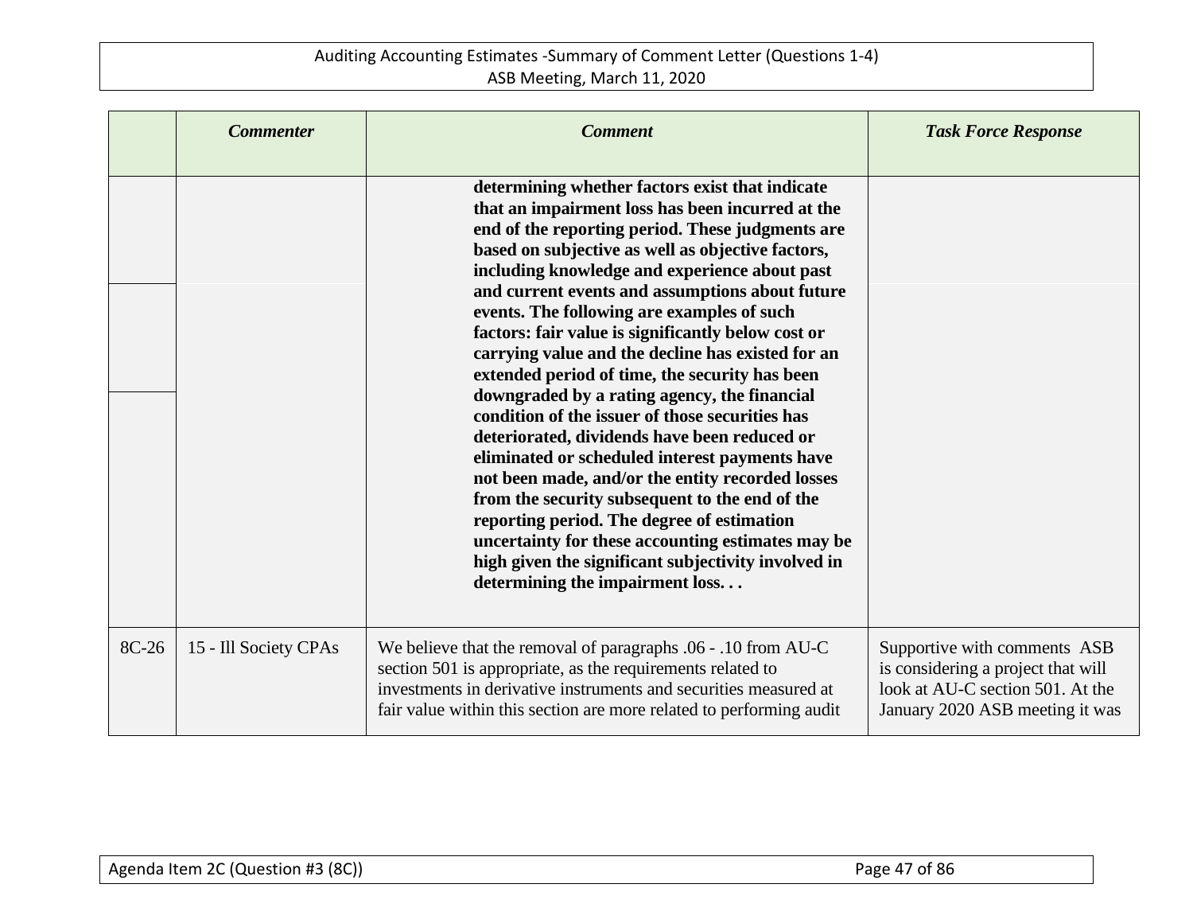| | *Commenter* | *Comment* | *Task Force Response* |
|---|---|---|---|
| | | **determining whether factors exist that indicate that an impairment loss has been incurred at the end of the reporting period. These judgments are based on subjective as well as objective factors, including knowledge and experience about past and current events and assumptions about future events. The following are examples of such factors: fair value is significantly below cost or carrying value and the decline has existed for an extended period of time, the security has been downgraded by a rating agency, the financial condition of the issuer of those securities has deteriorated, dividends have been reduced or eliminated or scheduled interest payments have not been made, and/or the entity recorded losses from the security subsequent to the end of the reporting period. The degree of estimation uncertainty for these accounting estimates may be high given the significant subjectivity involved in determining the impairment loss. . .** | |
| 8C-26 | 15 - Ill Society CPAs | We believe that the removal of paragraphs .06 - .10 from AU-C section 501 is appropriate, as the requirements related to investments in derivative instruments and securities measured at fair value within this section are more related to performing audit | Supportive with comments ASB is considering a project that will look at AU-C section 501. At the January 2020 ASB meeting it was |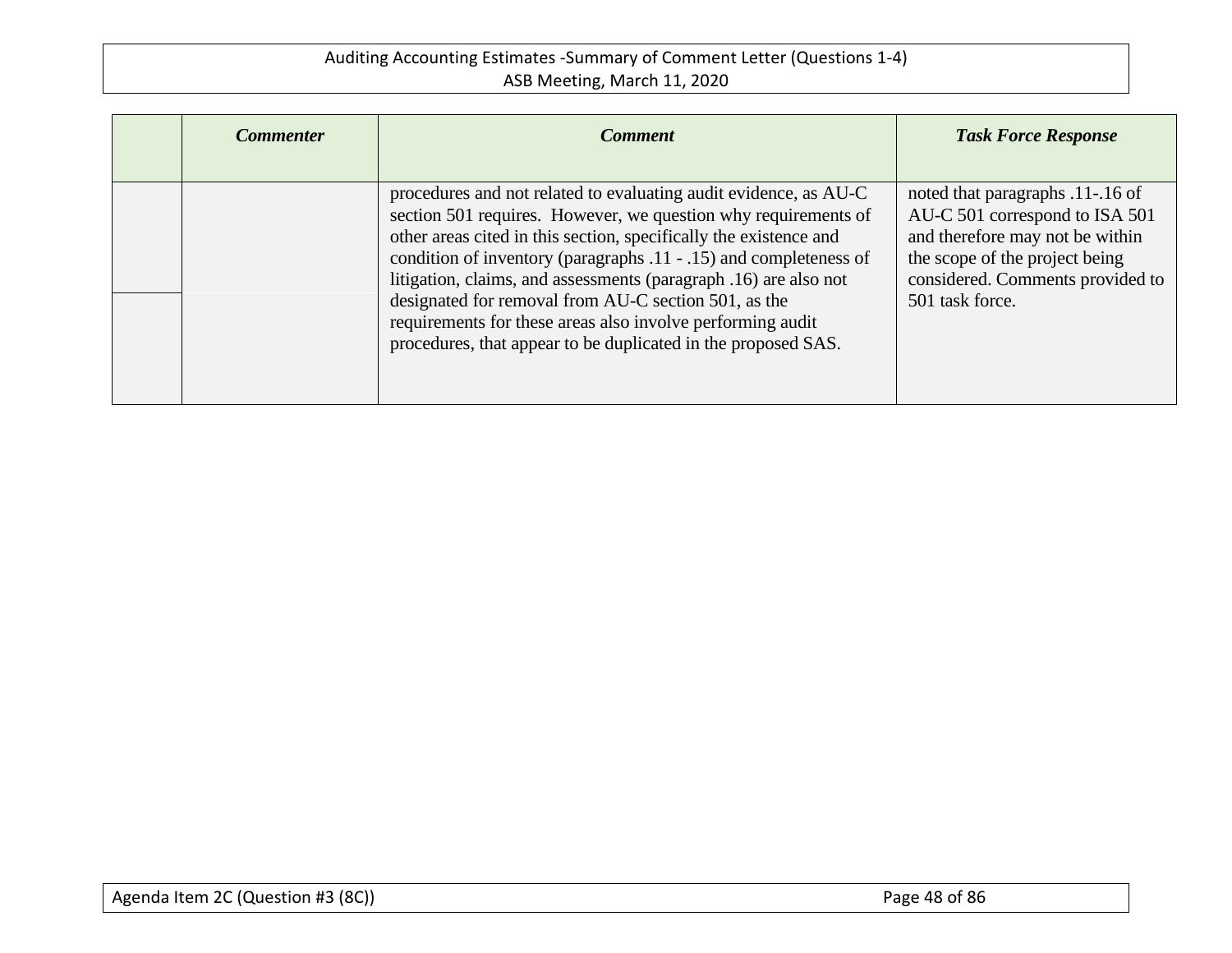| | *Commenter* | *Comment* | *Task Force Response* |
|---|---|---|---|
| | | procedures and not related to evaluating audit evidence, as AU-C section 501 requires. However, we question why requirements of other areas cited in this section, specifically the existence and condition of inventory (paragraphs .11 - .15) and completeness of litigation, claims, and assessments (paragraph .16) are also not designated for removal from AU-C section 501, as the requirements for these areas also involve performing audit procedures, that appear to be duplicated in the proposed SAS. | noted that paragraphs .11-.16 of AU-C 501 correspond to ISA 501 and therefore may not be within the scope of the project being considered. Comments provided to 501 task force. |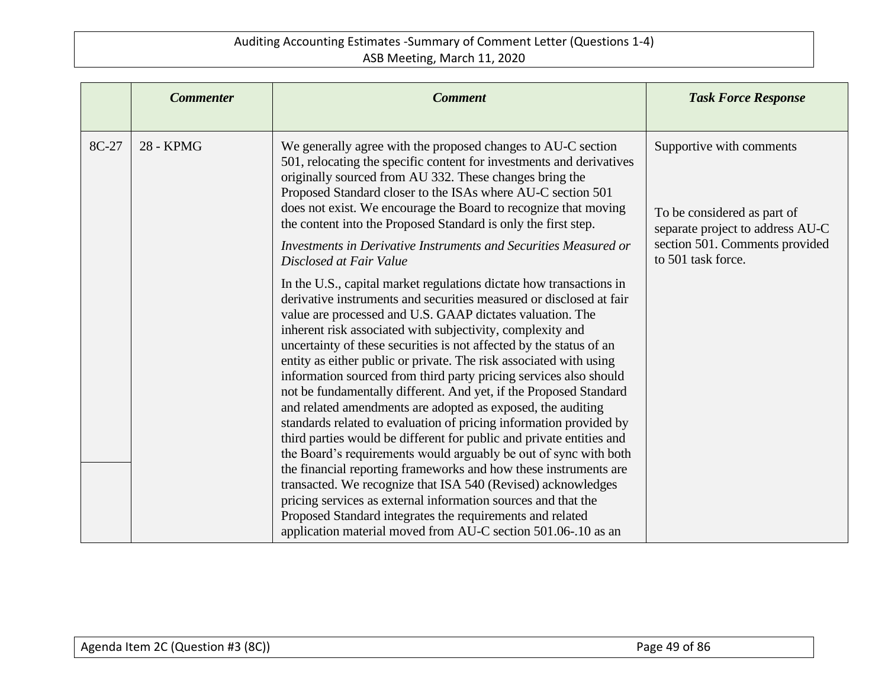| | *Commenter* | *Comment* | *Task Force Response* |
|---|---|---|---|
| 8C-27 | 28 - KPMG | We generally agree with the proposed changes to AU-C section 501, relocating the specific content for investments and derivatives originally sourced from AU 332. These changes bring the Proposed Standard closer to the ISAs where AU-C section 501 does not exist. We encourage the Board to recognize that moving the content into the Proposed Standard is only the first step.<br><br>*Investments in Derivative Instruments and Securities Measured or Disclosed at Fair Value*<br><br>In the U.S., capital market regulations dictate how transactions in derivative instruments and securities measured or disclosed at fair value are processed and U.S. GAAP dictates valuation. The inherent risk associated with subjectivity, complexity and uncertainty of these securities is not affected by the status of an entity as either public or private. The risk associated with using information sourced from third party pricing services also should not be fundamentally different. And yet, if the Proposed Standard and related amendments are adopted as exposed, the auditing standards related to evaluation of pricing information provided by third parties would be different for public and private entities and the Board's requirements would arguably be out of sync with both the financial reporting frameworks and how these instruments are transacted. We recognize that ISA 540 (Revised) acknowledges pricing services as external information sources and that the Proposed Standard integrates the requirements and related application material moved from AU-C section 501.06-.10 as an | Supportive with comments<br><br>To be considered as part of separate project to address AU-C section 501. Comments provided to 501 task force. |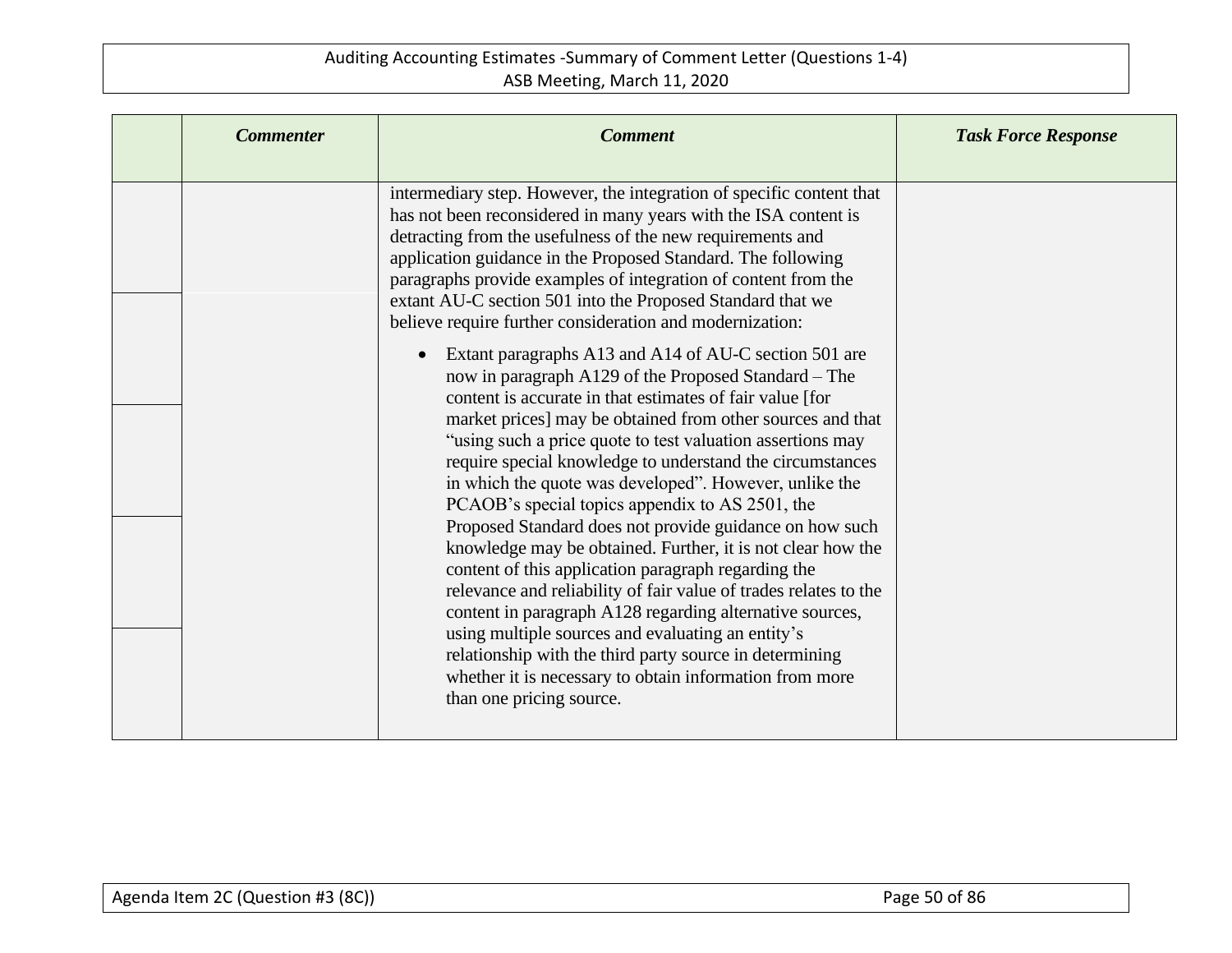| | *Commenter* | *Comment* | *Task Force Response* |
|---|---|---|---|
| | | intermediary step. However, the integration of specific content that has not been reconsidered in many years with the ISA content is detracting from the usefulness of the new requirements and application guidance in the Proposed Standard. The following paragraphs provide examples of integration of content from the extant AU-C section 501 into the Proposed Standard that we believe require further consideration and modernization:<br><br>• Extant paragraphs A13 and A14 of AU-C section 501 are now in paragraph A129 of the Proposed Standard – The content is accurate in that estimates of fair value [for market prices] may be obtained from other sources and that "using such a price quote to test valuation assertions may require special knowledge to understand the circumstances in which the quote was developed". However, unlike the PCAOB's special topics appendix to AS 2501, the Proposed Standard does not provide guidance on how such knowledge may be obtained. Further, it is not clear how the content of this application paragraph regarding the relevance and reliability of fair value of trades relates to the content in paragraph A128 regarding alternative sources, using multiple sources and evaluating an entity's relationship with the third party source in determining whether it is necessary to obtain information from more than one pricing source. | |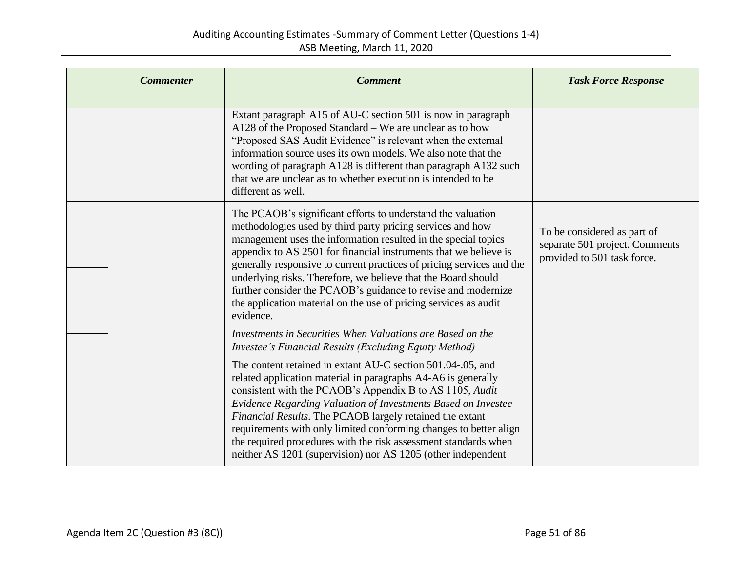| | Commenter | Comment | Task Force Response |
|---|---|---|---|
| | | Extant paragraph A15 of AU-C section 501 is now in paragraph A128 of the Proposed Standard – We are unclear as to how "Proposed SAS Audit Evidence" is relevant when the external information source uses its own models. We also note that the wording of paragraph A128 is different than paragraph A132 such that we are unclear as to whether execution is intended to be different as well. | |
| | | The PCAOB's significant efforts to understand the valuation methodologies used by third party pricing services and how management uses the information resulted in the special topics appendix to AS 2501 for financial instruments that we believe is generally responsive to current practices of pricing services and the underlying risks. Therefore, we believe that the Board should further consider the PCAOB's guidance to revise and modernize the application material on the use of pricing services as audit evidence.<br><br>*Investments in Securities When Valuations are Based on the Investee's Financial Results (Excluding Equity Method)*<br><br>The content retained in extant AU-C section 501.04-.05, and related application material in paragraphs A4-A6 is generally consistent with the PCAOB's Appendix B to AS 1105, *Audit Evidence Regarding Valuation of Investments Based on Investee Financial Results*. The PCAOB largely retained the extant requirements with only limited conforming changes to better align the required procedures with the risk assessment standards when neither AS 1201 (supervision) nor AS 1205 (other independent | To be considered as part of separate 501 project. Comments provided to 501 task force. |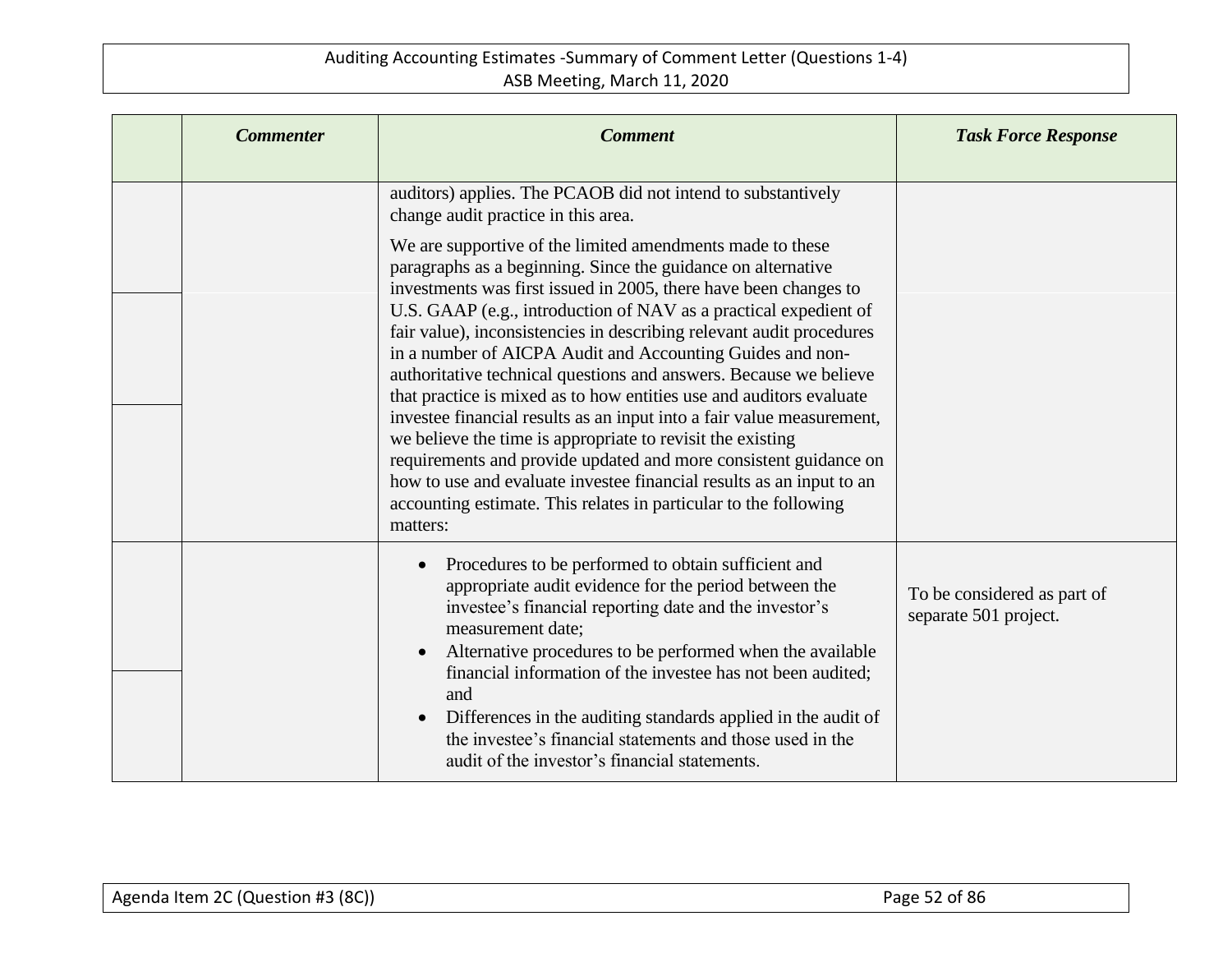| | *Commenter* | *Comment* | *Task Force Response* |
|---|---|---|---|
| | | auditors) applies. The PCAOB did not intend to substantively change audit practice in this area.<br><br>We are supportive of the limited amendments made to these paragraphs as a beginning. Since the guidance on alternative investments was first issued in 2005, there have been changes to U.S. GAAP (e.g., introduction of NAV as a practical expedient of fair value), inconsistencies in describing relevant audit procedures in a number of AICPA Audit and Accounting Guides and non-authoritative technical questions and answers. Because we believe that practice is mixed as to how entities use and auditors evaluate investee financial results as an input into a fair value measurement, we believe the time is appropriate to revisit the existing requirements and provide updated and more consistent guidance on how to use and evaluate investee financial results as an input to an accounting estimate. This relates in particular to the following matters: | |
| | | • Procedures to be performed to obtain sufficient and appropriate audit evidence for the period between the investee's financial reporting date and the investor's measurement date;<br>• Alternative procedures to be performed when the available financial information of the investee has not been audited; and<br>• Differences in the auditing standards applied in the audit of the investee's financial statements and those used in the audit of the investor's financial statements. | To be considered as part of separate 501 project. |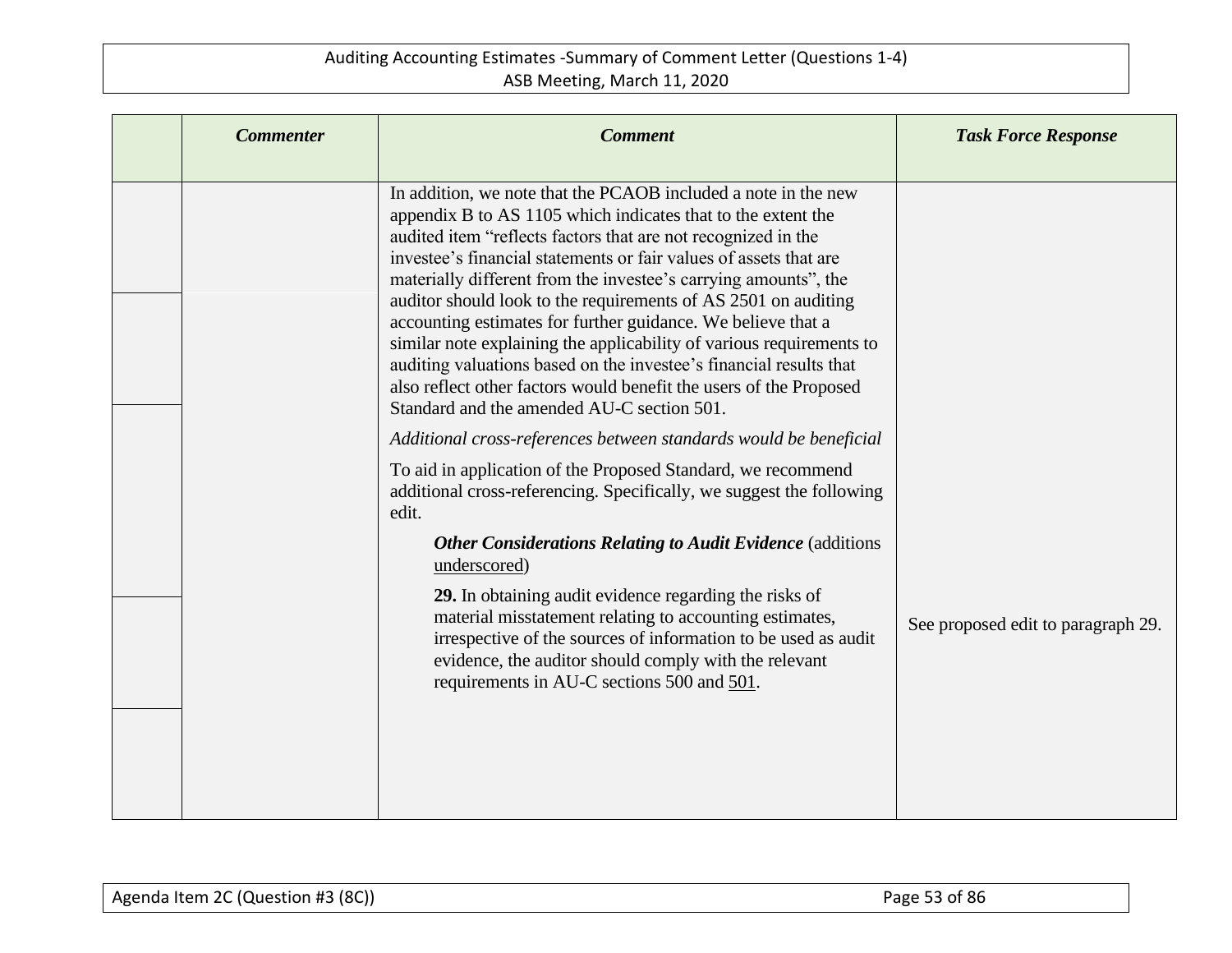| | Commenter | Comment | Task Force Response |
|---|---|---|---|
| | | In addition, we note that the PCAOB included a note in the new appendix B to AS 1105 which indicates that to the extent the audited item "reflects factors that are not recognized in the investee's financial statements or fair values of assets that are materially different from the investee's carrying amounts", the auditor should look to the requirements of AS 2501 on auditing accounting estimates for further guidance. We believe that a similar note explaining the applicability of various requirements to auditing valuations based on the investee's financial results that also reflect other factors would benefit the users of the Proposed Standard and the amended AU-C section 501.<br><br>*Additional cross-references between standards would be beneficial*<br><br>To aid in application of the Proposed Standard, we recommend additional cross-referencing. Specifically, we suggest the following edit.<br><br>***Other Considerations Relating to Audit Evidence*** (additions <u>underscored</u>)<br><br>**29.** In obtaining audit evidence regarding the risks of material misstatement relating to accounting estimates, irrespective of the sources of information to be used as audit evidence, the auditor should comply with the relevant requirements in AU-C sections 500 and <u>501</u>. | See proposed edit to paragraph 29. |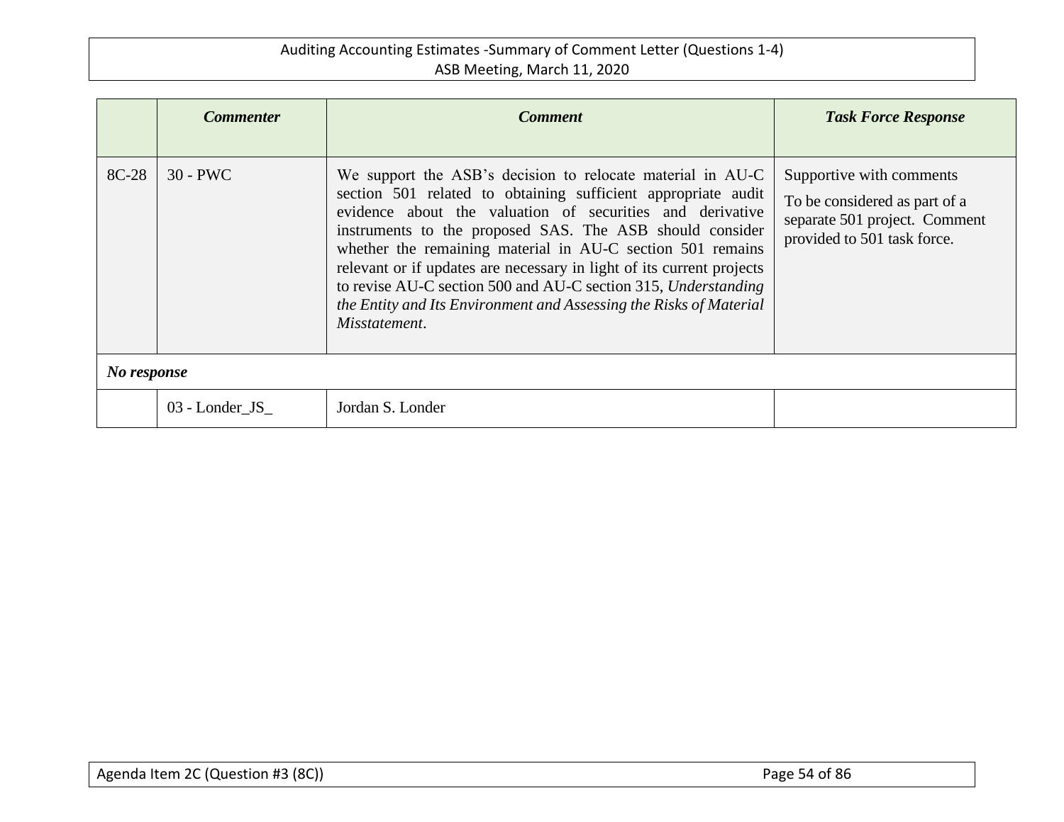| | *Commenter* | *Comment* | *Task Force Response* |
|---|---|---|---|
| 8C-28 | 30 - PWC | We support the ASB's decision to relocate material in AU-C section 501 related to obtaining sufficient appropriate audit evidence about the valuation of securities and derivative instruments to the proposed SAS. The ASB should consider whether the remaining material in AU-C section 501 remains relevant or if updates are necessary in light of its current projects to revise AU-C section 500 and AU-C section 315, *Understanding the Entity and Its Environment and Assessing the Risks of Material Misstatement*. | Supportive with comments<br><br>To be considered as part of a separate 501 project. Comment provided to 501 task force. |
| ***No response*** | | | |
| | 03 - Londer_JS_ | Jordan S. Londer | |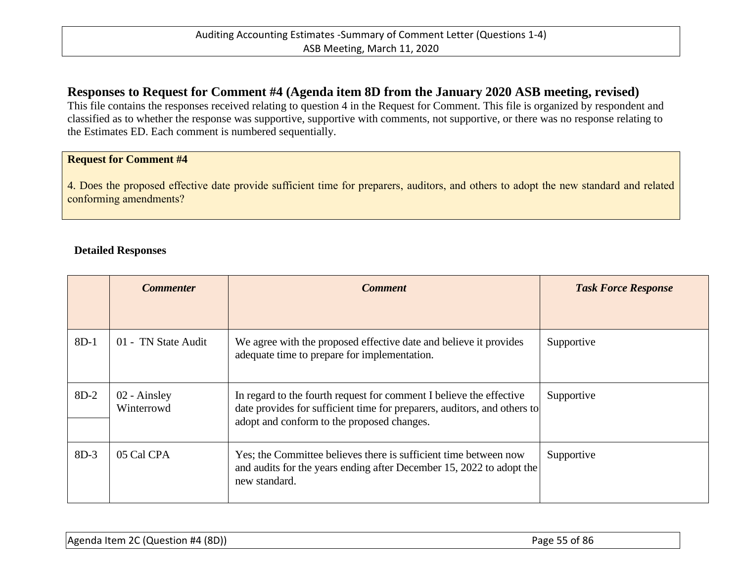## Responses to Request for Comment #4 (Agenda item 8D from the January 2020 ASB meeting, revised)

This file contains the responses received relating to question 4 in the Request for Comment. This file is organized by respondent and classified as to whether the response was supportive, supportive with comments, not supportive, or there was no response relating to the Estimates ED. Each comment is numbered sequentially.

**Request for Comment #4**

4. Does the proposed effective date provide sufficient time for preparers, auditors, and others to adopt the new standard and related conforming amendments?

**Detailed Responses**

| | *Commenter* | *Comment* | *Task Force Response* |
|---|---|---|---|
| 8D-1 | 01 - TN State Audit | We agree with the proposed effective date and believe it provides adequate time to prepare for implementation. | Supportive |
| 8D-2 | 02 - Ainsley Winterrowd | In regard to the fourth request for comment I believe the effective date provides for sufficient time for preparers, auditors, and others to adopt and conform to the proposed changes. | Supportive |
| 8D-3 | 05 Cal CPA | Yes; the Committee believes there is sufficient time between now and audits for the years ending after December 15, 2022 to adopt the new standard. | Supportive |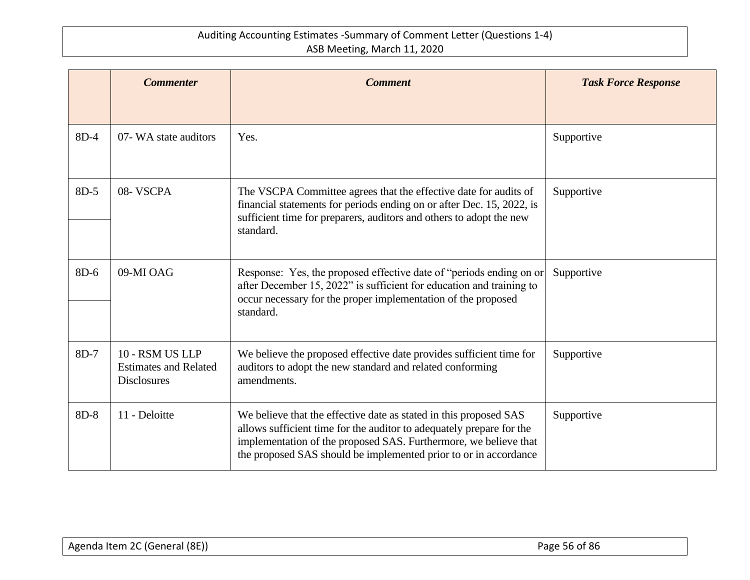| | *Commenter* | *Comment* | *Task Force Response* |
|---|---|---|---|
| 8D-4 | 07- WA state auditors | Yes. | Supportive |
| 8D-5 | 08- VSCPA | The VSCPA Committee agrees that the effective date for audits of financial statements for periods ending on or after Dec. 15, 2022, is sufficient time for preparers, auditors and others to adopt the new standard. | Supportive |
| 8D-6 | 09-MI OAG | Response: Yes, the proposed effective date of "periods ending on or after December 15, 2022" is sufficient for education and training to occur necessary for the proper implementation of the proposed standard. | Supportive |
| 8D-7 | 10 - RSM US LLP Estimates and Related Disclosures | We believe the proposed effective date provides sufficient time for auditors to adopt the new standard and related conforming amendments. | Supportive |
| 8D-8 | 11 - Deloitte | We believe that the effective date as stated in this proposed SAS allows sufficient time for the auditor to adequately prepare for the implementation of the proposed SAS. Furthermore, we believe that the proposed SAS should be implemented prior to or in accordance | Supportive |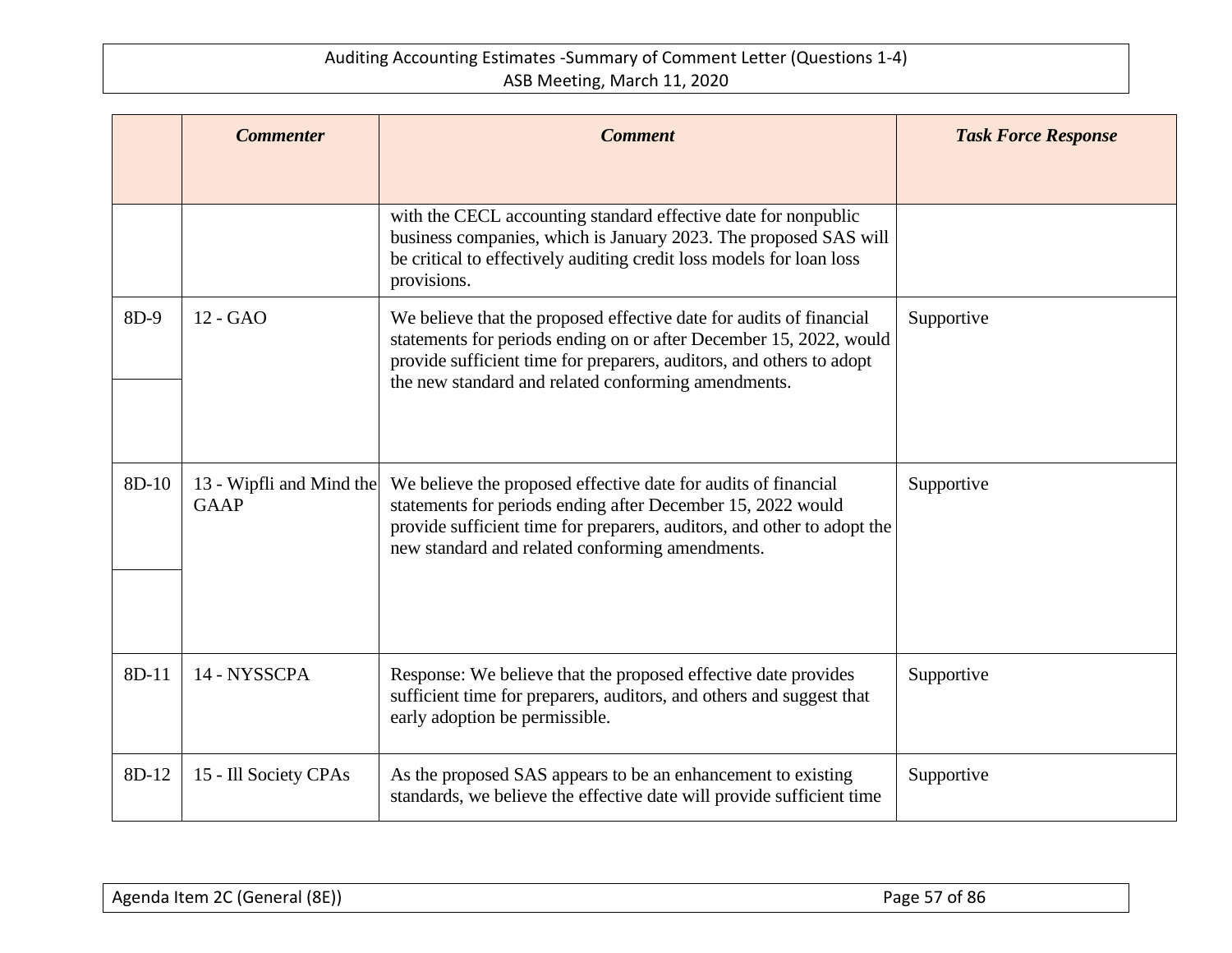| | *Commenter* | *Comment* | *Task Force Response* |
|---|---|---|---|
| | | with the CECL accounting standard effective date for nonpublic business companies, which is January 2023. The proposed SAS will be critical to effectively auditing credit loss models for loan loss provisions. | |
| 8D-9 | 12 - GAO | We believe that the proposed effective date for audits of financial statements for periods ending on or after December 15, 2022, would provide sufficient time for preparers, auditors, and others to adopt the new standard and related conforming amendments. | Supportive |
| 8D-10 | 13 - Wipfli and Mind the GAAP | We believe the proposed effective date for audits of financial statements for periods ending after December 15, 2022 would provide sufficient time for preparers, auditors, and other to adopt the new standard and related conforming amendments. | Supportive |
| 8D-11 | 14 - NYSSCPA | Response: We believe that the proposed effective date provides sufficient time for preparers, auditors, and others and suggest that early adoption be permissible. | Supportive |
| 8D-12 | 15 - Ill Society CPAs | As the proposed SAS appears to be an enhancement to existing standards, we believe the effective date will provide sufficient time | Supportive |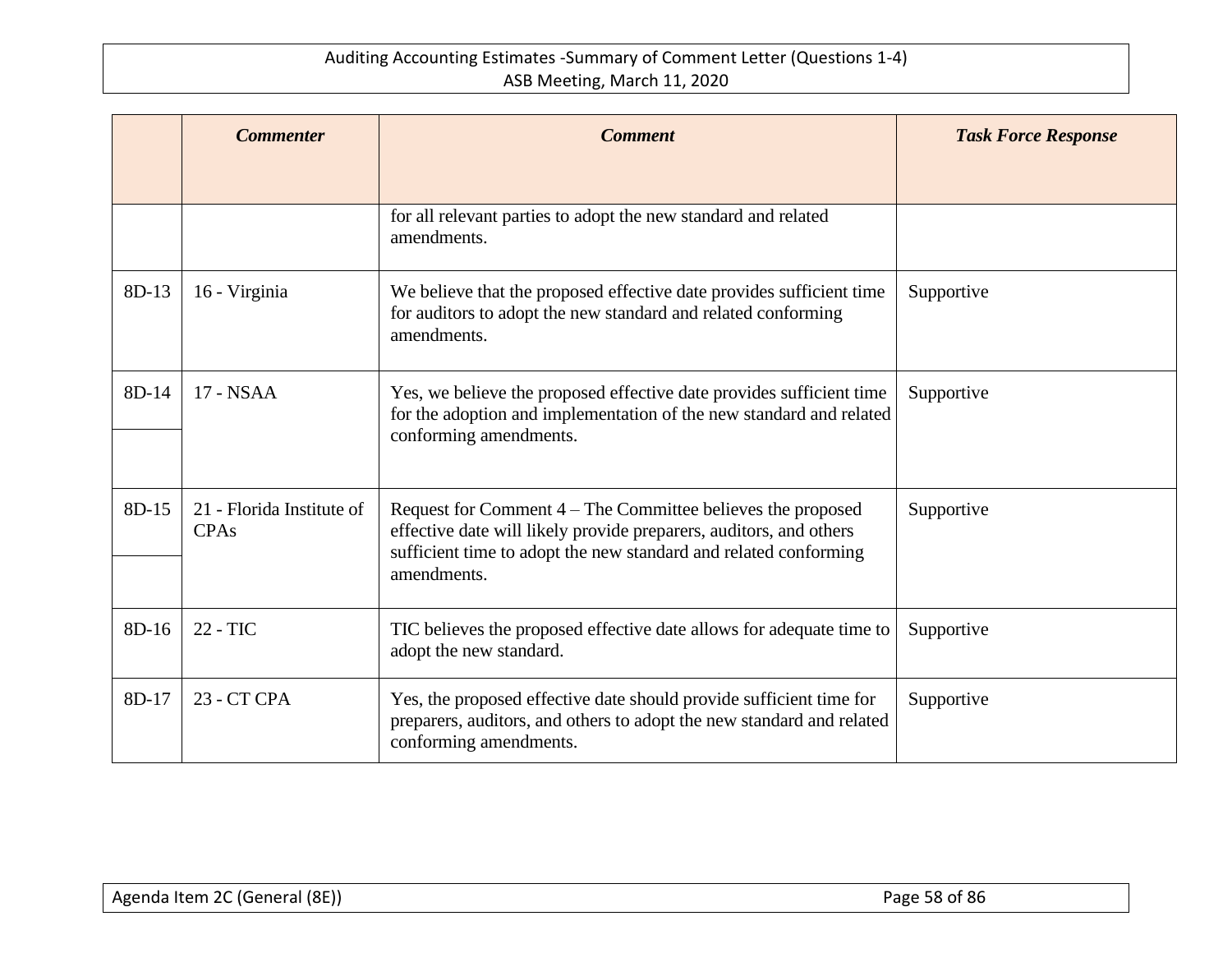| | *Commenter* | *Comment* | *Task Force Response* |
|---|---|---|---|
| | | for all relevant parties to adopt the new standard and related amendments. | |
| 8D-13 | 16 - Virginia | We believe that the proposed effective date provides sufficient time for auditors to adopt the new standard and related conforming amendments. | Supportive |
| 8D-14 | 17 - NSAA | Yes, we believe the proposed effective date provides sufficient time for the adoption and implementation of the new standard and related conforming amendments. | Supportive |
| 8D-15 | 21 - Florida Institute of CPAs | Request for Comment 4 – The Committee believes the proposed effective date will likely provide preparers, auditors, and others sufficient time to adopt the new standard and related conforming amendments. | Supportive |
| 8D-16 | 22 - TIC | TIC believes the proposed effective date allows for adequate time to adopt the new standard. | Supportive |
| 8D-17 | 23 - CT CPA | Yes, the proposed effective date should provide sufficient time for preparers, auditors, and others to adopt the new standard and related conforming amendments. | Supportive |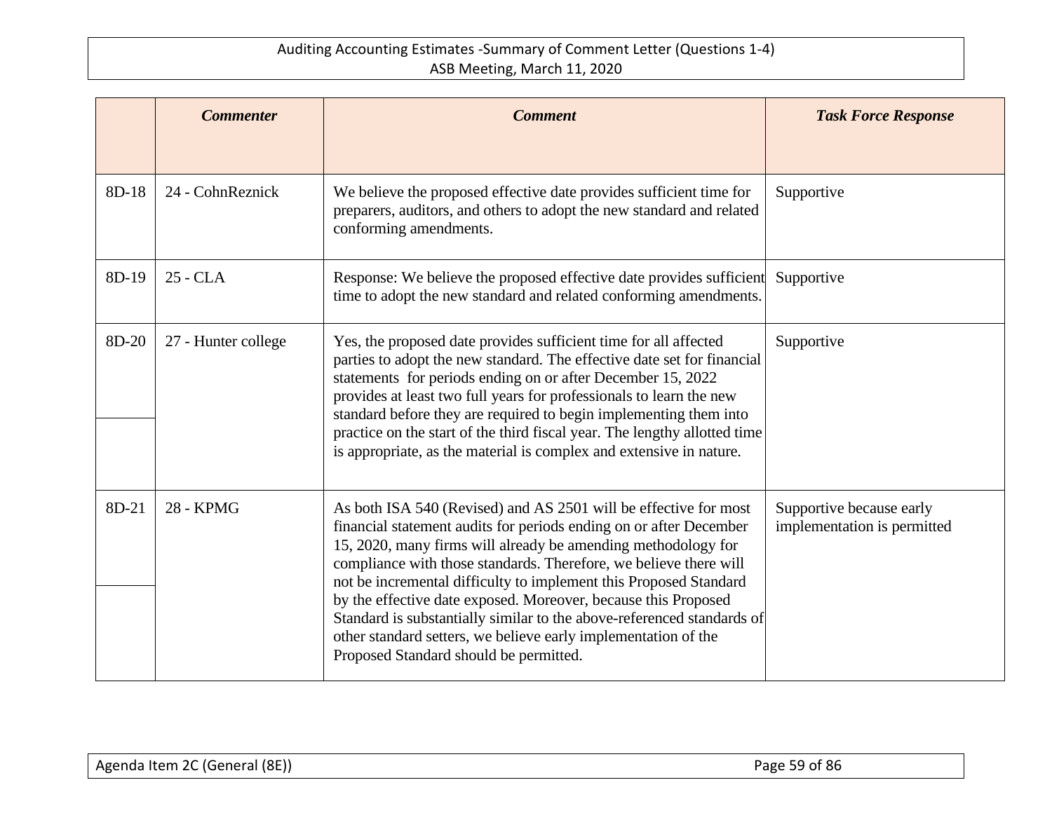| | *Commenter* | *Comment* | *Task Force Response* |
|---|---|---|---|
| 8D-18 | 24 - CohnReznick | We believe the proposed effective date provides sufficient time for preparers, auditors, and others to adopt the new standard and related conforming amendments. | Supportive |
| 8D-19 | 25 - CLA | Response: We believe the proposed effective date provides sufficient time to adopt the new standard and related conforming amendments. | Supportive |
| 8D-20 | 27 - Hunter college | Yes, the proposed date provides sufficient time for all affected parties to adopt the new standard. The effective date set for financial statements for periods ending on or after December 15, 2022 provides at least two full years for professionals to learn the new standard before they are required to begin implementing them into practice on the start of the third fiscal year. The lengthy allotted time is appropriate, as the material is complex and extensive in nature. | Supportive |
| 8D-21 | 28 - KPMG | As both ISA 540 (Revised) and AS 2501 will be effective for most financial statement audits for periods ending on or after December 15, 2020, many firms will already be amending methodology for compliance with those standards. Therefore, we believe there will not be incremental difficulty to implement this Proposed Standard by the effective date exposed. Moreover, because this Proposed Standard is substantially similar to the above-referenced standards of other standard setters, we believe early implementation of the Proposed Standard should be permitted. | Supportive because early implementation is permitted |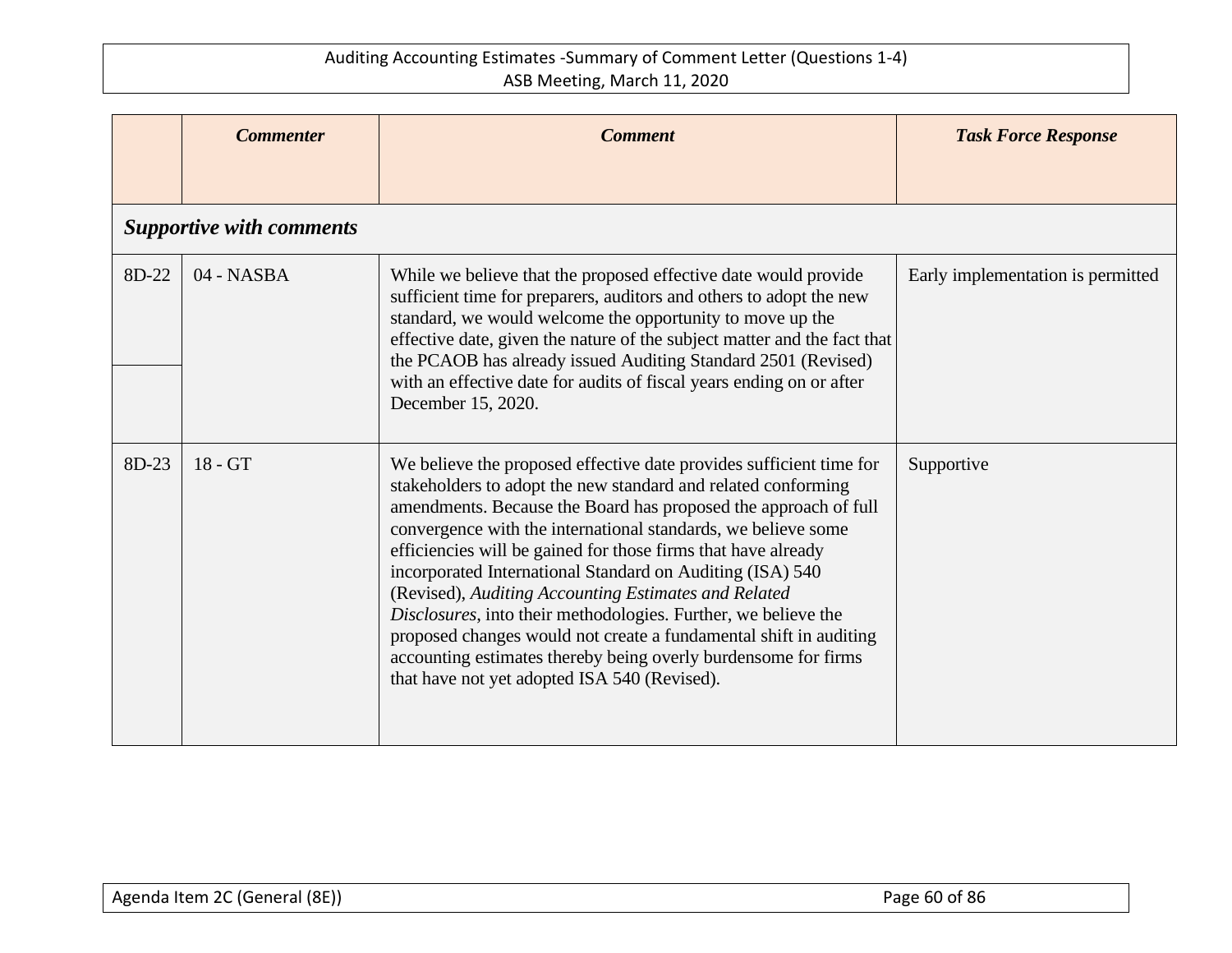| | *Commenter* | *Comment* | *Task Force Response* |
|---|---|---|---|
| ***Supportive with comments*** | | | |
| 8D-22 | 04 - NASBA | While we believe that the proposed effective date would provide sufficient time for preparers, auditors and others to adopt the new standard, we would welcome the opportunity to move up the effective date, given the nature of the subject matter and the fact that the PCAOB has already issued Auditing Standard 2501 (Revised) with an effective date for audits of fiscal years ending on or after December 15, 2020. | Early implementation is permitted |
| 8D-23 | 18 - GT | We believe the proposed effective date provides sufficient time for stakeholders to adopt the new standard and related conforming amendments. Because the Board has proposed the approach of full convergence with the international standards, we believe some efficiencies will be gained for those firms that have already incorporated International Standard on Auditing (ISA) 540 (Revised), *Auditing Accounting Estimates and Related Disclosures*, into their methodologies. Further, we believe the proposed changes would not create a fundamental shift in auditing accounting estimates thereby being overly burdensome for firms that have not yet adopted ISA 540 (Revised). | Supportive |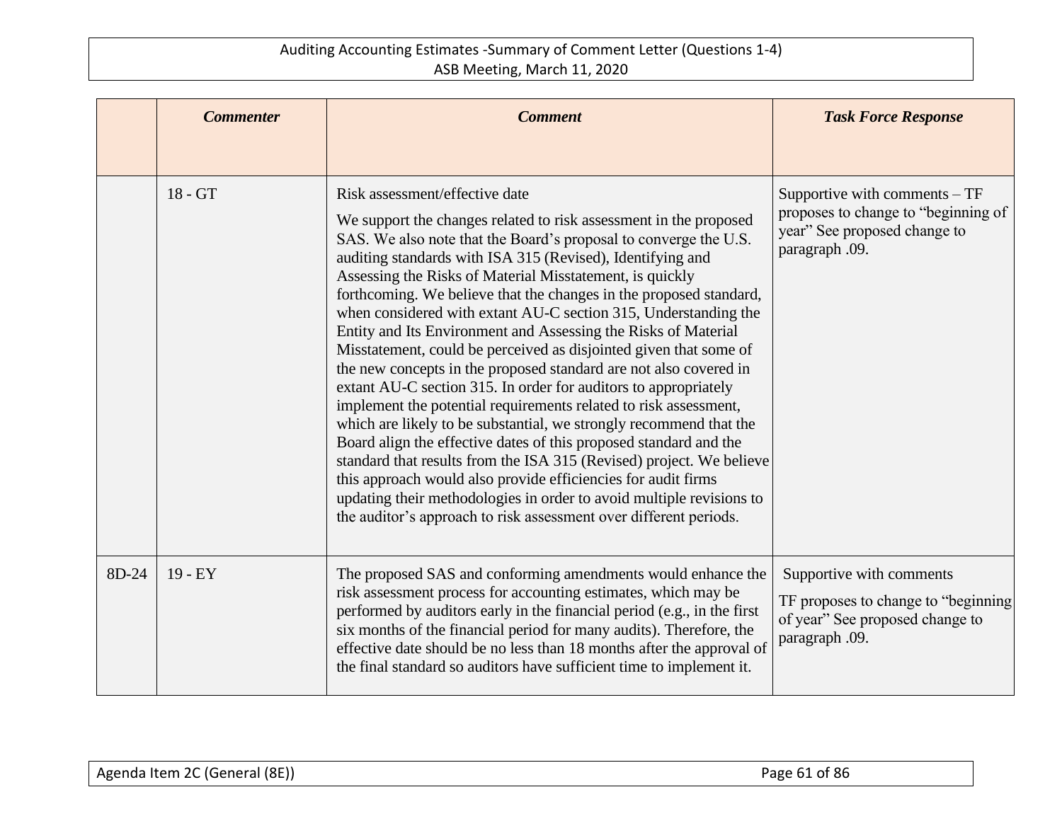| | Commenter | Comment | Task Force Response |
|---|---|---|---|
| | 18 - GT | Risk assessment/effective date<br><br>We support the changes related to risk assessment in the proposed SAS. We also note that the Board's proposal to converge the U.S. auditing standards with ISA 315 (Revised), Identifying and Assessing the Risks of Material Misstatement, is quickly forthcoming. We believe that the changes in the proposed standard, when considered with extant AU-C section 315, Understanding the Entity and Its Environment and Assessing the Risks of Material Misstatement, could be perceived as disjointed given that some of the new concepts in the proposed standard are not also covered in extant AU-C section 315. In order for auditors to appropriately implement the potential requirements related to risk assessment, which are likely to be substantial, we strongly recommend that the Board align the effective dates of this proposed standard and the standard that results from the ISA 315 (Revised) project. We believe this approach would also provide efficiencies for audit firms updating their methodologies in order to avoid multiple revisions to the auditor's approach to risk assessment over different periods. | Supportive with comments – TF proposes to change to "beginning of year" See proposed change to paragraph .09. |
| 8D-24 | 19 - EY | The proposed SAS and conforming amendments would enhance the risk assessment process for accounting estimates, which may be performed by auditors early in the financial period (e.g., in the first six months of the financial period for many audits). Therefore, the effective date should be no less than 18 months after the approval of the final standard so auditors have sufficient time to implement it. | Supportive with comments<br><br>TF proposes to change to "beginning of year" See proposed change to paragraph .09. |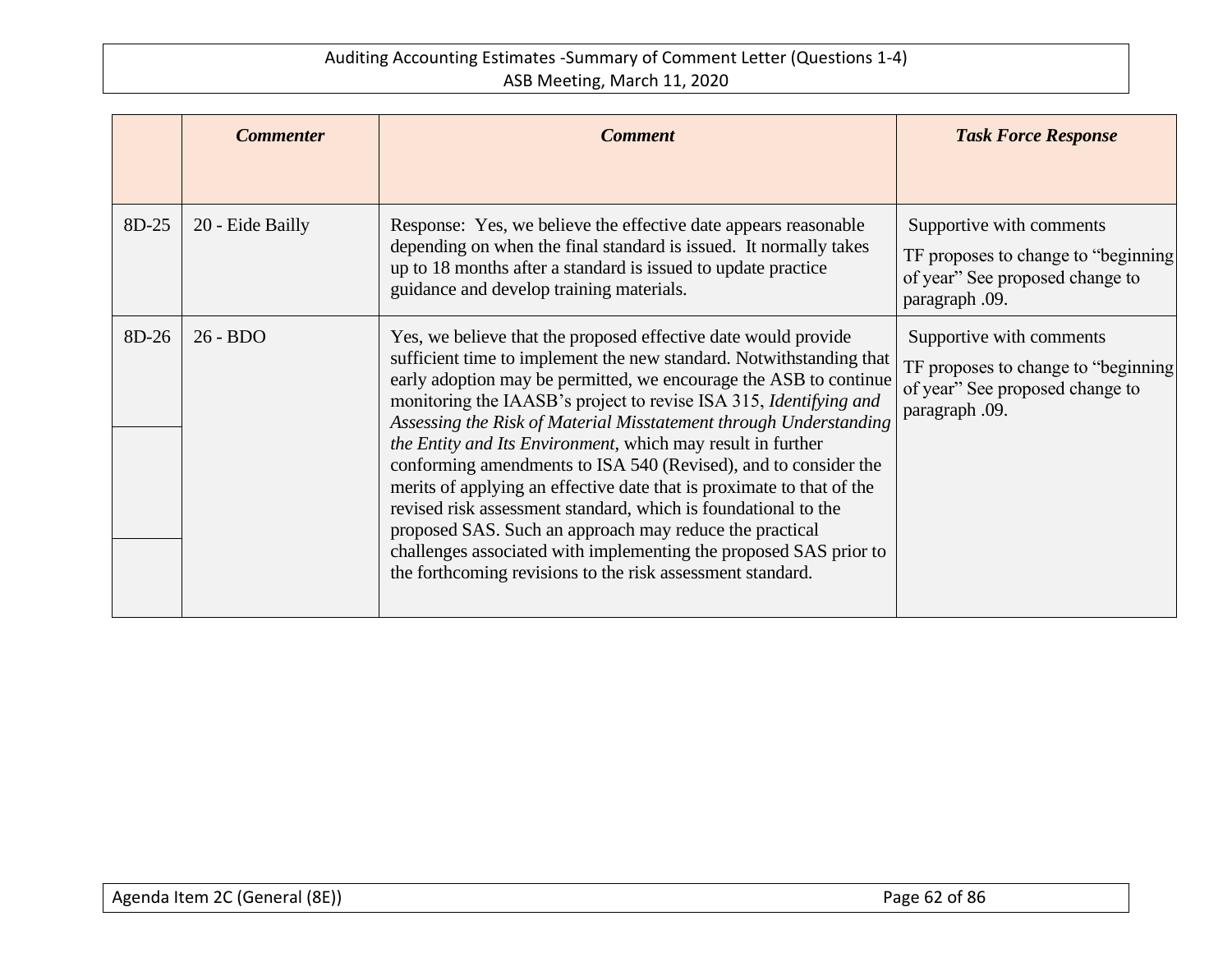| | *Commenter* | *Comment* | *Task Force Response* |
|---|---|---|---|
| 8D-25 | 20 - Eide Bailly | Response: Yes, we believe the effective date appears reasonable depending on when the final standard is issued. It normally takes up to 18 months after a standard is issued to update practice guidance and develop training materials. | Supportive with comments<br>TF proposes to change to "beginning of year" See proposed change to paragraph .09. |
| 8D-26 | 26 - BDO | Yes, we believe that the proposed effective date would provide sufficient time to implement the new standard. Notwithstanding that early adoption may be permitted, we encourage the ASB to continue monitoring the IAASB's project to revise ISA 315, *Identifying and Assessing the Risk of Material Misstatement through Understanding the Entity and Its Environment*, which may result in further conforming amendments to ISA 540 (Revised), and to consider the merits of applying an effective date that is proximate to that of the revised risk assessment standard, which is foundational to the proposed SAS. Such an approach may reduce the practical challenges associated with implementing the proposed SAS prior to the forthcoming revisions to the risk assessment standard. | Supportive with comments<br>TF proposes to change to "beginning of year" See proposed change to paragraph .09. |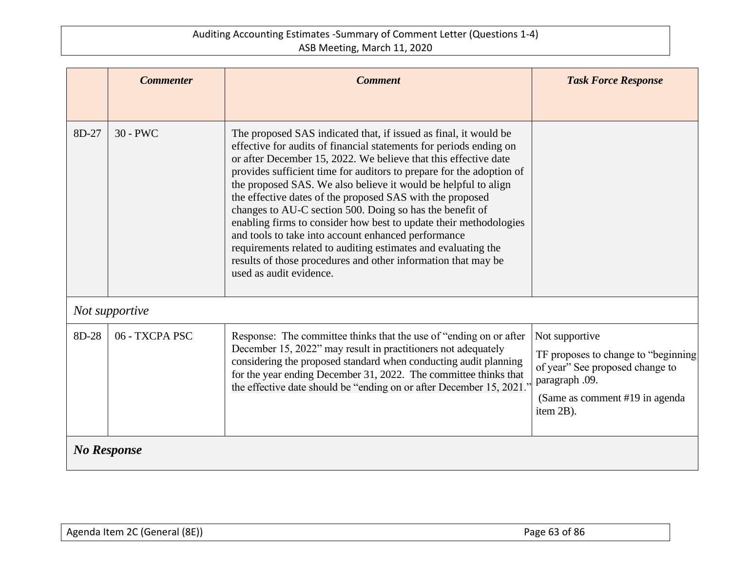| | *Commenter* | *Comment* | *Task Force Response* |
|---|---|---|---|
| 8D-27 | 30 - PWC | The proposed SAS indicated that, if issued as final, it would be effective for audits of financial statements for periods ending on or after December 15, 2022. We believe that this effective date provides sufficient time for auditors to prepare for the adoption of the proposed SAS. We also believe it would be helpful to align the effective dates of the proposed SAS with the proposed changes to AU-C section 500. Doing so has the benefit of enabling firms to consider how best to update their methodologies and tools to take into account enhanced performance requirements related to auditing estimates and evaluating the results of those procedures and other information that may be used as audit evidence. | |
| *Not supportive* | | | |
| 8D-28 | 06 - TXCPA PSC | Response: The committee thinks that the use of "ending on or after December 15, 2022" may result in practitioners not adequately considering the proposed standard when conducting audit planning for the year ending December 31, 2022. The committee thinks that the effective date should be "ending on or after December 15, 2021." | Not supportive<br><br>TF proposes to change to "beginning of year" See proposed change to paragraph .09.<br><br>(Same as comment #19 in agenda item 2B). |
| ***No Response*** | | | |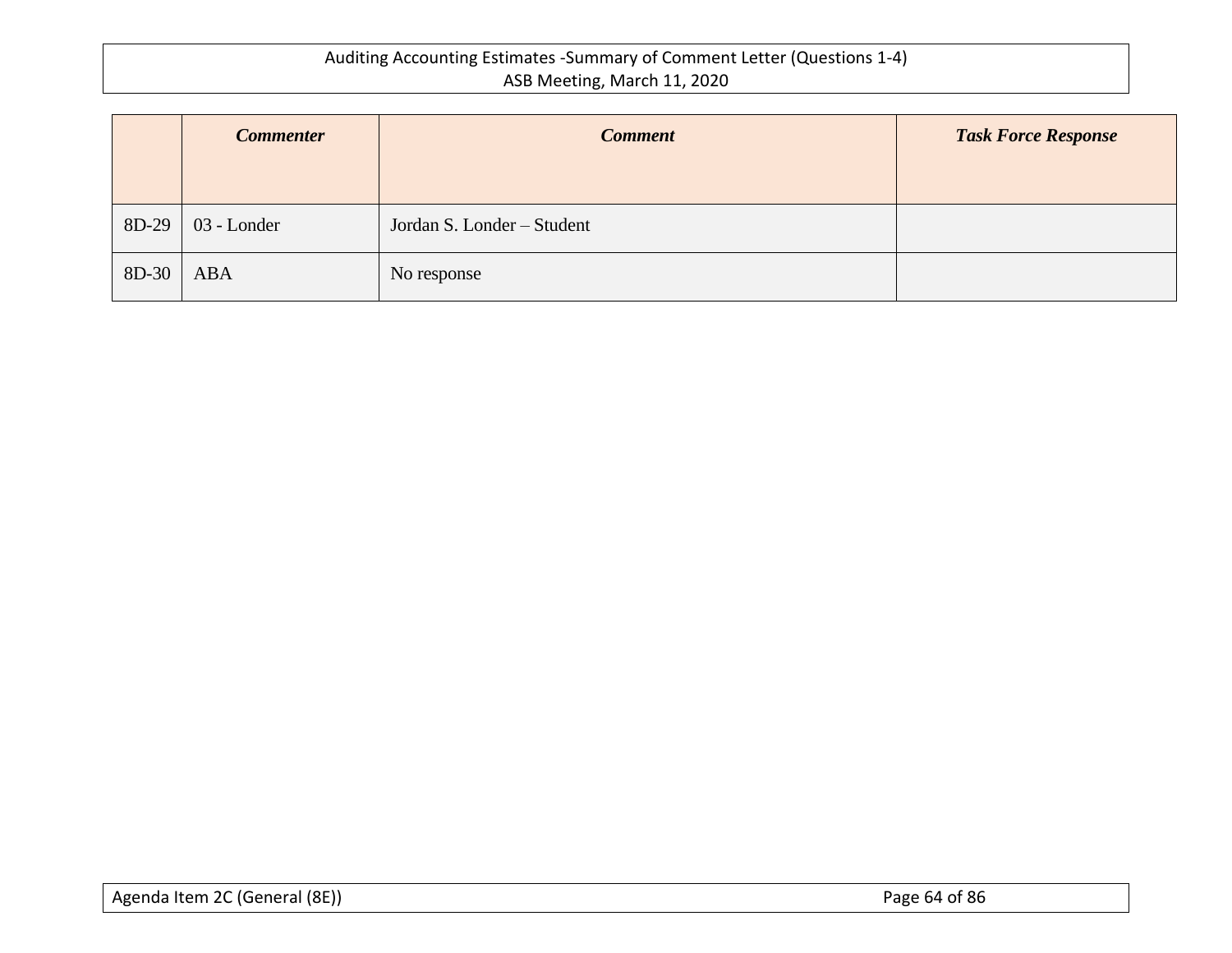| | *Commenter* | *Comment* | *Task Force Response* |
|---|---|---|---|
| 8D-29 | 03 - Londer | Jordan S. Londer – Student | |
| 8D-30 | ABA | No response | |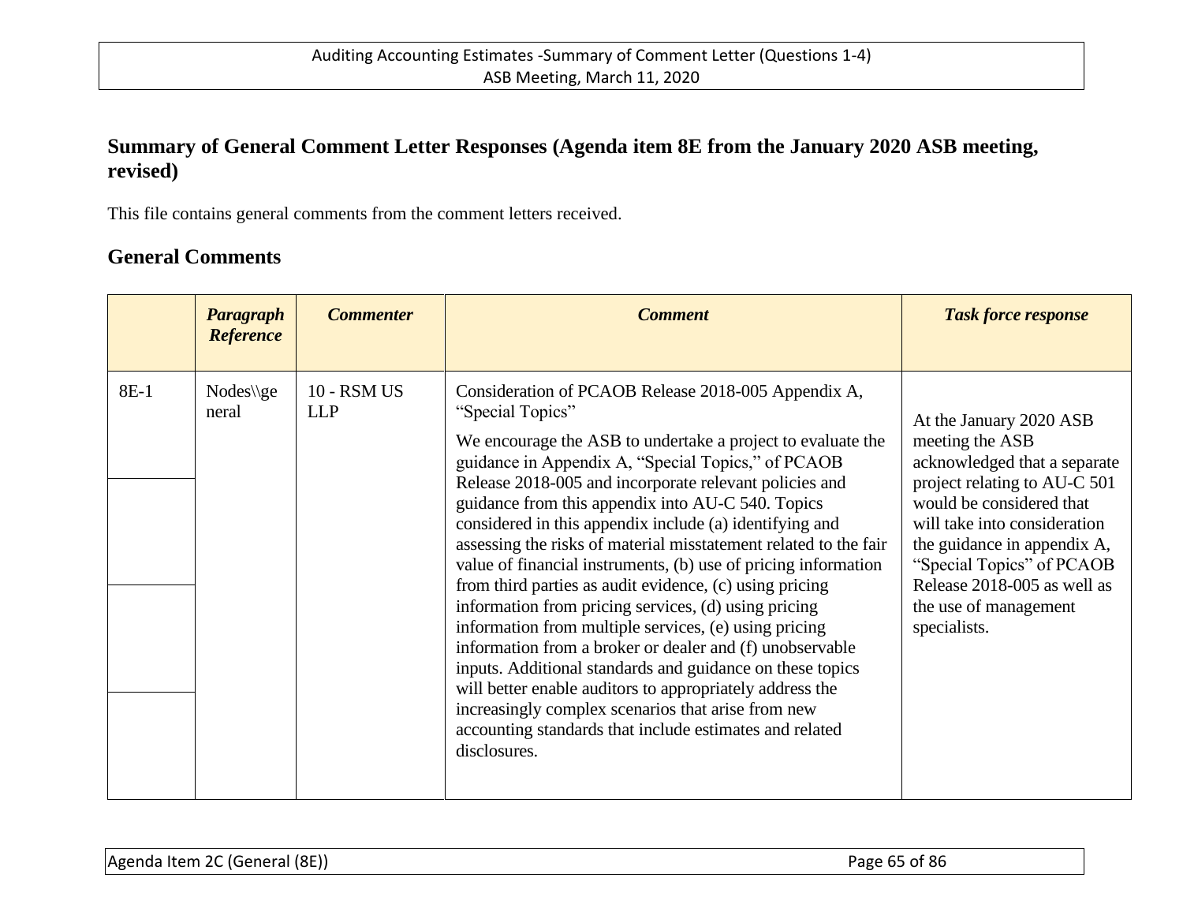## Summary of General Comment Letter Responses (Agenda item 8E from the January 2020 ASB meeting, revised)

This file contains general comments from the comment letters received.

## General Comments

| | *Paragraph Reference* | *Commenter* | *Comment* | *Task force response* |
|---|---|---|---|---|
| 8E-1 | Nodes\\general | 10 - RSM US LLP | Consideration of PCAOB Release 2018-005 Appendix A, "Special Topics"<br><br>We encourage the ASB to undertake a project to evaluate the guidance in Appendix A, "Special Topics," of PCAOB Release 2018-005 and incorporate relevant policies and guidance from this appendix into AU-C 540. Topics considered in this appendix include (a) identifying and assessing the risks of material misstatement related to the fair value of financial instruments, (b) use of pricing information from third parties as audit evidence, (c) using pricing information from pricing services, (d) using pricing information from multiple services, (e) using pricing information from a broker or dealer and (f) unobservable inputs. Additional standards and guidance on these topics will better enable auditors to appropriately address the increasingly complex scenarios that arise from new accounting standards that include estimates and related disclosures. | At the January 2020 ASB meeting the ASB acknowledged that a separate project relating to AU-C 501 would be considered that will take into consideration the guidance in appendix A, "Special Topics" of PCAOB Release 2018-005 as well as the use of management specialists. |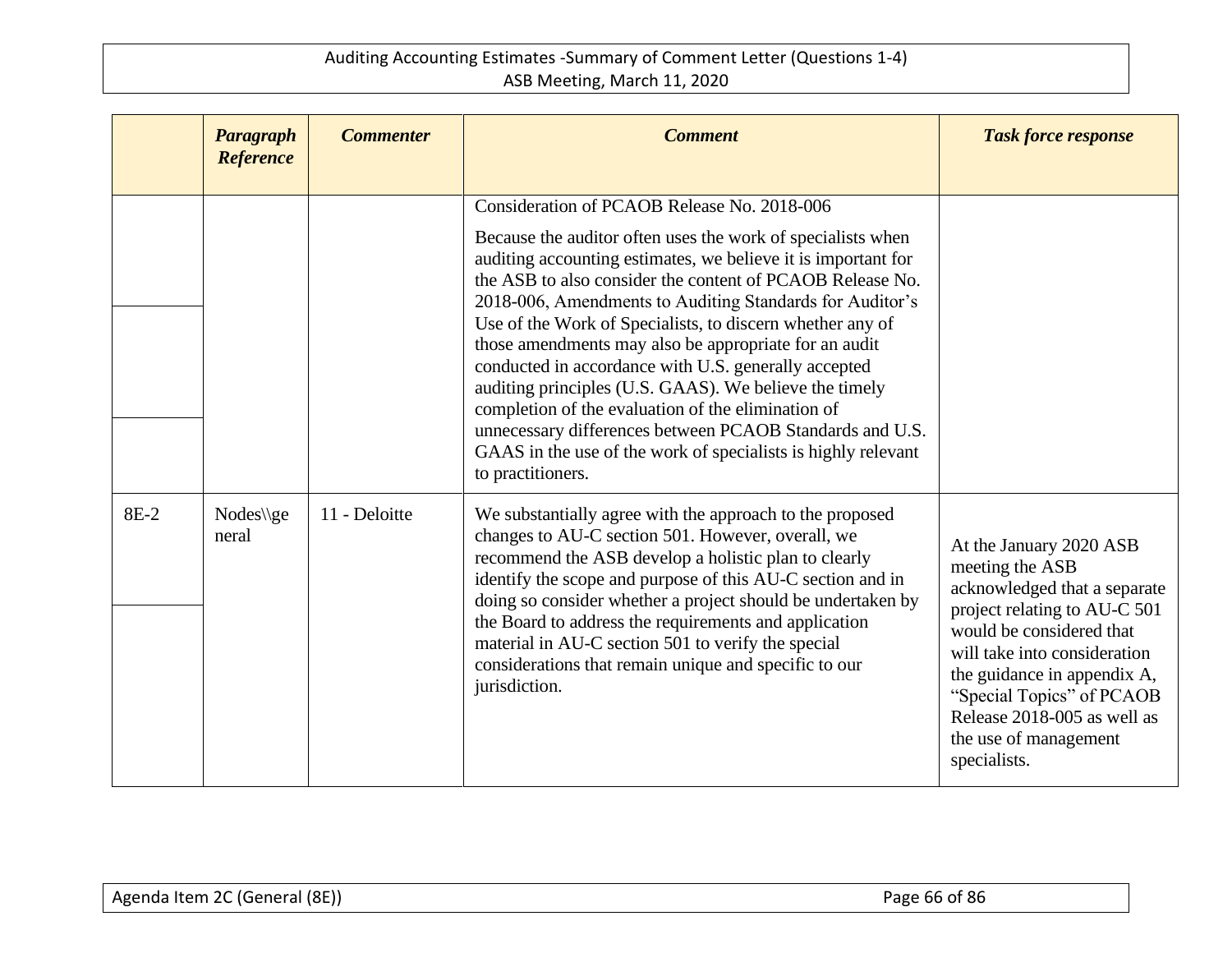| | Paragraph Reference | Commenter | Comment | Task force response |
|---|---|---|---|---|
| | | | Consideration of PCAOB Release No. 2018-006<br><br>Because the auditor often uses the work of specialists when auditing accounting estimates, we believe it is important for the ASB to also consider the content of PCAOB Release No. 2018-006, Amendments to Auditing Standards for Auditor's Use of the Work of Specialists, to discern whether any of those amendments may also be appropriate for an audit conducted in accordance with U.S. generally accepted auditing principles (U.S. GAAS). We believe the timely completion of the evaluation of the elimination of unnecessary differences between PCAOB Standards and U.S. GAAS in the use of the work of specialists is highly relevant to practitioners. | |
| 8E-2 | Nodes\\general | 11 - Deloitte | We substantially agree with the approach to the proposed changes to AU-C section 501. However, overall, we recommend the ASB develop a holistic plan to clearly identify the scope and purpose of this AU-C section and in doing so consider whether a project should be undertaken by the Board to address the requirements and application material in AU-C section 501 to verify the special considerations that remain unique and specific to our jurisdiction. | At the January 2020 ASB meeting the ASB acknowledged that a separate project relating to AU-C 501 would be considered that will take into consideration the guidance in appendix A, "Special Topics" of PCAOB Release 2018-005 as well as the use of management specialists. |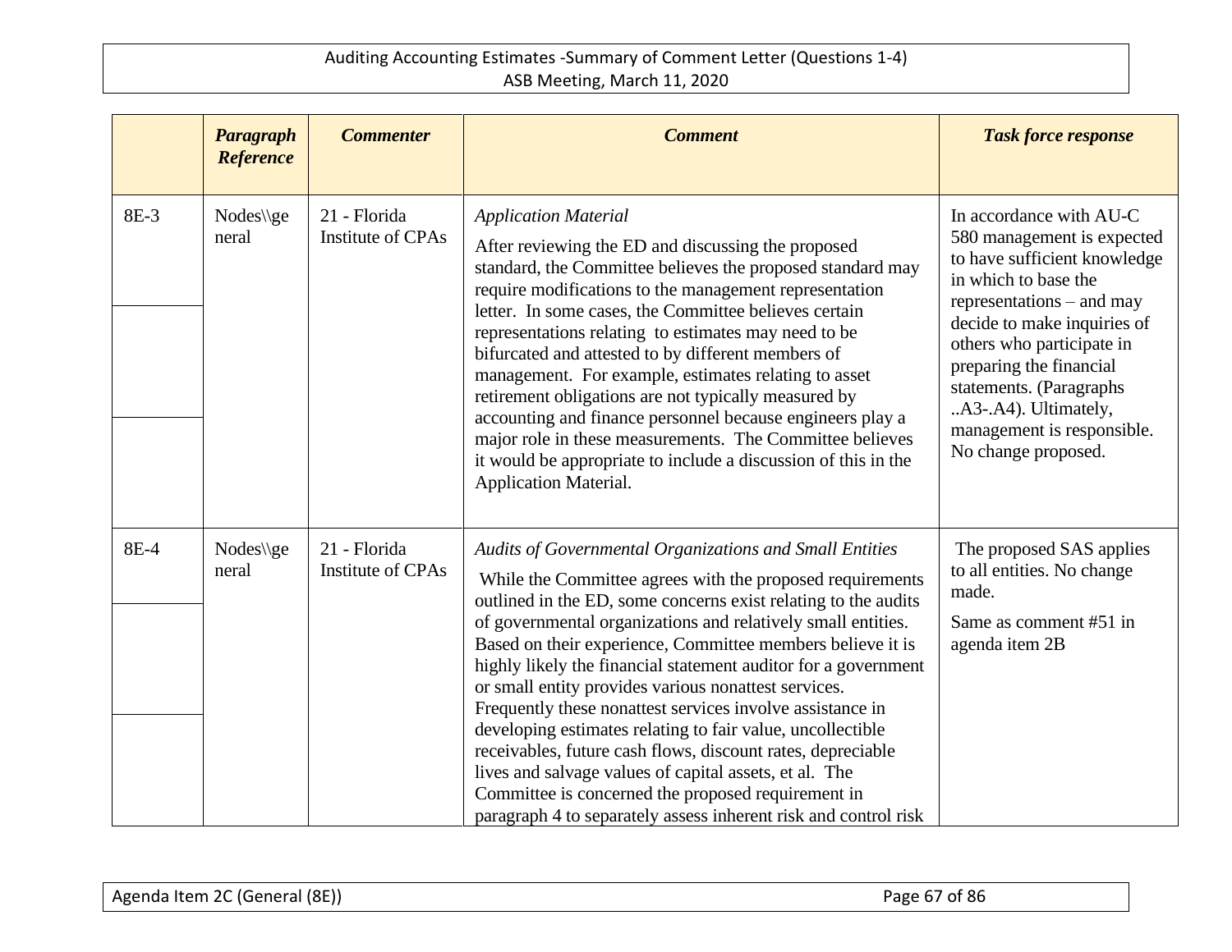| | *Paragraph Reference* | *Commenter* | *Comment* | *Task force response* |
|---|---|---|---|---|
| 8E-3 | Nodes\\general | 21 - Florida Institute of CPAs | *Application Material*<br><br>After reviewing the ED and discussing the proposed standard, the Committee believes the proposed standard may require modifications to the management representation letter. In some cases, the Committee believes certain representations relating to estimates may need to be bifurcated and attested to by different members of management. For example, estimates relating to asset retirement obligations are not typically measured by accounting and finance personnel because engineers play a major role in these measurements. The Committee believes it would be appropriate to include a discussion of this in the Application Material. | In accordance with AU-C 580 management is expected to have sufficient knowledge in which to base the representations – and may decide to make inquiries of others who participate in preparing the financial statements. (Paragraphs ..A3-.A4). Ultimately, management is responsible. No change proposed. |
| 8E-4 | Nodes\\general | 21 - Florida Institute of CPAs | *Audits of Governmental Organizations and Small Entities*<br><br>While the Committee agrees with the proposed requirements outlined in the ED, some concerns exist relating to the audits of governmental organizations and relatively small entities. Based on their experience, Committee members believe it is highly likely the financial statement auditor for a government or small entity provides various nonattest services. Frequently these nonattest services involve assistance in developing estimates relating to fair value, uncollectible receivables, future cash flows, discount rates, depreciable lives and salvage values of capital assets, et al. The Committee is concerned the proposed requirement in paragraph 4 to separately assess inherent risk and control risk | The proposed SAS applies to all entities. No change made.<br><br>Same as comment #51 in agenda item 2B |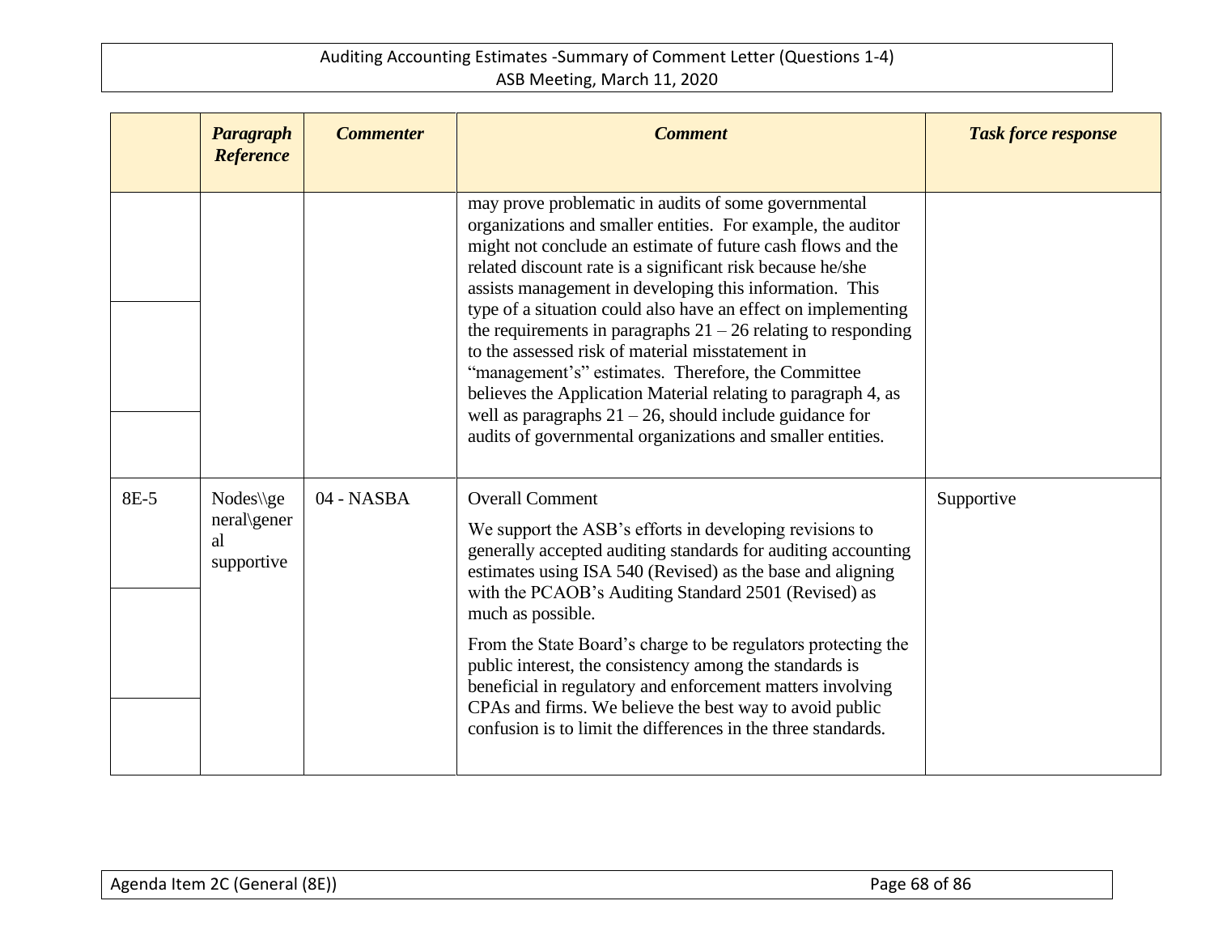| | Paragraph Reference | Commenter | Comment | Task force response |
|---|---|---|---|---|
| | | | may prove problematic in audits of some governmental organizations and smaller entities. For example, the auditor might not conclude an estimate of future cash flows and the related discount rate is a significant risk because he/she assists management in developing this information. This type of a situation could also have an effect on implementing the requirements in paragraphs 21 – 26 relating to responding to the assessed risk of material misstatement in "management's" estimates. Therefore, the Committee believes the Application Material relating to paragraph 4, as well as paragraphs 21 – 26, should include guidance for audits of governmental organizations and smaller entities. | |
| 8E-5 | Nodes\\general\general supportive | 04 - NASBA | Overall Comment<br><br>We support the ASB's efforts in developing revisions to generally accepted auditing standards for auditing accounting estimates using ISA 540 (Revised) as the base and aligning with the PCAOB's Auditing Standard 2501 (Revised) as much as possible.<br><br>From the State Board's charge to be regulators protecting the public interest, the consistency among the standards is beneficial in regulatory and enforcement matters involving CPAs and firms. We believe the best way to avoid public confusion is to limit the differences in the three standards. | Supportive |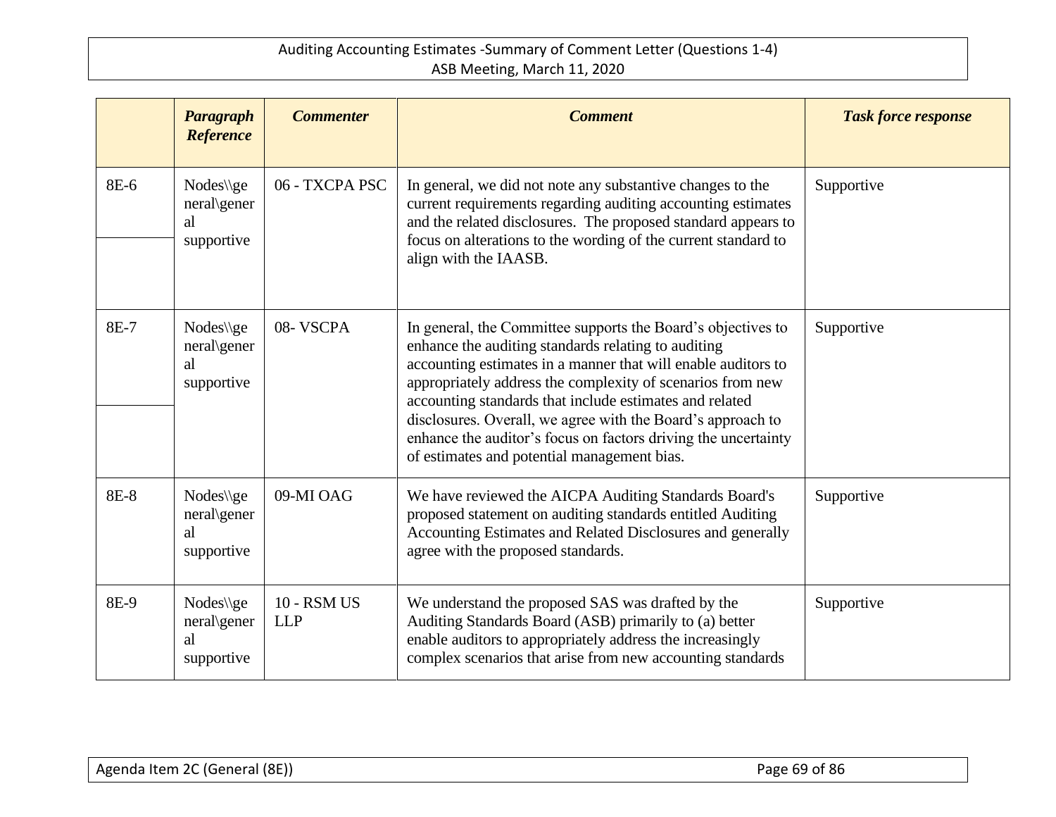| | ***Paragraph Reference*** | ***Commenter*** | ***Comment*** | ***Task force response*** |
|---|---|---|---|---|
| 8E-6 | Nodes\\general\general supportive | 06 - TXCPA PSC | In general, we did not note any substantive changes to the current requirements regarding auditing accounting estimates and the related disclosures. The proposed standard appears to focus on alterations to the wording of the current standard to align with the IAASB. | Supportive |
| 8E-7 | Nodes\\general\general supportive | 08- VSCPA | In general, the Committee supports the Board's objectives to enhance the auditing standards relating to auditing accounting estimates in a manner that will enable auditors to appropriately address the complexity of scenarios from new accounting standards that include estimates and related disclosures. Overall, we agree with the Board's approach to enhance the auditor's focus on factors driving the uncertainty of estimates and potential management bias. | Supportive |
| 8E-8 | Nodes\\general\general supportive | 09-MI OAG | We have reviewed the AICPA Auditing Standards Board's proposed statement on auditing standards entitled Auditing Accounting Estimates and Related Disclosures and generally agree with the proposed standards. | Supportive |
| 8E-9 | Nodes\\general\general supportive | 10 - RSM US LLP | We understand the proposed SAS was drafted by the Auditing Standards Board (ASB) primarily to (a) better enable auditors to appropriately address the increasingly complex scenarios that arise from new accounting standards | Supportive |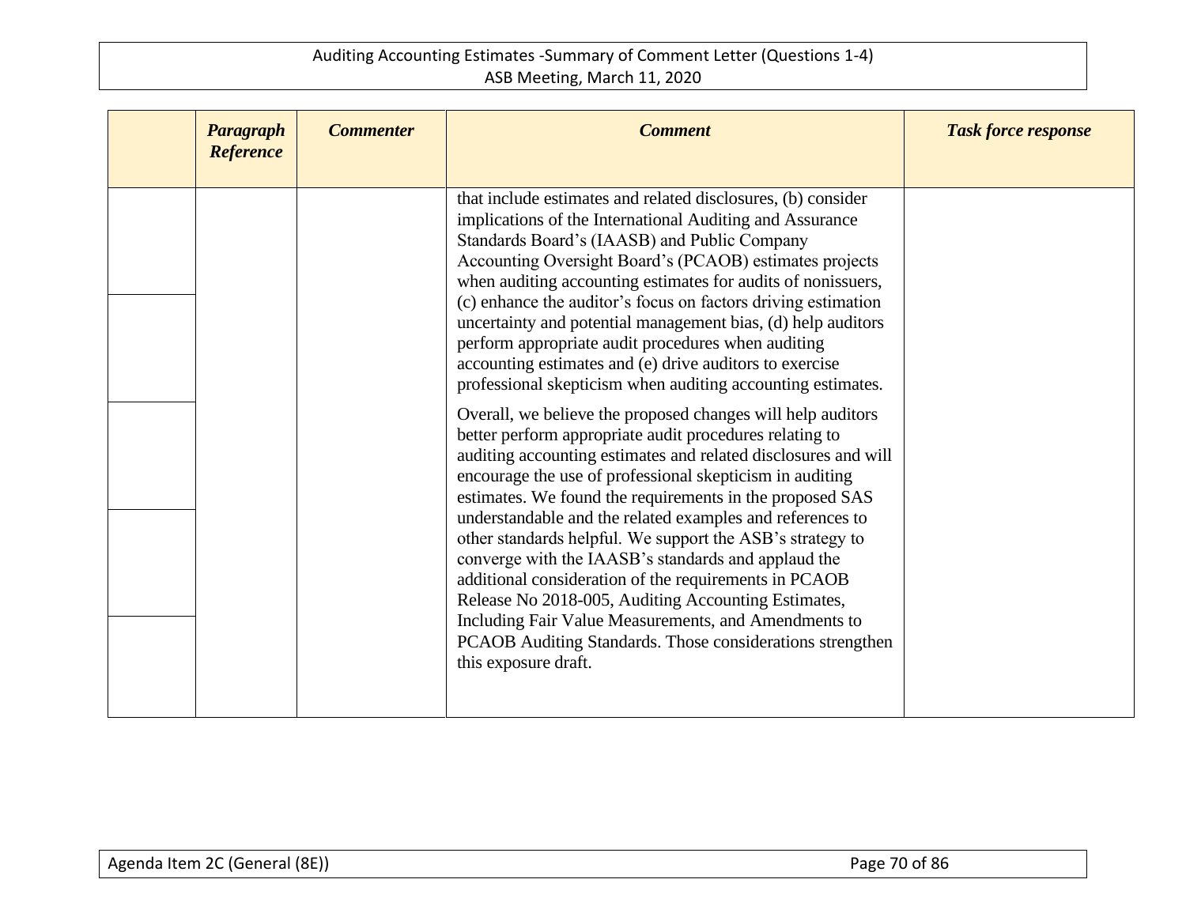| | Paragraph Reference | Commenter | Comment | Task force response |
|---|---|---|---|---|
| | | | that include estimates and related disclosures, (b) consider implications of the International Auditing and Assurance Standards Board's (IAASB) and Public Company Accounting Oversight Board's (PCAOB) estimates projects when auditing accounting estimates for audits of nonissuers, (c) enhance the auditor's focus on factors driving estimation uncertainty and potential management bias, (d) help auditors perform appropriate audit procedures when auditing accounting estimates and (e) drive auditors to exercise professional skepticism when auditing accounting estimates.<br><br>Overall, we believe the proposed changes will help auditors better perform appropriate audit procedures relating to auditing accounting estimates and related disclosures and will encourage the use of professional skepticism in auditing estimates. We found the requirements in the proposed SAS understandable and the related examples and references to other standards helpful. We support the ASB's strategy to converge with the IAASB's standards and applaud the additional consideration of the requirements in PCAOB Release No 2018-005, Auditing Accounting Estimates, Including Fair Value Measurements, and Amendments to PCAOB Auditing Standards. Those considerations strengthen this exposure draft. | |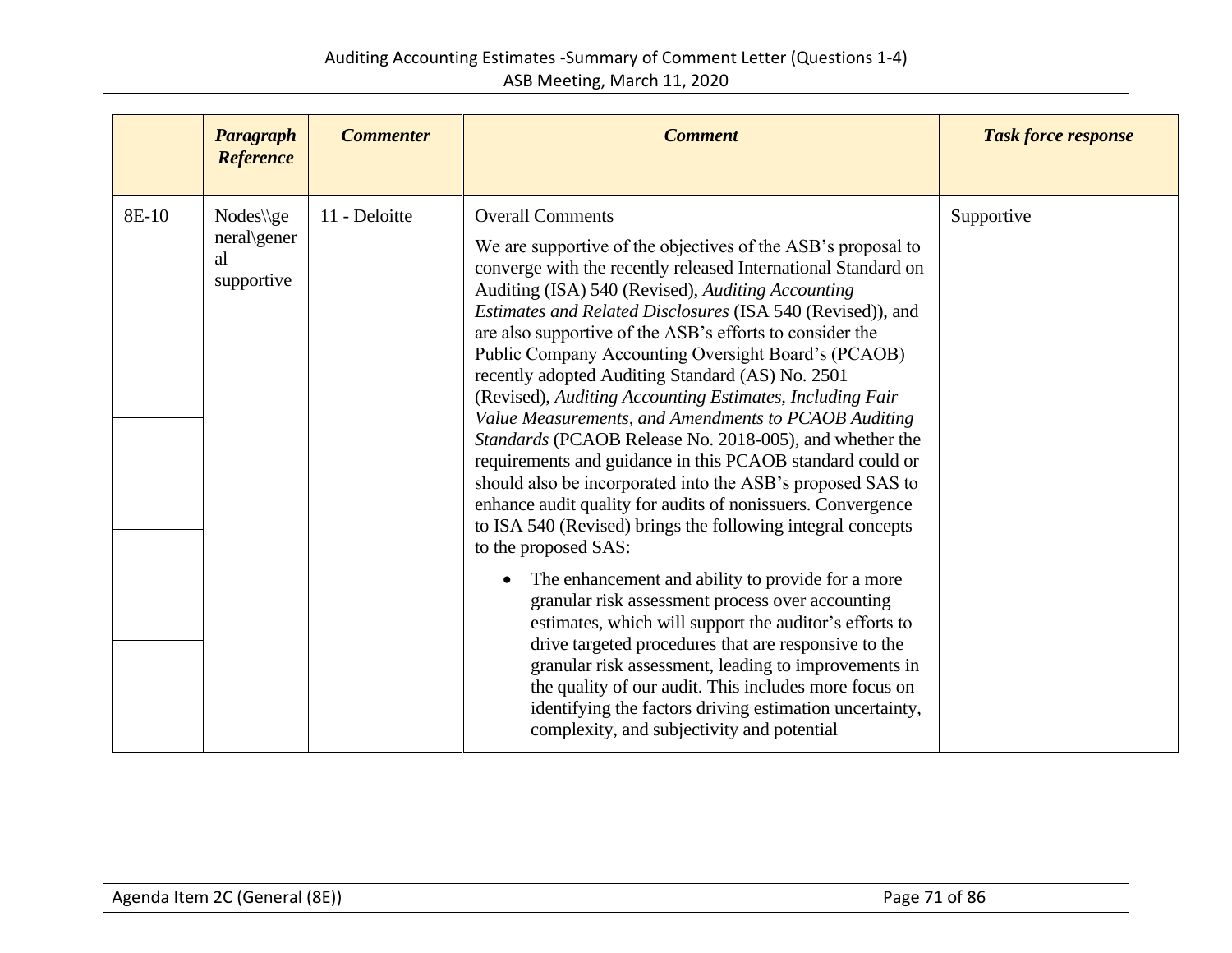| | *Paragraph Reference* | *Commenter* | *Comment* | *Task force response* |
|---|---|---|---|---|
| 8E-10 | Nodes\\general\general supportive | 11 - Deloitte | Overall Comments<br><br>We are supportive of the objectives of the ASB's proposal to converge with the recently released International Standard on Auditing (ISA) 540 (Revised), *Auditing Accounting Estimates and Related Disclosures* (ISA 540 (Revised)), and are also supportive of the ASB's efforts to consider the Public Company Accounting Oversight Board's (PCAOB) recently adopted Auditing Standard (AS) No. 2501 (Revised), *Auditing Accounting Estimates, Including Fair Value Measurements, and Amendments to PCAOB Auditing Standards* (PCAOB Release No. 2018-005), and whether the requirements and guidance in this PCAOB standard could or should also be incorporated into the ASB's proposed SAS to enhance audit quality for audits of nonissuers. Convergence to ISA 540 (Revised) brings the following integral concepts to the proposed SAS:<br><br>• The enhancement and ability to provide for a more granular risk assessment process over accounting estimates, which will support the auditor's efforts to drive targeted procedures that are responsive to the granular risk assessment, leading to improvements in the quality of our audit. This includes more focus on identifying the factors driving estimation uncertainty, complexity, and subjectivity and potential | Supportive |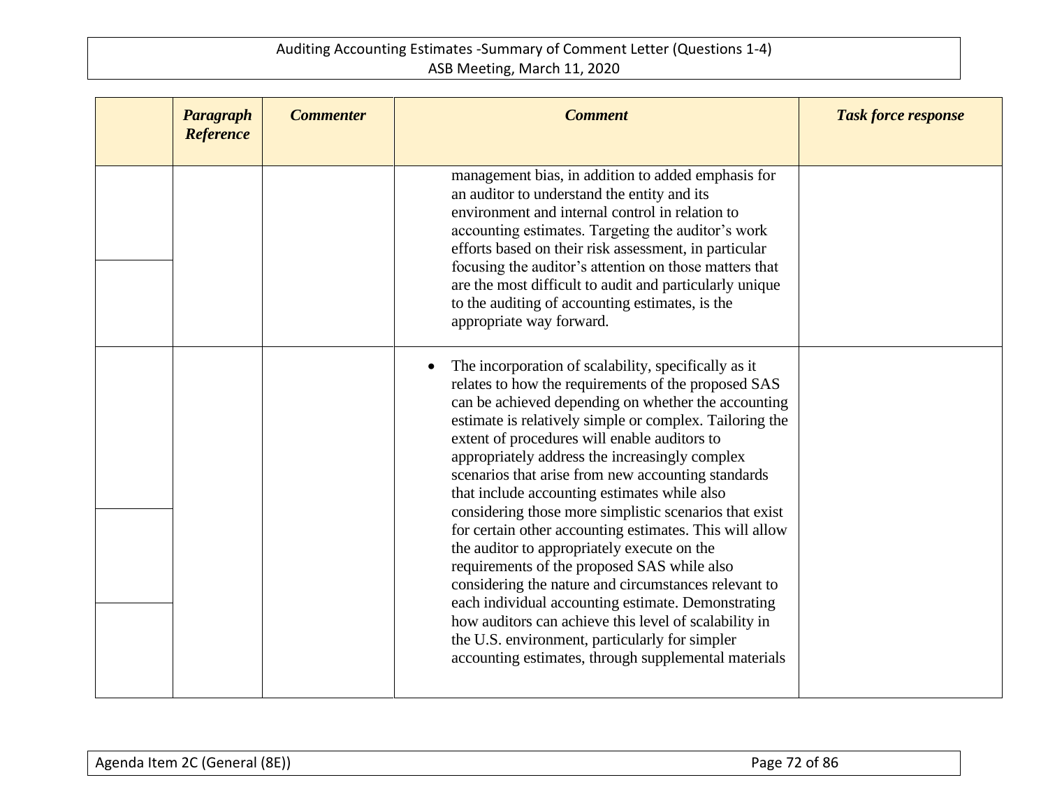|  | *Paragraph Reference* | *Commenter* | *Comment* | *Task force response* |
|---|---|---|---|---|
|  |  |  | management bias, in addition to added emphasis for an auditor to understand the entity and its environment and internal control in relation to accounting estimates. Targeting the auditor's work efforts based on their risk assessment, in particular focusing the auditor's attention on those matters that are the most difficult to audit and particularly unique to the auditing of accounting estimates, is the appropriate way forward. |  |
|  |  |  | • The incorporation of scalability, specifically as it relates to how the requirements of the proposed SAS can be achieved depending on whether the accounting estimate is relatively simple or complex. Tailoring the extent of procedures will enable auditors to appropriately address the increasingly complex scenarios that arise from new accounting standards that include accounting estimates while also considering those more simplistic scenarios that exist for certain other accounting estimates. This will allow the auditor to appropriately execute on the requirements of the proposed SAS while also considering the nature and circumstances relevant to each individual accounting estimate. Demonstrating how auditors can achieve this level of scalability in the U.S. environment, particularly for simpler accounting estimates, through supplemental materials |  |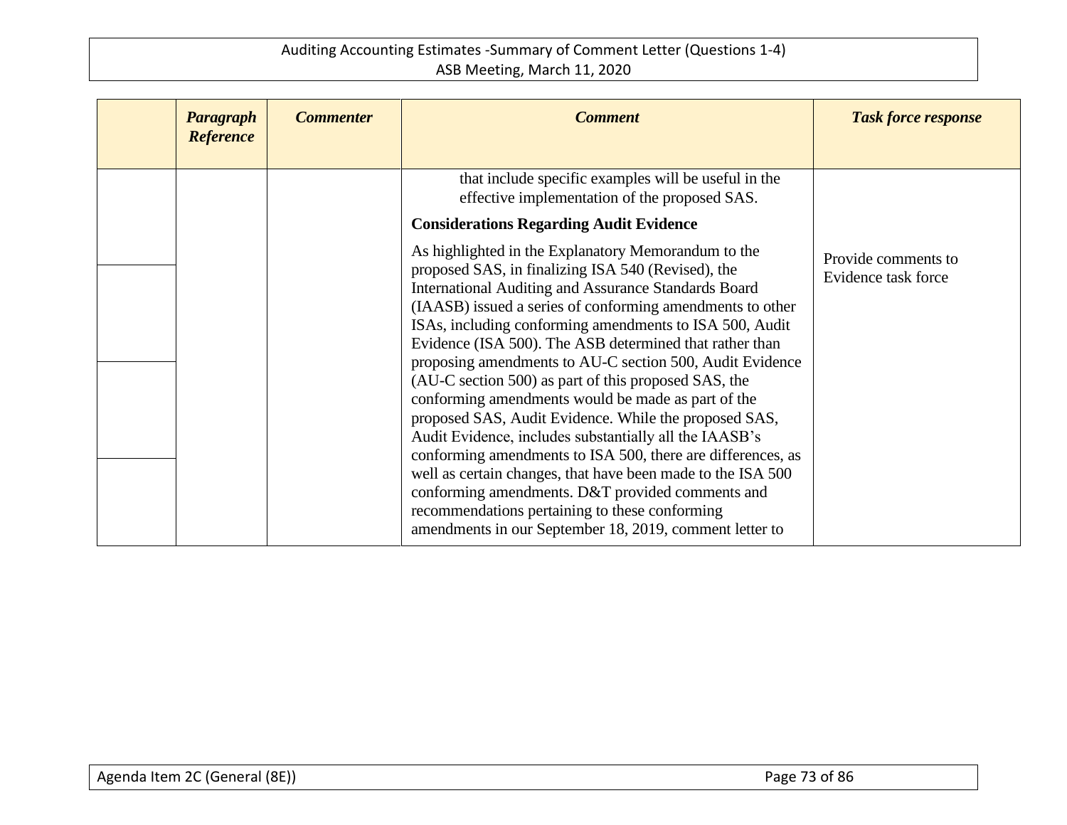|  | *Paragraph Reference* | *Commenter* | *Comment* | *Task force response* |
|---|---|---|---|---|
|  |  |  | that include specific examples will be useful in the effective implementation of the proposed SAS.<br><br>**Considerations Regarding Audit Evidence**<br><br>As highlighted in the Explanatory Memorandum to the proposed SAS, in finalizing ISA 540 (Revised), the International Auditing and Assurance Standards Board (IAASB) issued a series of conforming amendments to other ISAs, including conforming amendments to ISA 500, Audit Evidence (ISA 500). The ASB determined that rather than proposing amendments to AU-C section 500, Audit Evidence (AU-C section 500) as part of this proposed SAS, the conforming amendments would be made as part of the proposed SAS, Audit Evidence. While the proposed SAS, Audit Evidence, includes substantially all the IAASB's conforming amendments to ISA 500, there are differences, as well as certain changes, that have been made to the ISA 500 conforming amendments. D&T provided comments and recommendations pertaining to these conforming amendments in our September 18, 2019, comment letter to | Provide comments to Evidence task force |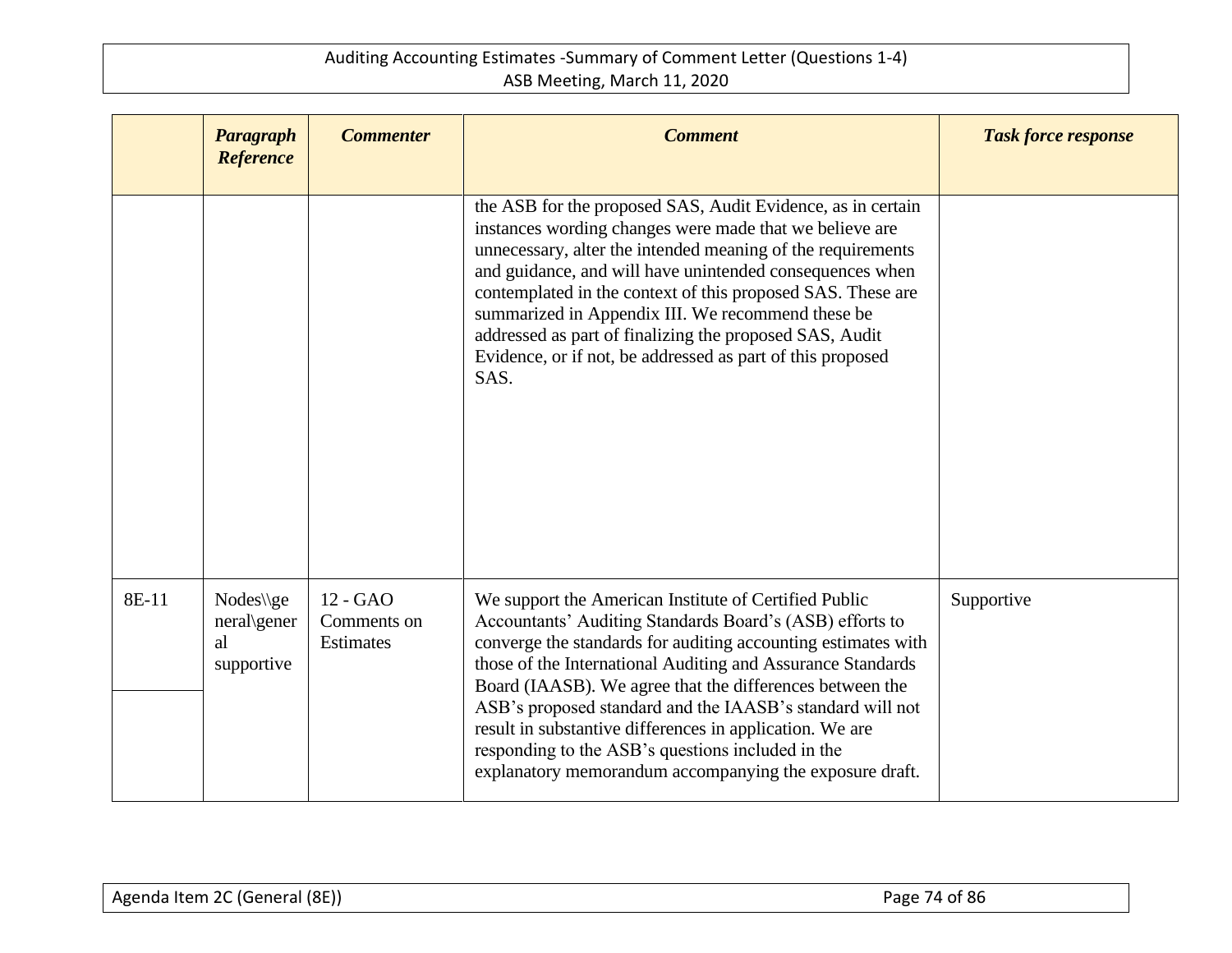| | *Paragraph Reference* | *Commenter* | *Comment* | *Task force response* |
|---|---|---|---|---|
| | | | the ASB for the proposed SAS, Audit Evidence, as in certain instances wording changes were made that we believe are unnecessary, alter the intended meaning of the requirements and guidance, and will have unintended consequences when contemplated in the context of this proposed SAS. These are summarized in Appendix III. We recommend these be addressed as part of finalizing the proposed SAS, Audit Evidence, or if not, be addressed as part of this proposed SAS. | |
| 8E-11 | Nodes\\general\general supportive | 12 - GAO Comments on Estimates | We support the American Institute of Certified Public Accountants' Auditing Standards Board's (ASB) efforts to converge the standards for auditing accounting estimates with those of the International Auditing and Assurance Standards Board (IAASB). We agree that the differences between the ASB's proposed standard and the IAASB's standard will not result in substantive differences in application. We are responding to the ASB's questions included in the explanatory memorandum accompanying the exposure draft. | Supportive |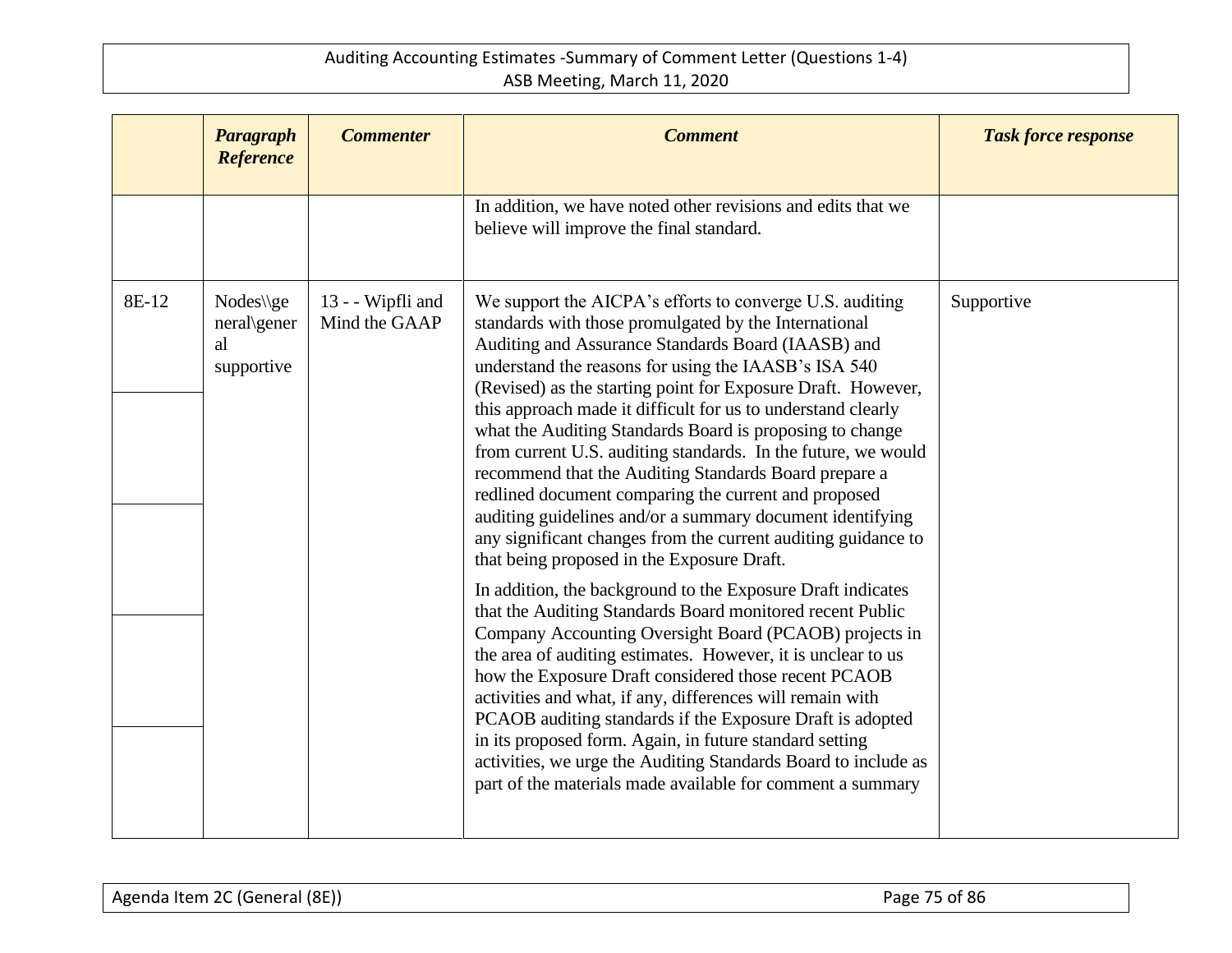| | *Paragraph Reference* | *Commenter* | *Comment* | *Task force response* |
|---|---|---|---|---|
| | | | In addition, we have noted other revisions and edits that we believe will improve the final standard. | |
| 8E-12 | Nodes\\general\general supportive | 13 - - Wipfli and Mind the GAAP | We support the AICPA's efforts to converge U.S. auditing standards with those promulgated by the International Auditing and Assurance Standards Board (IAASB) and understand the reasons for using the IAASB's ISA 540 (Revised) as the starting point for Exposure Draft. However, this approach made it difficult for us to understand clearly what the Auditing Standards Board is proposing to change from current U.S. auditing standards. In the future, we would recommend that the Auditing Standards Board prepare a redlined document comparing the current and proposed auditing guidelines and/or a summary document identifying any significant changes from the current auditing guidance to that being proposed in the Exposure Draft.<br><br>In addition, the background to the Exposure Draft indicates that the Auditing Standards Board monitored recent Public Company Accounting Oversight Board (PCAOB) projects in the area of auditing estimates. However, it is unclear to us how the Exposure Draft considered those recent PCAOB activities and what, if any, differences will remain with PCAOB auditing standards if the Exposure Draft is adopted in its proposed form. Again, in future standard setting activities, we urge the Auditing Standards Board to include as part of the materials made available for comment a summary | Supportive |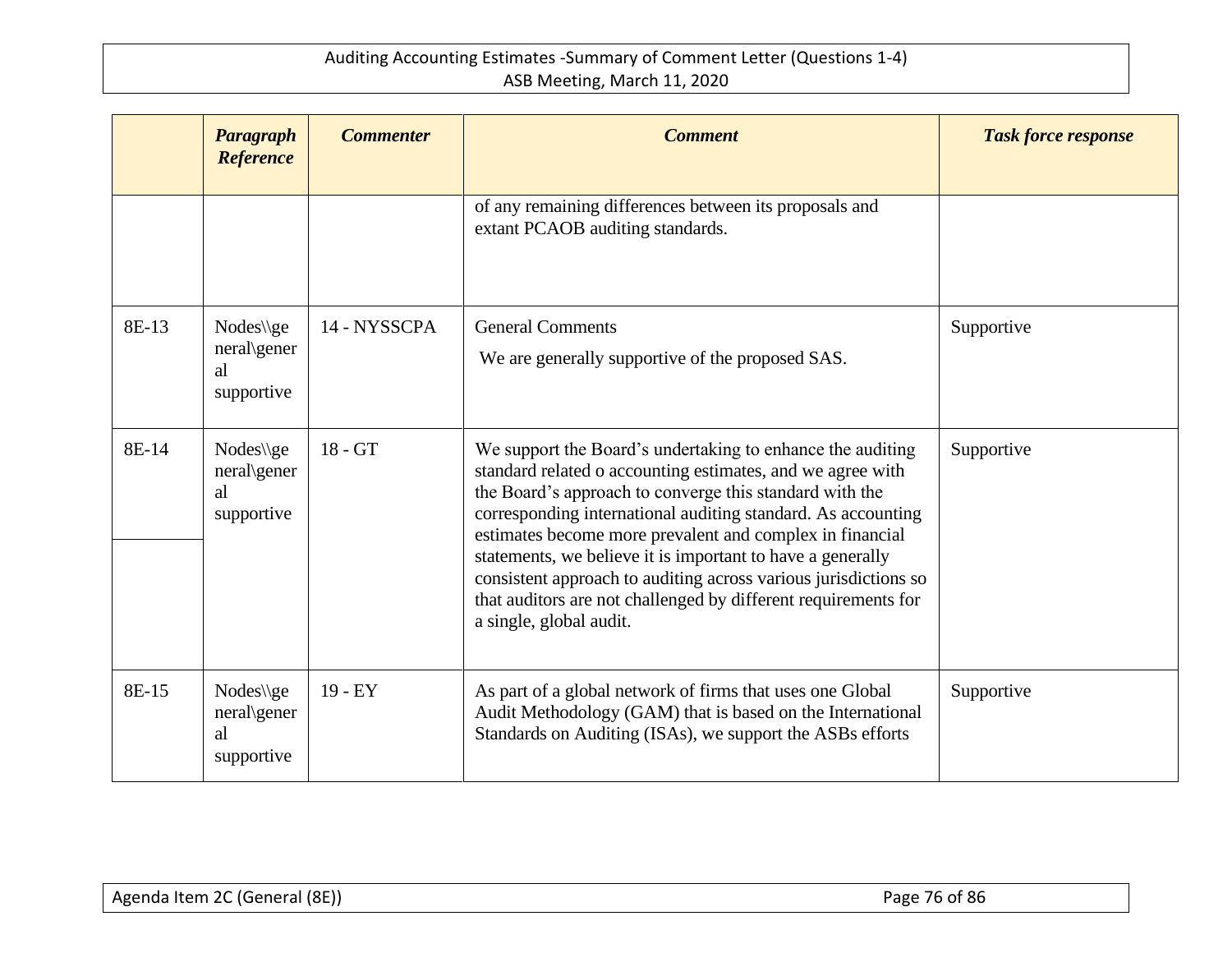| | *Paragraph Reference* | *Commenter* | *Comment* | *Task force response* |
|---|---|---|---|---|
| | | | of any remaining differences between its proposals and extant PCAOB auditing standards. | |
| 8E-13 | Nodes\\general\general supportive | 14 - NYSSCPA | General Comments<br><br>We are generally supportive of the proposed SAS. | Supportive |
| 8E-14 | Nodes\\general\general supportive | 18 - GT | We support the Board's undertaking to enhance the auditing standard related o accounting estimates, and we agree with the Board's approach to converge this standard with the corresponding international auditing standard. As accounting estimates become more prevalent and complex in financial statements, we believe it is important to have a generally consistent approach to auditing across various jurisdictions so that auditors are not challenged by different requirements for a single, global audit. | Supportive |
| 8E-15 | Nodes\\general\general supportive | 19 - EY | As part of a global network of firms that uses one Global Audit Methodology (GAM) that is based on the International Standards on Auditing (ISAs), we support the ASBs efforts | Supportive |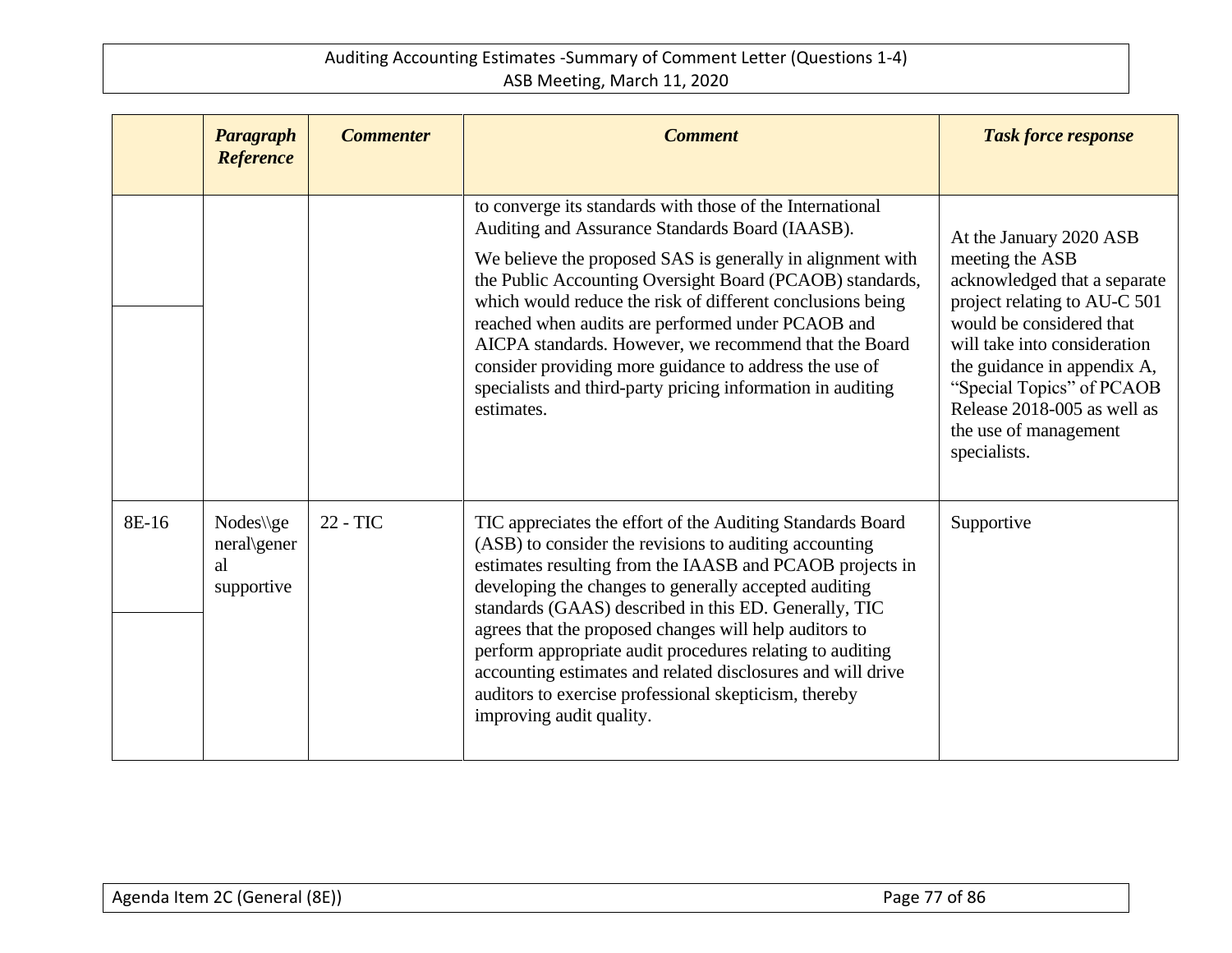|  | *Paragraph Reference* | *Commenter* | *Comment* | *Task force response* |
|---|---|---|---|---|
|  |  |  | to converge its standards with those of the International Auditing and Assurance Standards Board (IAASB). We believe the proposed SAS is generally in alignment with the Public Accounting Oversight Board (PCAOB) standards, which would reduce the risk of different conclusions being reached when audits are performed under PCAOB and AICPA standards. However, we recommend that the Board consider providing more guidance to address the use of specialists and third-party pricing information in auditing estimates. | At the January 2020 ASB meeting the ASB acknowledged that a separate project relating to AU-C 501 would be considered that will take into consideration the guidance in appendix A, "Special Topics" of PCAOB Release 2018-005 as well as the use of management specialists. |
| 8E-16 | Nodes\\general\general supportive | 22 - TIC | TIC appreciates the effort of the Auditing Standards Board (ASB) to consider the revisions to auditing accounting estimates resulting from the IAASB and PCAOB projects in developing the changes to generally accepted auditing standards (GAAS) described in this ED. Generally, TIC agrees that the proposed changes will help auditors to perform appropriate audit procedures relating to auditing accounting estimates and related disclosures and will drive auditors to exercise professional skepticism, thereby improving audit quality. | Supportive |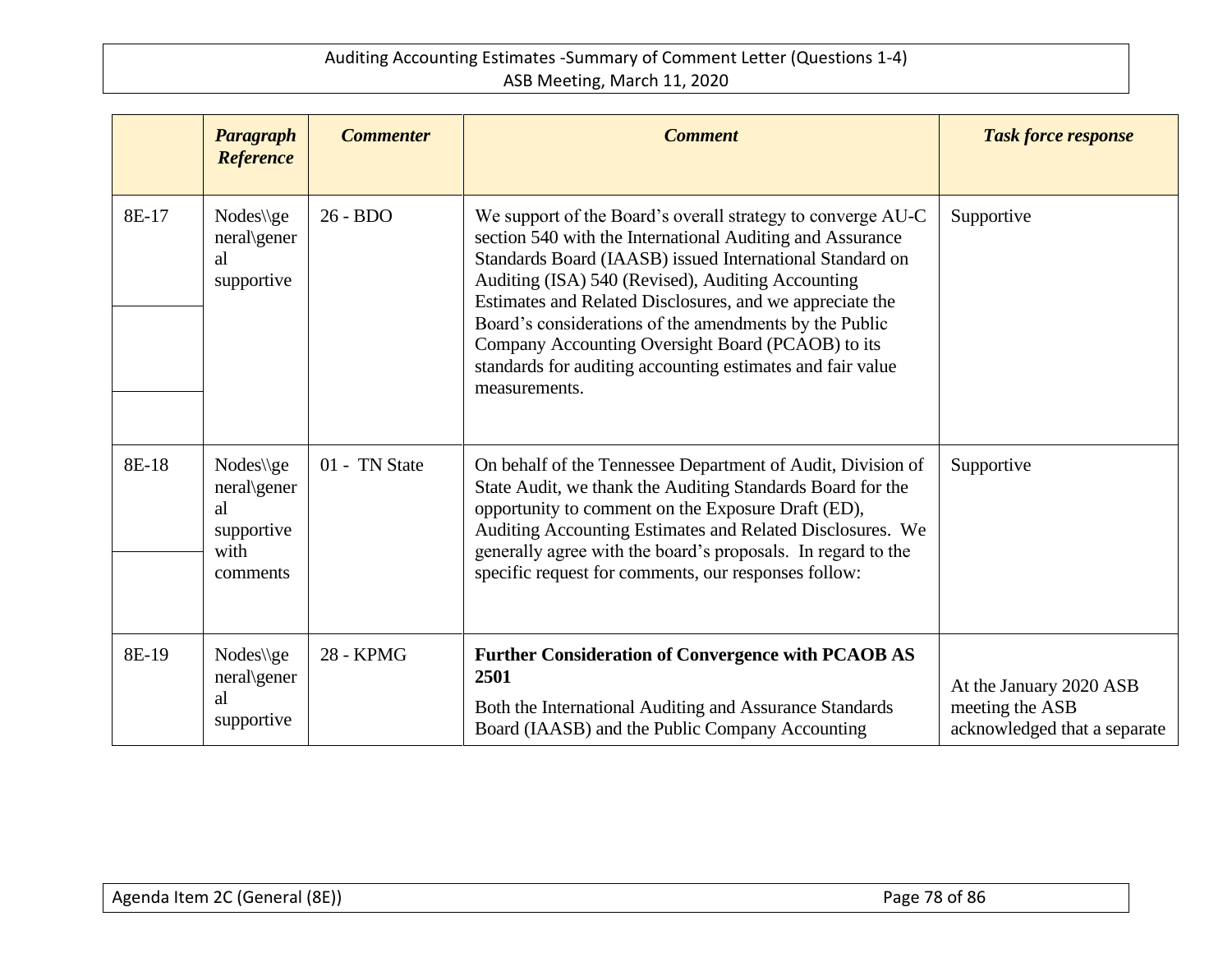| | Paragraph Reference | Commenter | Comment | Task force response |
|---|---|---|---|---|
| 8E-17 | Nodes\\general\general supportive | 26 - BDO | We support of the Board's overall strategy to converge AU-C section 540 with the International Auditing and Assurance Standards Board (IAASB) issued International Standard on Auditing (ISA) 540 (Revised), Auditing Accounting Estimates and Related Disclosures, and we appreciate the Board's considerations of the amendments by the Public Company Accounting Oversight Board (PCAOB) to its standards for auditing accounting estimates and fair value measurements. | Supportive |
| 8E-18 | Nodes\\general\general supportive with comments | 01 - TN State | On behalf of the Tennessee Department of Audit, Division of State Audit, we thank the Auditing Standards Board for the opportunity to comment on the Exposure Draft (ED), Auditing Accounting Estimates and Related Disclosures. We generally agree with the board's proposals. In regard to the specific request for comments, our responses follow: | Supportive |
| 8E-19 | Nodes\\general\general supportive | 28 - KPMG | **Further Consideration of Convergence with PCAOB AS 2501**<br><br>Both the International Auditing and Assurance Standards Board (IAASB) and the Public Company Accounting | At the January 2020 ASB meeting the ASB acknowledged that a separate |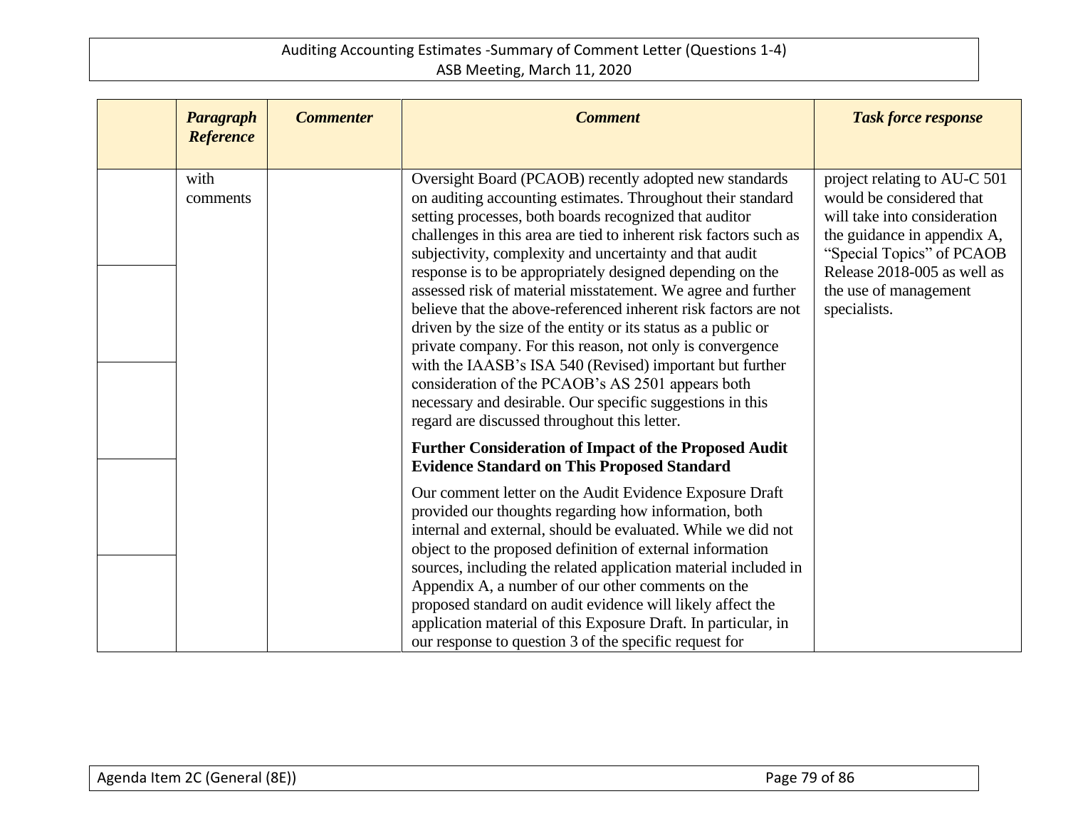| | *Paragraph Reference* | *Commenter* | *Comment* | *Task force response* |
|---|---|---|---|---|
| | with comments | | Oversight Board (PCAOB) recently adopted new standards on auditing accounting estimates. Throughout their standard setting processes, both boards recognized that auditor challenges in this area are tied to inherent risk factors such as subjectivity, complexity and uncertainty and that audit response is to be appropriately designed depending on the assessed risk of material misstatement. We agree and further believe that the above-referenced inherent risk factors are not driven by the size of the entity or its status as a public or private company. For this reason, not only is convergence with the IAASB's ISA 540 (Revised) important but further consideration of the PCAOB's AS 2501 appears both necessary and desirable. Our specific suggestions in this regard are discussed throughout this letter.<br><br>**Further Consideration of Impact of the Proposed Audit Evidence Standard on This Proposed Standard**<br><br>Our comment letter on the Audit Evidence Exposure Draft provided our thoughts regarding how information, both internal and external, should be evaluated. While we did not object to the proposed definition of external information sources, including the related application material included in Appendix A, a number of our other comments on the proposed standard on audit evidence will likely affect the application material of this Exposure Draft. In particular, in our response to question 3 of the specific request for | project relating to AU-C 501 would be considered that will take into consideration the guidance in appendix A, "Special Topics" of PCAOB Release 2018-005 as well as the use of management specialists. |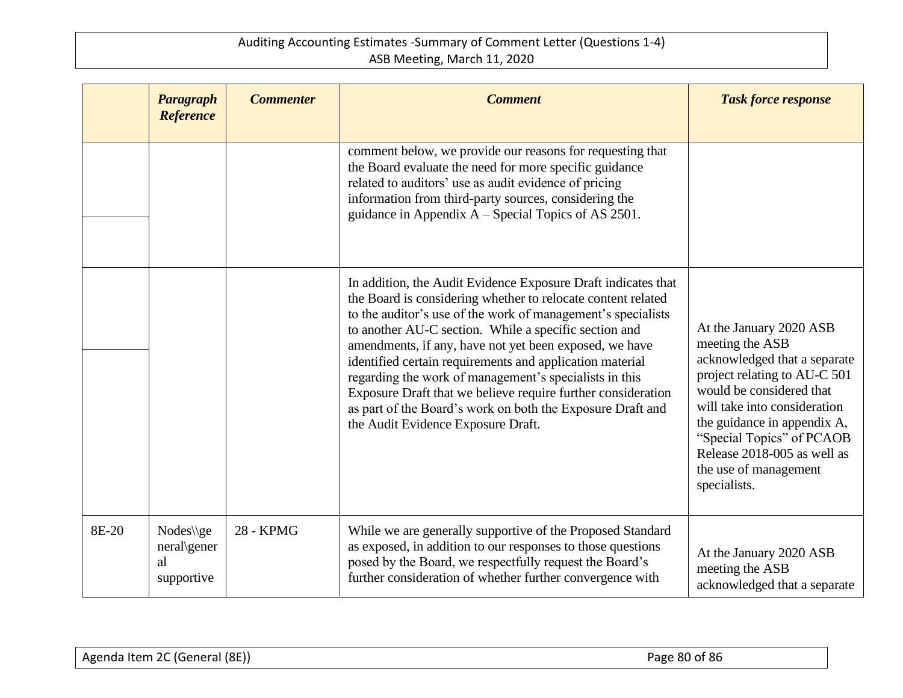| | *Paragraph Reference* | *Commenter* | *Comment* | *Task force response* |
|---|---|---|---|---|
| | | | comment below, we provide our reasons for requesting that the Board evaluate the need for more specific guidance related to auditors' use as audit evidence of pricing information from third-party sources, considering the guidance in Appendix A – Special Topics of AS 2501. | |
| | | | In addition, the Audit Evidence Exposure Draft indicates that the Board is considering whether to relocate content related to the auditor's use of the work of management's specialists to another AU-C section. While a specific section and amendments, if any, have not yet been exposed, we have identified certain requirements and application material regarding the work of management's specialists in this Exposure Draft that we believe require further consideration as part of the Board's work on both the Exposure Draft and the Audit Evidence Exposure Draft. | At the January 2020 ASB meeting the ASB acknowledged that a separate project relating to AU-C 501 would be considered that will take into consideration the guidance in appendix A, "Special Topics" of PCAOB Release 2018-005 as well as the use of management specialists. |
| 8E-20 | Nodes\\general\general supportive | 28 - KPMG | While we are generally supportive of the Proposed Standard as exposed, in addition to our responses to those questions posed by the Board, we respectfully request the Board's further consideration of whether further convergence with | At the January 2020 ASB meeting the ASB acknowledged that a separate |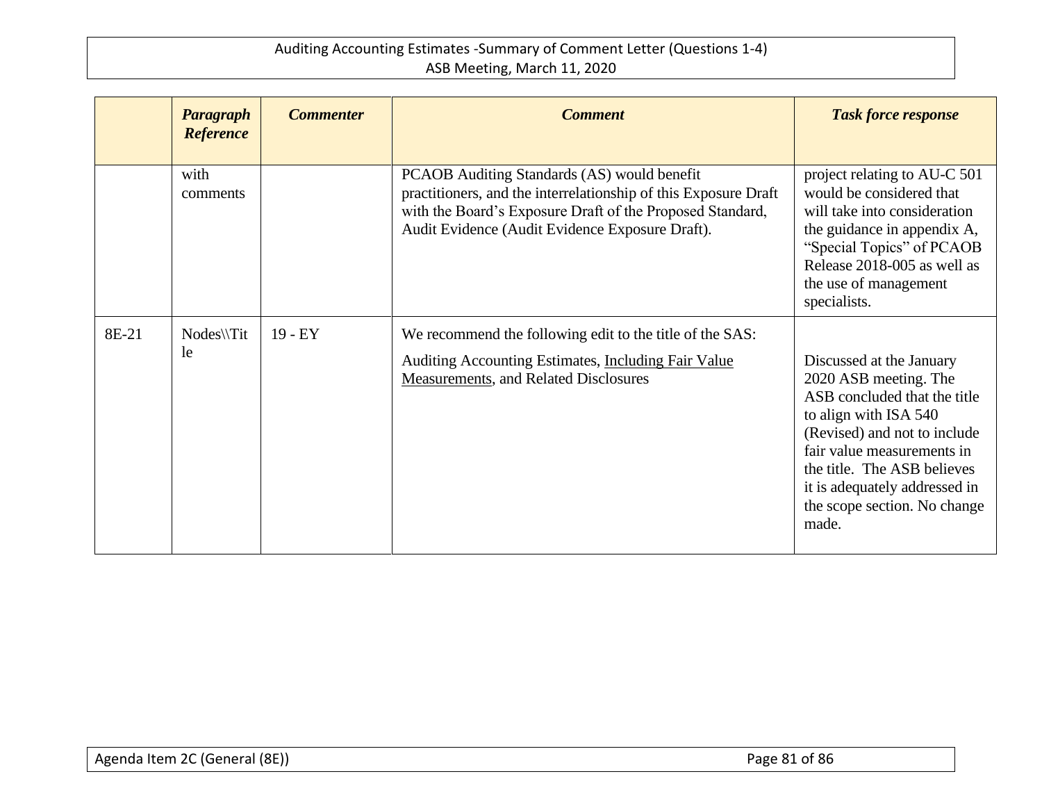| | *Paragraph Reference* | *Commenter* | *Comment* | *Task force response* |
|---|---|---|---|---|
| | with comments | | PCAOB Auditing Standards (AS) would benefit practitioners, and the interrelationship of this Exposure Draft with the Board's Exposure Draft of the Proposed Standard, Audit Evidence (Audit Evidence Exposure Draft). | project relating to AU-C 501 would be considered that will take into consideration the guidance in appendix A, "Special Topics" of PCAOB Release 2018-005 as well as the use of management specialists. |
| 8E-21 | Nodes\\Title | 19 - EY | We recommend the following edit to the title of the SAS:<br><br>Auditing Accounting Estimates, <u>Including Fair Value Measurements</u>, and Related Disclosures | Discussed at the January 2020 ASB meeting. The ASB concluded that the title to align with ISA 540 (Revised) and not to include fair value measurements in the title. The ASB believes it is adequately addressed in the scope section. No change made. |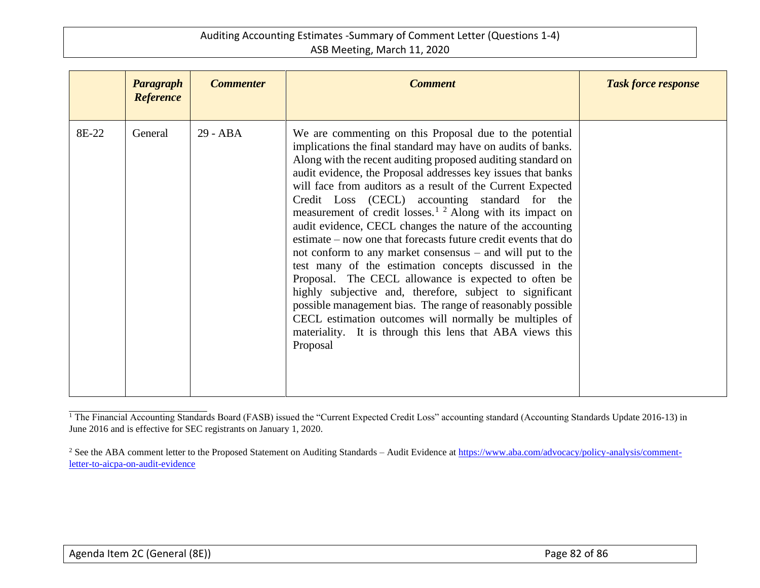| | *Paragraph Reference* | *Commenter* | *Comment* | *Task force response* |
|---|---|---|---|---|
| 8E-22 | General | 29 - ABA | We are commenting on this Proposal due to the potential implications the final standard may have on audits of banks. Along with the recent auditing proposed auditing standard on audit evidence, the Proposal addresses key issues that banks will face from auditors as a result of the Current Expected Credit Loss (CECL) accounting standard for the measurement of credit losses.[1] [2] Along with its impact on audit evidence, CECL changes the nature of the accounting estimate – now one that forecasts future credit events that do not conform to any market consensus – and will put to the test many of the estimation concepts discussed in the Proposal. The CECL allowance is expected to often be highly subjective and, therefore, subject to significant possible management bias. The range of reasonably possible CECL estimation outcomes will normally be multiples of materiality. It is through this lens that ABA views this Proposal | |

[1] The Financial Accounting Standards Board (FASB) issued the "Current Expected Credit Loss" accounting standard (Accounting Standards Update 2016-13) in June 2016 and is effective for SEC registrants on January 1, 2020.

[2] See the ABA comment letter to the Proposed Statement on Auditing Standards – Audit Evidence at https://www.aba.com/advocacy/policy-analysis/comment-letter-to-aicpa-on-audit-evidence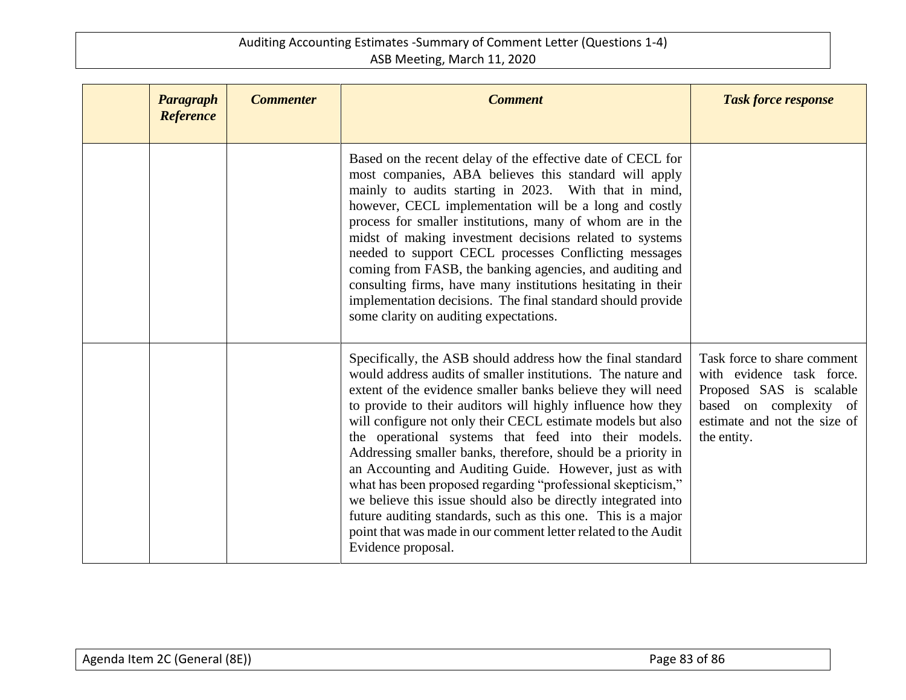| | *Paragraph Reference* | *Commenter* | *Comment* | *Task force response* |
|---|---|---|---|---|
| | | | Based on the recent delay of the effective date of CECL for most companies, ABA believes this standard will apply mainly to audits starting in 2023. With that in mind, however, CECL implementation will be a long and costly process for smaller institutions, many of whom are in the midst of making investment decisions related to systems needed to support CECL processes Conflicting messages coming from FASB, the banking agencies, and auditing and consulting firms, have many institutions hesitating in their implementation decisions. The final standard should provide some clarity on auditing expectations. | |
| | | | Specifically, the ASB should address how the final standard would address audits of smaller institutions. The nature and extent of the evidence smaller banks believe they will need to provide to their auditors will highly influence how they will configure not only their CECL estimate models but also the operational systems that feed into their models. Addressing smaller banks, therefore, should be a priority in an Accounting and Auditing Guide. However, just as with what has been proposed regarding "professional skepticism," we believe this issue should also be directly integrated into future auditing standards, such as this one. This is a major point that was made in our comment letter related to the Audit Evidence proposal. | Task force to share comment with evidence task force. Proposed SAS is scalable based on complexity of estimate and not the size of the entity. |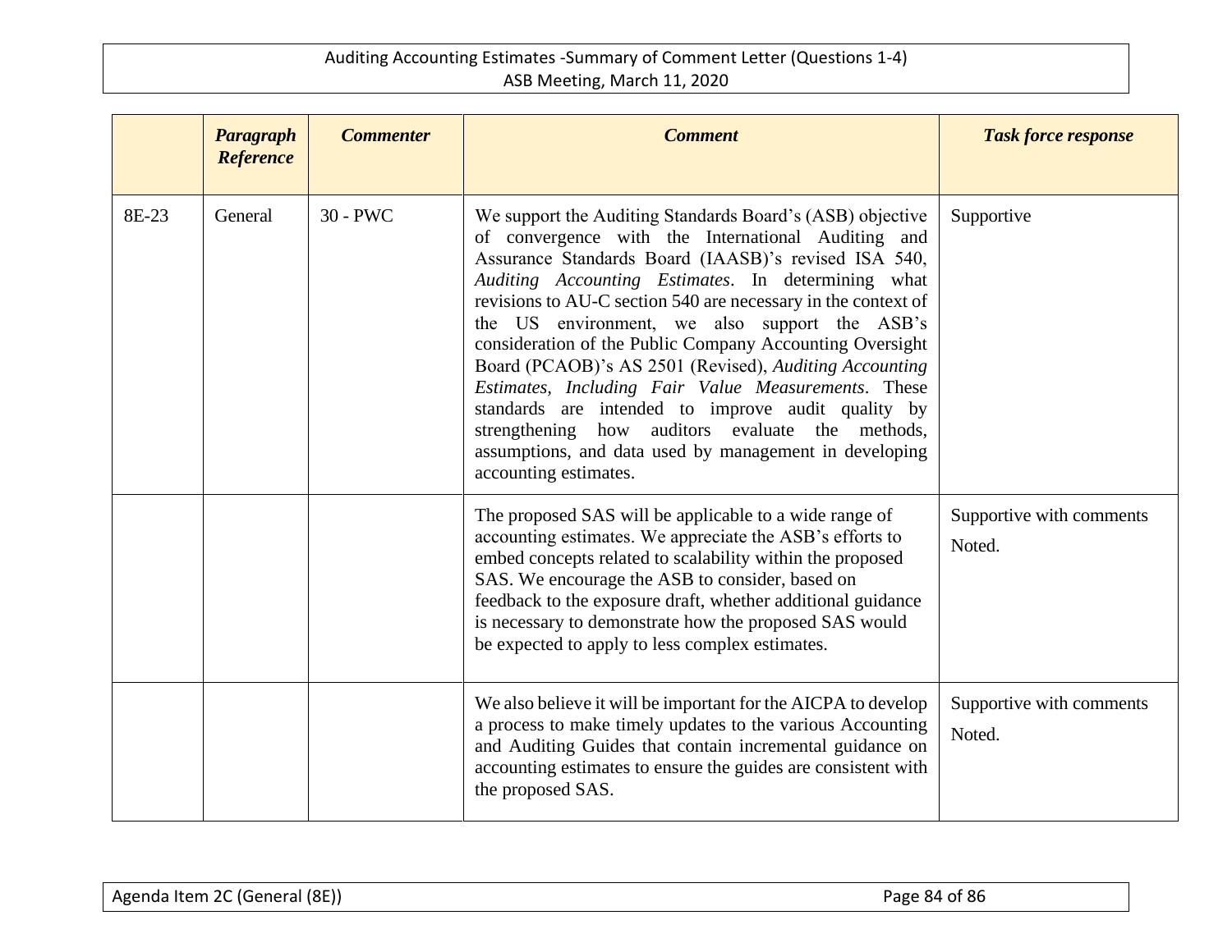| | *Paragraph Reference* | *Commenter* | *Comment* | *Task force response* |
|---|---|---|---|---|
| 8E-23 | General | 30 - PWC | We support the Auditing Standards Board's (ASB) objective of convergence with the International Auditing and Assurance Standards Board (IAASB)'s revised ISA 540, *Auditing Accounting Estimates*. In determining what revisions to AU-C section 540 are necessary in the context of the US environment, we also support the ASB's consideration of the Public Company Accounting Oversight Board (PCAOB)'s AS 2501 (Revised), *Auditing Accounting Estimates, Including Fair Value Measurements*. These standards are intended to improve audit quality by strengthening how auditors evaluate the methods, assumptions, and data used by management in developing accounting estimates. | Supportive |
| | | | The proposed SAS will be applicable to a wide range of accounting estimates. We appreciate the ASB's efforts to embed concepts related to scalability within the proposed SAS. We encourage the ASB to consider, based on feedback to the exposure draft, whether additional guidance is necessary to demonstrate how the proposed SAS would be expected to apply to less complex estimates. | Supportive with comments<br><br>Noted. |
| | | | We also believe it will be important for the AICPA to develop a process to make timely updates to the various Accounting and Auditing Guides that contain incremental guidance on accounting estimates to ensure the guides are consistent with the proposed SAS. | Supportive with comments<br><br>Noted. |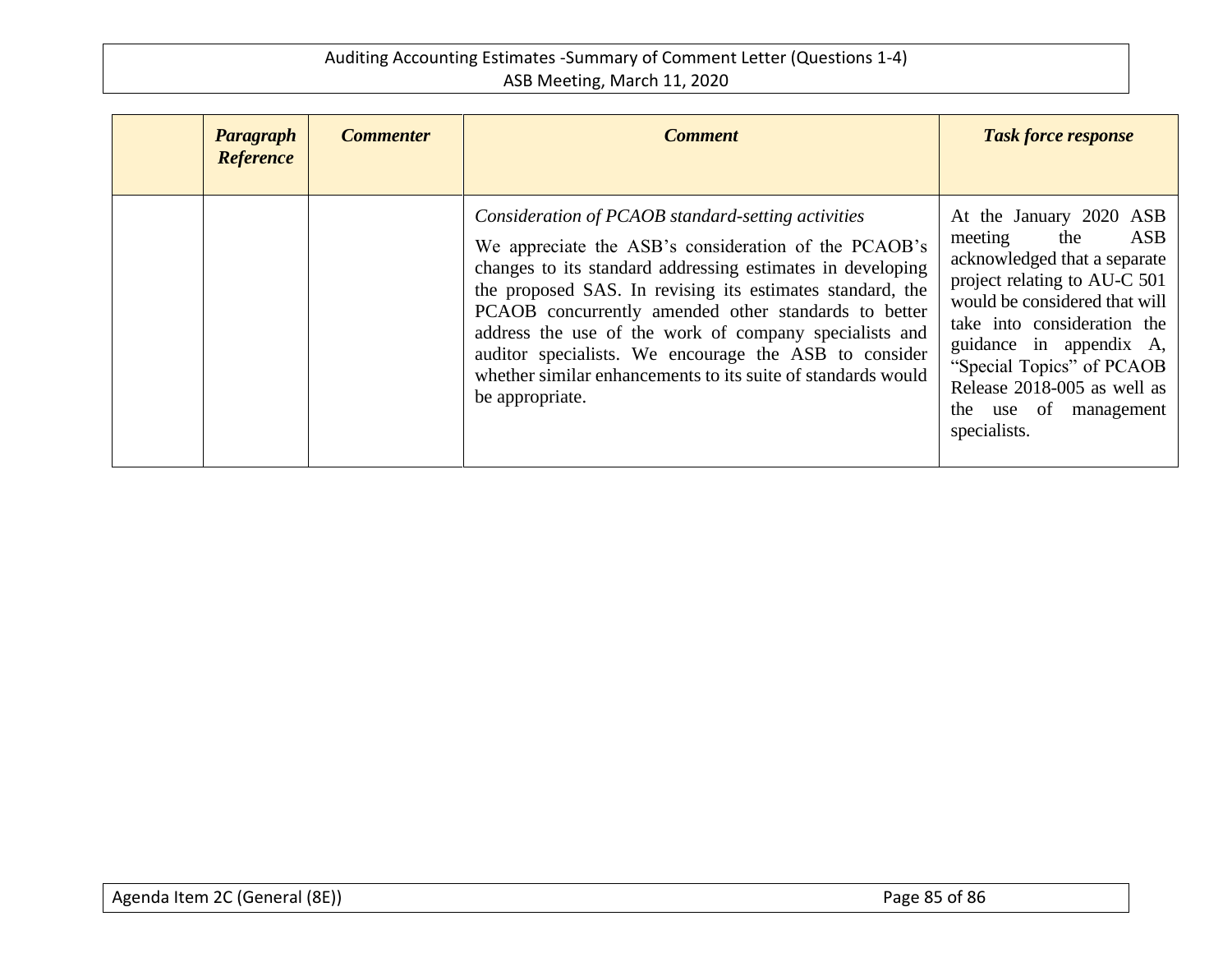| | *Paragraph Reference* | *Commenter* | *Comment* | *Task force response* |
|---|---|---|---|---|
| | | | *Consideration of PCAOB standard-setting activities*<br><br>We appreciate the ASB's consideration of the PCAOB's changes to its standard addressing estimates in developing the proposed SAS. In revising its estimates standard, the PCAOB concurrently amended other standards to better address the use of the work of company specialists and auditor specialists. We encourage the ASB to consider whether similar enhancements to its suite of standards would be appropriate. | At the January 2020 ASB meeting the ASB acknowledged that a separate project relating to AU-C 501 would be considered that will take into consideration the guidance in appendix A, "Special Topics" of PCAOB Release 2018-005 as well as the use of management specialists. |